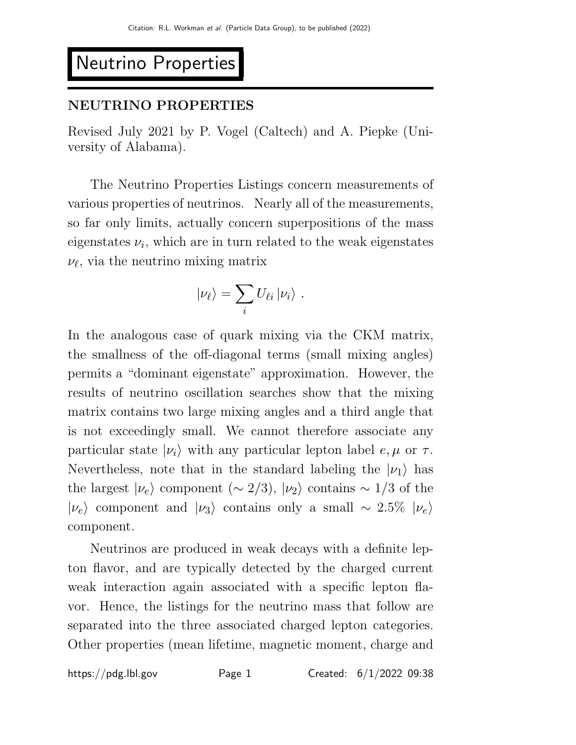# Neutrino Properties

## NEUTRINO PROPERTIES

Revised July 2021 by P. Vogel (Caltech) and A. Piepke (University of Alabama).

The Neutrino Properties Listings concern measurements of various properties of neutrinos. Nearly all of the measurements, so far only limits, actually concern superpositions of the mass eigenstates $\nu_i$, which are in turn related to the weak eigenstates $\nu_\ell$, via the neutrino mixing matrix

$$|\nu_\ell\rangle = \sum_i U_{\ell i} \, |\nu_i\rangle \ .$$

In the analogous case of quark mixing via the CKM matrix, the smallness of the off-diagonal terms (small mixing angles) permits a "dominant eigenstate" approximation. However, the results of neutrino oscillation searches show that the mixing matrix contains two large mixing angles and a third angle that is not exceedingly small. We cannot therefore associate any particular state $|\nu_i\rangle$ with any particular lepton label $e, \mu$ or $\tau$. Nevertheless, note that in the standard labeling the $|\nu_1\rangle$ has the largest $|\nu_e\rangle$ component ($\sim 2/3$), $|\nu_2\rangle$ contains $\sim 1/3$ of the $|\nu_e\rangle$ component and $|\nu_3\rangle$ contains only a small $\sim 2.5\%$ $|\nu_e\rangle$ component.

Neutrinos are produced in weak decays with a definite lepton flavor, and are typically detected by the charged current weak interaction again associated with a specific lepton flavor. Hence, the listings for the neutrino mass that follow are separated into the three associated charged lepton categories. Other properties (mean lifetime, magnetic moment, charge and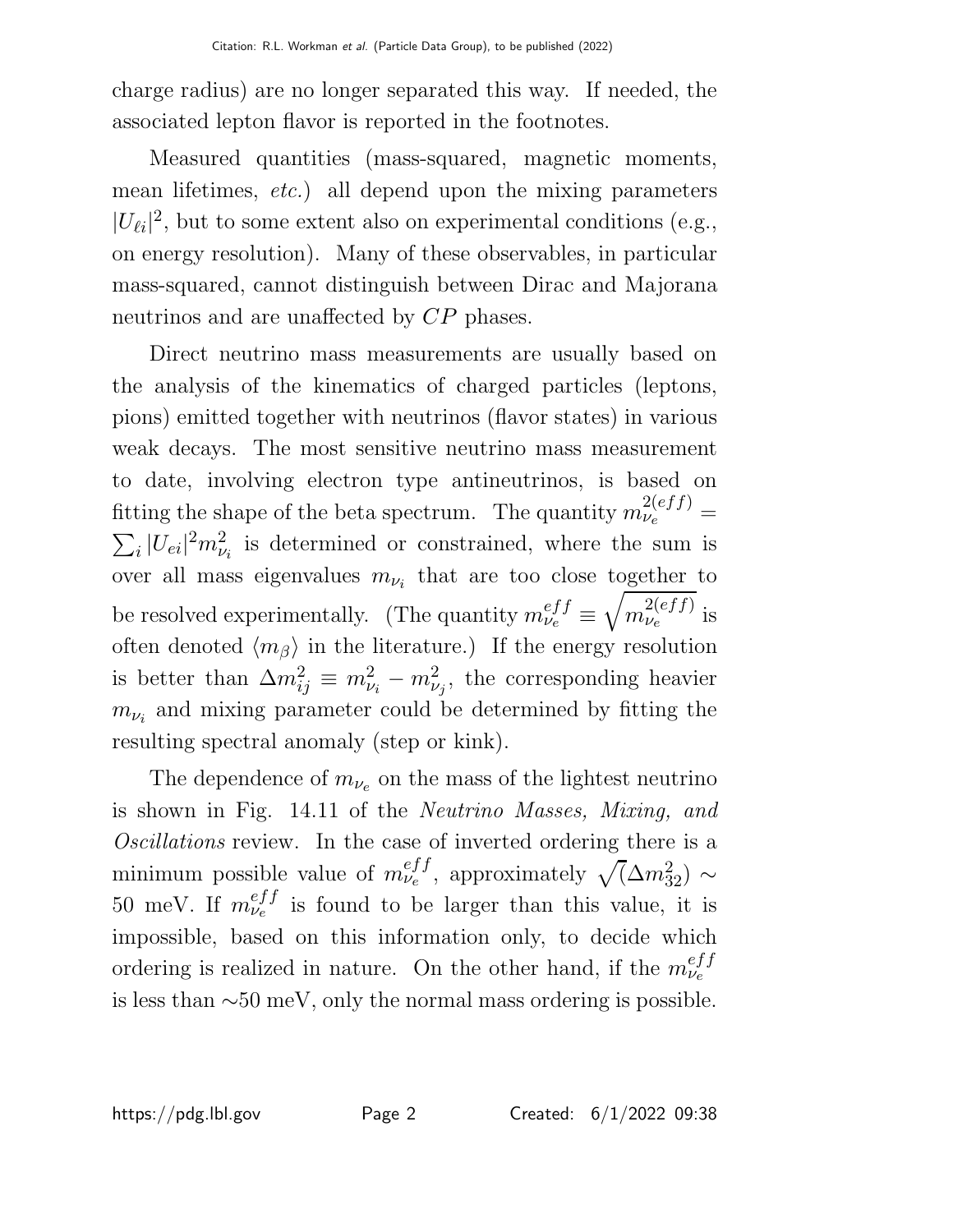charge radius) are no longer separated this way. If needed, the associated lepton flavor is reported in the footnotes.

Measured quantities (mass-squared, magnetic moments, mean lifetimes, *etc.*) all depend upon the mixing parameters $|U_{\ell i}|^2$, but to some extent also on experimental conditions (e.g., on energy resolution). Many of these observables, in particular mass-squared, cannot distinguish between Dirac and Majorana neutrinos and are unaffected by $CP$ phases.

Direct neutrino mass measurements are usually based on the analysis of the kinematics of charged particles (leptons, pions) emitted together with neutrinos (flavor states) in various weak decays. The most sensitive neutrino mass measurement to date, involving electron type antineutrinos, is based on fitting the shape of the beta spectrum. The quantity $m_{\nu_e}^{2(eff)} = \sum_i |U_{ei}|^2 m_{\nu_i}^2$ is determined or constrained, where the sum is over all mass eigenvalues $m_{\nu_i}$ that are too close together to be resolved experimentally. (The quantity $m_{\nu_e}^{eff} \equiv \sqrt{m_{\nu_e}^{2(eff)}}$ is often denoted $\langle m_\beta \rangle$ in the literature.) If the energy resolution is better than $\Delta m_{ij}^2 \equiv m_{\nu_i}^2 - m_{\nu_j}^2$, the corresponding heavier $m_{\nu_i}$ and mixing parameter could be determined by fitting the resulting spectral anomaly (step or kink).

The dependence of $m_{\nu_e}$ on the mass of the lightest neutrino is shown in Fig. 14.11 of the *Neutrino Masses, Mixing, and Oscillations* review. In the case of inverted ordering there is a minimum possible value of $m_{\nu_e}^{eff}$, approximately $\sqrt{(}\Delta m_{32}^2) \sim$ 50 meV. If $m_{\nu_e}^{eff}$ is found to be larger than this value, it is impossible, based on this information only, to decide which ordering is realized in nature. On the other hand, if the $m_{\nu_e}^{eff}$ is less than $\sim$50 meV, only the normal mass ordering is possible.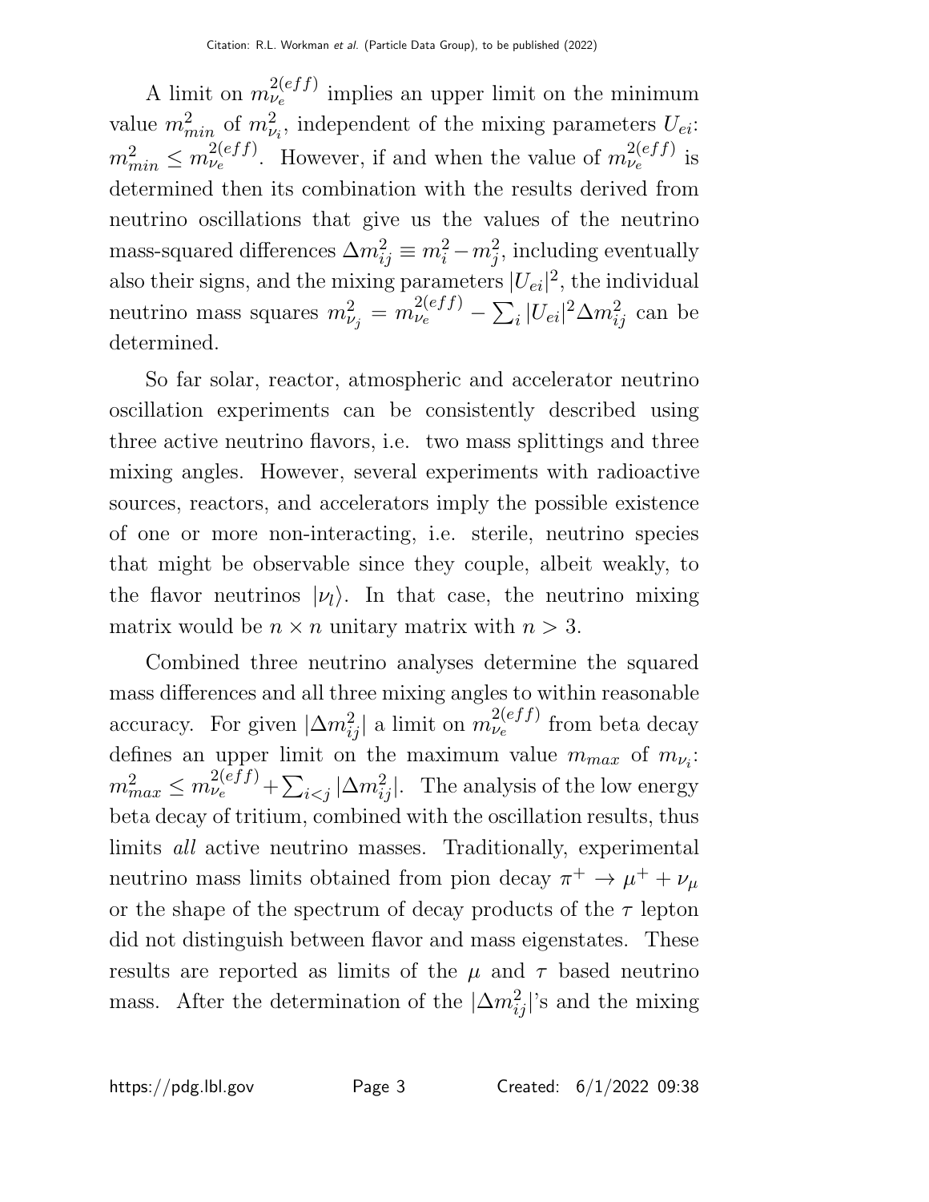A limit on $m_{\nu_e}^{2(eff)}$ implies an upper limit on the minimum value $m^2_{min}$ of $m^2_{\nu_i}$, independent of the mixing parameters $U_{ei}$: $m^2_{min} \leq m_{\nu_e}^{2(eff)}$. However, if and when the value of $m_{\nu_e}^{2(eff)}$ is determined then its combination with the results derived from neutrino oscillations that give us the values of the neutrino mass-squared differences $\Delta m^2_{ij} \equiv m^2_i - m^2_j$, including eventually also their signs, and the mixing parameters $|U_{ei}|^2$, the individual neutrino mass squares $m^2_{\nu_j} = m_{\nu_e}^{2(eff)} - \sum_i |U_{ei}|^2 \Delta m^2_{ij}$ can be determined.

So far solar, reactor, atmospheric and accelerator neutrino oscillation experiments can be consistently described using three active neutrino flavors, i.e. two mass splittings and three mixing angles. However, several experiments with radioactive sources, reactors, and accelerators imply the possible existence of one or more non-interacting, i.e. sterile, neutrino species that might be observable since they couple, albeit weakly, to the flavor neutrinos $|\nu_l\rangle$. In that case, the neutrino mixing matrix would be $n \times n$ unitary matrix with $n > 3$.

Combined three neutrino analyses determine the squared mass differences and all three mixing angles to within reasonable accuracy. For given $|\Delta m^2_{ij}|$ a limit on $m_{\nu_e}^{2(eff)}$ from beta decay defines an upper limit on the maximum value $m_{max}$ of $m_{\nu_i}$: $m^2_{max} \leq m_{\nu_e}^{2(eff)} + \sum_{i<j} |\Delta m^2_{ij}|$. The analysis of the low energy beta decay of tritium, combined with the oscillation results, thus limits *all* active neutrino masses. Traditionally, experimental neutrino mass limits obtained from pion decay $\pi^+ \rightarrow \mu^+ + \nu_\mu$ or the shape of the spectrum of decay products of the $\tau$ lepton did not distinguish between flavor and mass eigenstates. These results are reported as limits of the $\mu$ and $\tau$ based neutrino mass. After the determination of the $|\Delta m^2_{ij}|$'s and the mixing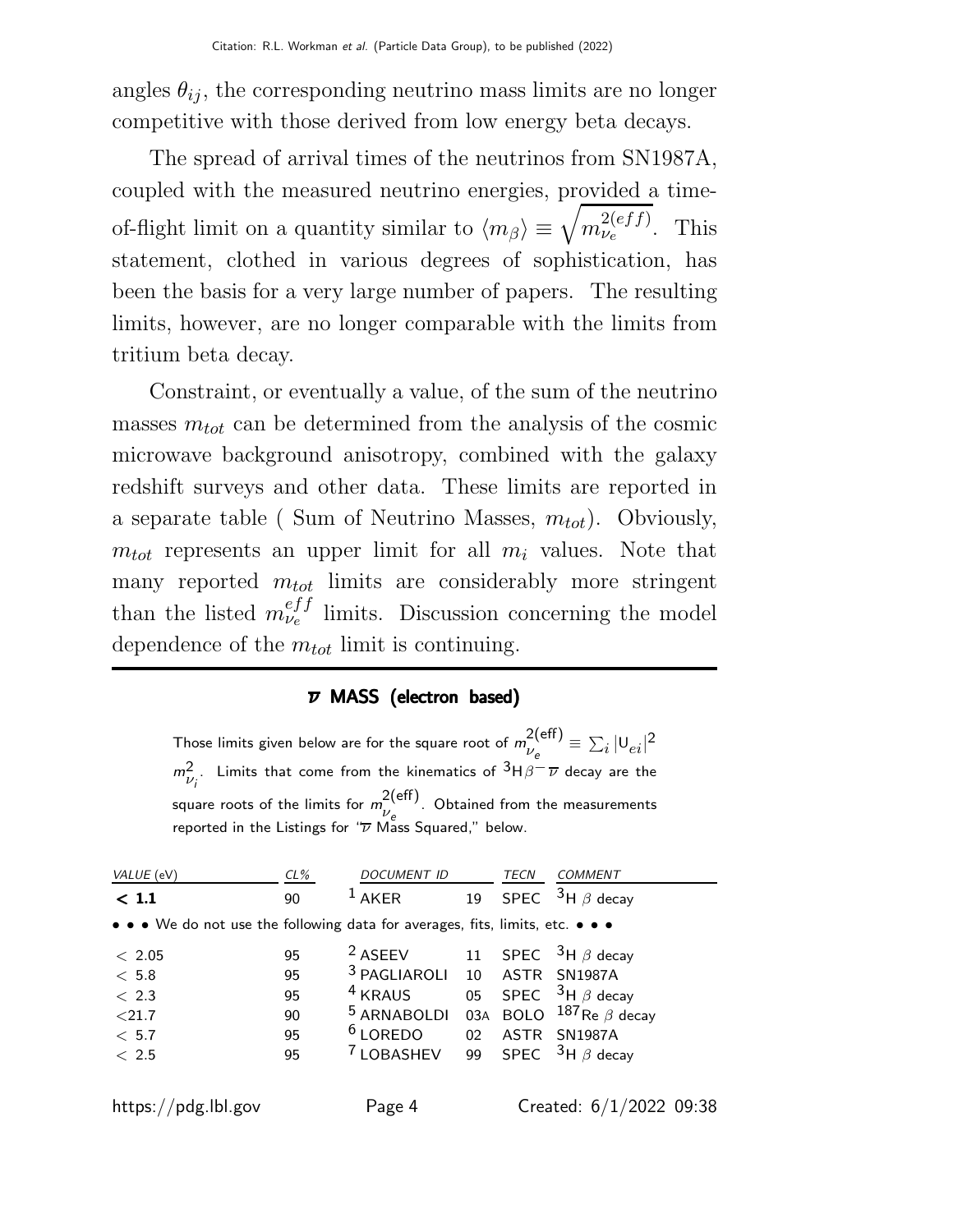angles $\theta_{ij}$, the corresponding neutrino mass limits are no longer competitive with those derived from low energy beta decays.

The spread of arrival times of the neutrinos from SN1987A, coupled with the measured neutrino energies, provided a time-of-flight limit on a quantity similar to $\langle m_\beta \rangle \equiv \sqrt{m_{\nu_e}^{2(eff)}}$. This statement, clothed in various degrees of sophistication, has been the basis for a very large number of papers. The resulting limits, however, are no longer comparable with the limits from tritium beta decay.

Constraint, or eventually a value, of the sum of the neutrino masses $m_{tot}$ can be determined from the analysis of the cosmic microwave background anisotropy, combined with the galaxy redshift surveys and other data. These limits are reported in a separate table ( Sum of Neutrino Masses, $m_{tot}$). Obviously, $m_{tot}$ represents an upper limit for all $m_i$ values. Note that many reported $m_{tot}$ limits are considerably more stringent than the listed $m_{\nu_e}^{eff}$ limits. Discussion concerning the model dependence of the $m_{tot}$ limit is continuing.

## $\overline{\nu}$ MASS (electron based)

Those limits given below are for the square root of $m_{\nu_e}^{2(\text{eff})} \equiv \sum_i |U_{ei}|^2 m_{\nu_i}^2$. Limits that come from the kinematics of $^3\text{H}\beta^- \overline{\nu}$ decay are the square roots of the limits for $m_{\nu_e}^{2(\text{eff})}$. Obtained from the measurements reported in the Listings for "$\overline{\nu}$ Mass Squared," below.

| VALUE (eV) | CL% | DOCUMENT ID | | TECN | COMMENT |
|---|---|---|---|---|---|
| **< 1.1** | 90 | [1] AKER | 19 | SPEC | $^3$H $\beta$ decay |
| • • • We do not use the following data for averages, fits, limits, etc. • • • | | | | | |
| < 2.05 | 95 | [2] ASEEV | 11 | SPEC | $^3$H $\beta$ decay |
| < 5.8 | 95 | [3] PAGLIAROLI | 10 | ASTR | SN1987A |
| < 2.3 | 95 | [4] KRAUS | 05 | SPEC | $^3$H $\beta$ decay |
| <21.7 | 90 | [5] ARNABOLDI | 03A | BOLO | $^{187}$Re $\beta$ decay |
| < 5.7 | 95 | [6] LOREDO | 02 | ASTR | SN1987A |
| < 2.5 | 95 | [7] LOBASHEV | 99 | SPEC | $^3$H $\beta$ decay |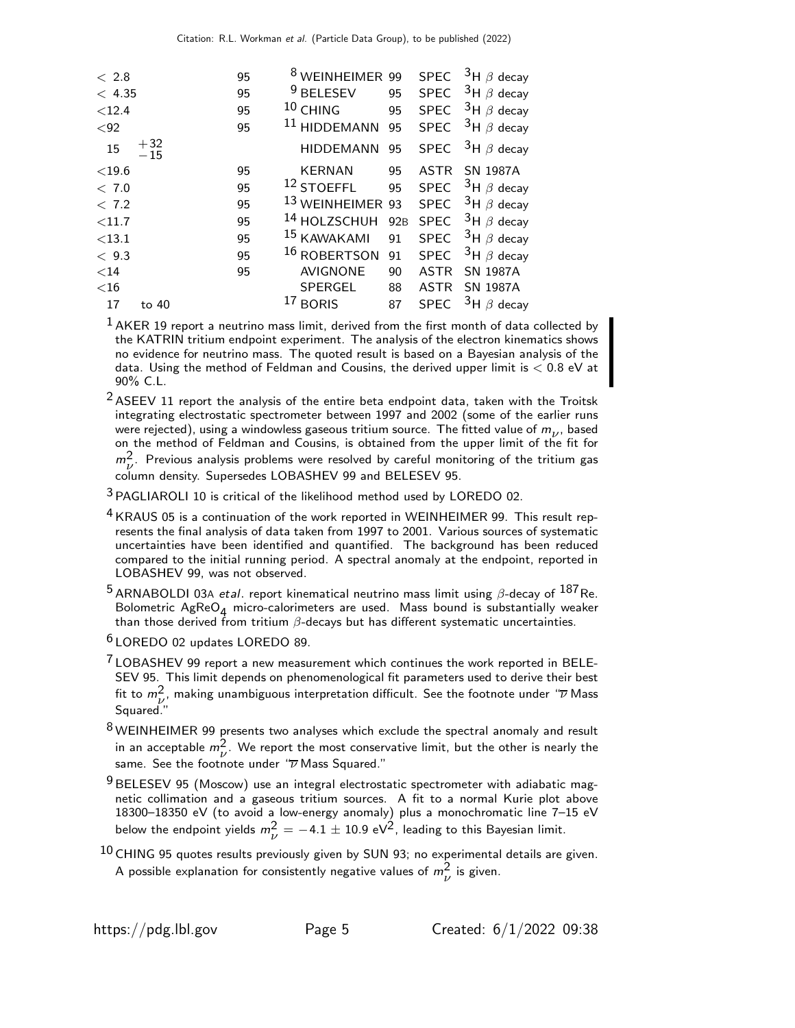| VALUE | CL% | DOCUMENT ID | | TECN | COMMENT |
|---|---|---|---|---|---|
| < 2.8 | 95 | [8] WEINHEIMER | 99 | SPEC | $^3$H $\beta$ decay |
| < 4.35 | 95 | [9] BELESEV | 95 | SPEC | $^3$H $\beta$ decay |
| <12.4 | 95 | [10] CHING | 95 | SPEC | $^3$H $\beta$ decay |
| <92 | 95 | [11] HIDDEMANN | 95 | SPEC | $^3$H $\beta$ decay |
| 15 $^{+32}_{-15}$ | | HIDDEMANN | 95 | SPEC | $^3$H $\beta$ decay |
| <19.6 | 95 | KERNAN | 95 | ASTR | SN 1987A |
| < 7.0 | 95 | [12] STOEFFL | 95 | SPEC | $^3$H $\beta$ decay |
| < 7.2 | 95 | [13] WEINHEIMER | 93 | SPEC | $^3$H $\beta$ decay |
| <11.7 | 95 | [14] HOLZSCHUH | 92B | SPEC | $^3$H $\beta$ decay |
| <13.1 | 95 | [15] KAWAKAMI | 91 | SPEC | $^3$H $\beta$ decay |
| < 9.3 | 95 | [16] ROBERTSON | 91 | SPEC | $^3$H $\beta$ decay |
| <14 | 95 | AVIGNONE | 90 | ASTR | SN 1987A |
| <16 | | SPERGEL | 88 | ASTR | SN 1987A |
| 17 to 40 | | [17] BORIS | 87 | SPEC | $^3$H $\beta$ decay |

[1] AKER 19 report a neutrino mass limit, derived from the first month of data collected by the KATRIN tritium endpoint experiment. The analysis of the electron kinematics shows no evidence for neutrino mass. The quoted result is based on a Bayesian analysis of the data. Using the method of Feldman and Cousins, the derived upper limit is < 0.8 eV at 90% C.L.

[2] ASEEV 11 report the analysis of the entire beta endpoint data, taken with the Troitsk integrating electrostatic spectrometer between 1997 and 2002 (some of the earlier runs were rejected), using a windowless gaseous tritium source. The fitted value of $m_\nu$, based on the method of Feldman and Cousins, is obtained from the upper limit of the fit for $m^2_\nu$. Previous analysis problems were resolved by careful monitoring of the tritium gas column density. Supersedes LOBASHEV 99 and BELESEV 95.

[3] PAGLIAROLI 10 is critical of the likelihood method used by LOREDO 02.

[4] KRAUS 05 is a continuation of the work reported in WEINHEIMER 99. This result represents the final analysis of data taken from 1997 to 2001. Various sources of systematic uncertainties have been identified and quantified. The background has been reduced compared to the initial running period. A spectral anomaly at the endpoint, reported in LOBASHEV 99, was not observed.

[5] ARNABOLDI 03A *etal*. report kinematical neutrino mass limit using $\beta$-decay of $^{187}$Re. Bolometric $AgReO_4$ micro-calorimeters are used. Mass bound is substantially weaker than those derived from tritium $\beta$-decays but has different systematic uncertainties.

[6] LOREDO 02 updates LOREDO 89.

[7] LOBASHEV 99 report a new measurement which continues the work reported in BELESEV 95. This limit depends on phenomenological fit parameters used to derive their best fit to $m^2_\nu$, making unambiguous interpretation difficult. See the footnote under "$\overline{\nu}$ Mass Squared."

[8] WEINHEIMER 99 presents two analyses which exclude the spectral anomaly and result in an acceptable $m^2_\nu$. We report the most conservative limit, but the other is nearly the same. See the footnote under "$\overline{\nu}$ Mass Squared."

[9] BELESEV 95 (Moscow) use an integral electrostatic spectrometer with adiabatic magnetic collimation and a gaseous tritium sources. A fit to a normal Kurie plot above 18300–18350 eV (to avoid a low-energy anomaly) plus a monochromatic line 7–15 eV below the endpoint yields $m^2_\nu = -4.1 \pm 10.9$ eV$^2$, leading to this Bayesian limit.

[10] CHING 95 quotes results previously given by SUN 93; no experimental details are given. A possible explanation for consistently negative values of $m^2_\nu$ is given.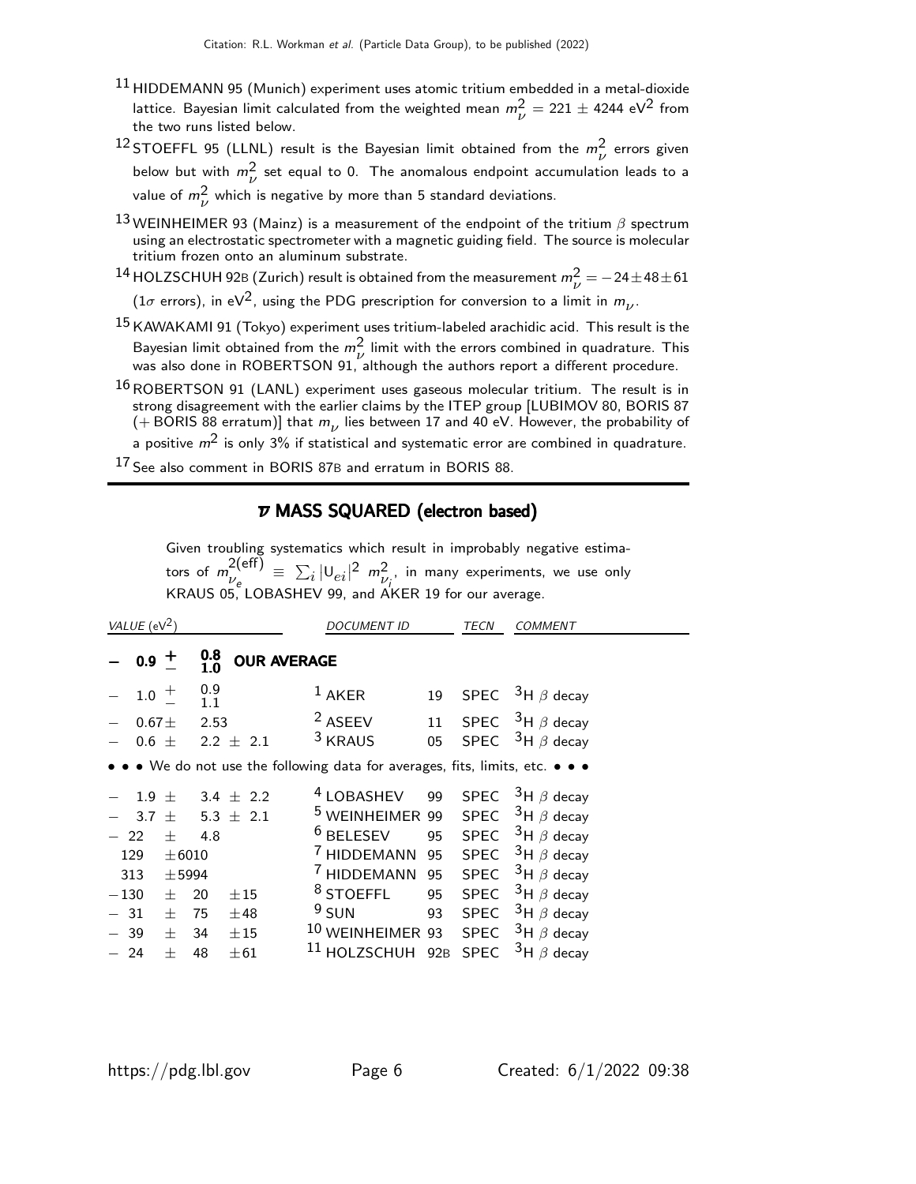[11] HIDDEMANN 95 (Munich) experiment uses atomic tritium embedded in a metal-dioxide lattice. Bayesian limit calculated from the weighted mean $m_\nu^2 = 221 \pm 4244$ eV$^2$ from the two runs listed below.

[12] STOEFFL 95 (LLNL) result is the Bayesian limit obtained from the $m_\nu^2$ errors given below but with $m_\nu^2$ set equal to 0. The anomalous endpoint accumulation leads to a value of $m_\nu^2$ which is negative by more than 5 standard deviations.

[13] WEINHEIMER 93 (Mainz) is a measurement of the endpoint of the tritium $\beta$ spectrum using an electrostatic spectrometer with a magnetic guiding field. The source is molecular tritium frozen onto an aluminum substrate.

[14] HOLZSCHUH 92B (Zurich) result is obtained from the measurement $m_\nu^2 = -24 \pm 48 \pm 61$ ($1\sigma$ errors), in eV$^2$, using the PDG prescription for conversion to a limit in $m_\nu$.

[15] KAWAKAMI 91 (Tokyo) experiment uses tritium-labeled arachidic acid. This result is the Bayesian limit obtained from the $m_\nu^2$ limit with the errors combined in quadrature. This was also done in ROBERTSON 91, although the authors report a different procedure.

[16] ROBERTSON 91 (LANL) experiment uses gaseous molecular tritium. The result is in strong disagreement with the earlier claims by the ITEP group [LUBIMOV 80, BORIS 87 (+ BORIS 88 erratum)] that $m_\nu$ lies between 17 and 40 eV. However, the probability of a positive $m^2$ is only 3% if statistical and systematic error are combined in quadrature.

[17] See also comment in BORIS 87B and erratum in BORIS 88.

## $\overline{\nu}$ MASS SQUARED (electron based)

Given troubling systematics which result in improbably negative estimators of $m_{\nu_e}^{2(\text{eff})} \equiv \sum_i |U_{ei}|^2 \; m_{\nu_i}^2$, in many experiments, we use only KRAUS 05, LOBASHEV 99, and AKER 19 for our average.

| VALUE (eV$^2$) | DOCUMENT ID | | TECN | COMMENT |
|---|---|---|---|---|
| **$-0.9^{+0.8}_{-1.0}$ OUR AVERAGE** | | | | |
| $-1.0^{+0.9}_{-1.1}$ | [1] AKER | 19 | SPEC | $^3$H $\beta$ decay |
| $-0.67 \pm 2.53$ | [2] ASEEV | 11 | SPEC | $^3$H $\beta$ decay |
| $-0.6 \pm 2.2 \pm 2.1$ | [3] KRAUS | 05 | SPEC | $^3$H $\beta$ decay |
| • • • We do not use the following data for averages, fits, limits, etc. • • • | | | | |
| $-1.9 \pm 3.4 \pm 2.2$ | [4] LOBASHEV | 99 | SPEC | $^3$H $\beta$ decay |
| $-3.7 \pm 5.3 \pm 2.1$ | [5] WEINHEIMER | 99 | SPEC | $^3$H $\beta$ decay |
| $-22 \pm 4.8$ | [6] BELESEV | 95 | SPEC | $^3$H $\beta$ decay |
| $129 \pm 6010$ | [7] HIDDEMANN | 95 | SPEC | $^3$H $\beta$ decay |
| $313 \pm 5994$ | [7] HIDDEMANN | 95 | SPEC | $^3$H $\beta$ decay |
| $-130 \pm 20 \pm 15$ | [8] STOEFFL | 95 | SPEC | $^3$H $\beta$ decay |
| $-31 \pm 75 \pm 48$ | [9] SUN | 93 | SPEC | $^3$H $\beta$ decay |
| $-39 \pm 34 \pm 15$ | [10] WEINHEIMER | 93 | SPEC | $^3$H $\beta$ decay |
| $-24 \pm 48 \pm 61$ | [11] HOLZSCHUH | 92B | SPEC | $^3$H $\beta$ decay |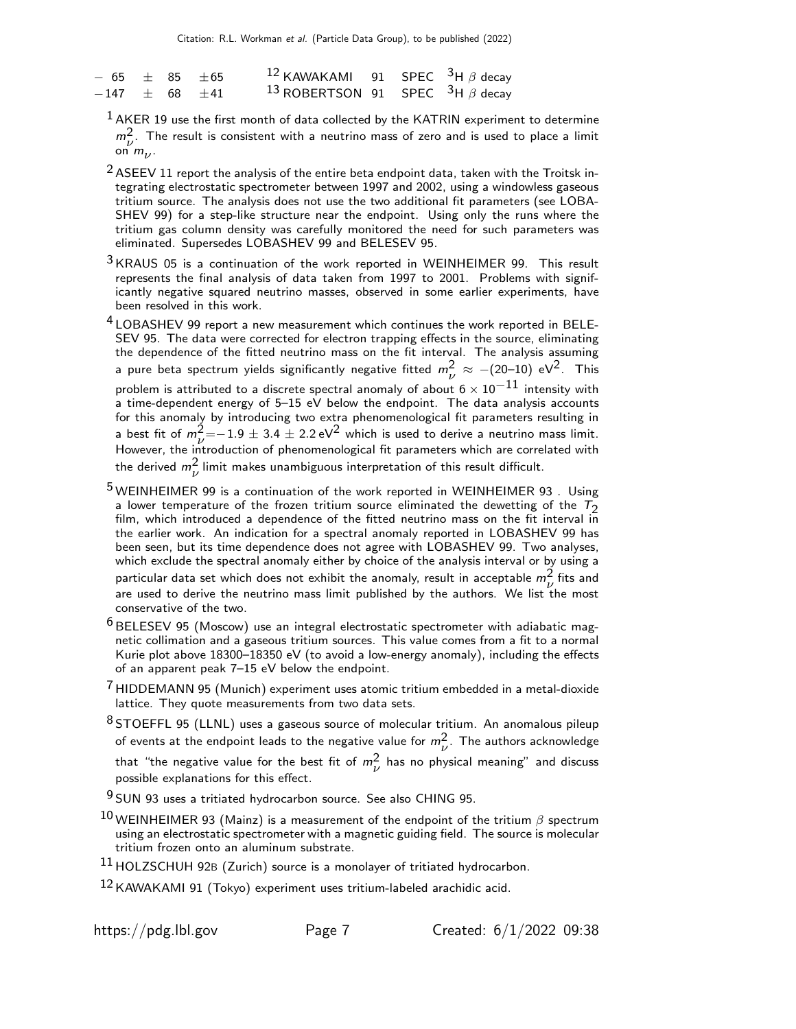| | | | | | | |
|---|---|---|---|---|---|---|
| $-65$ | $\pm$ 85 | $\pm$65 | [12] KAWAKAMI | 91 | SPEC | $^{3}$H $\beta$ decay |
| $-147$ | $\pm$ 68 | $\pm$41 | [13] ROBERTSON | 91 | SPEC | $^{3}$H $\beta$ decay |

[1] AKER 19 use the first month of data collected by the KATRIN experiment to determine $m_{\nu}^{2}$. The result is consistent with a neutrino mass of zero and is used to place a limit on $m_{\nu}$.

[2] ASEEV 11 report the analysis of the entire beta endpoint data, taken with the Troitsk integrating electrostatic spectrometer between 1997 and 2002, using a windowless gaseous tritium source. The analysis does not use the two additional fit parameters (see LOBASHEV 99) for a step-like structure near the endpoint. Using only the runs where the tritium gas column density was carefully monitored the need for such parameters was eliminated. Supersedes LOBASHEV 99 and BELESEV 95.

[3] KRAUS 05 is a continuation of the work reported in WEINHEIMER 99. This result represents the final analysis of data taken from 1997 to 2001. Problems with significantly negative squared neutrino masses, observed in some earlier experiments, have been resolved in this work.

[4] LOBASHEV 99 report a new measurement which continues the work reported in BELESEV 95. The data were corrected for electron trapping effects in the source, eliminating the dependence of the fitted neutrino mass on the fit interval. The analysis assuming a pure beta spectrum yields significantly negative fitted $m_{\nu}^{2} \approx -(20\text{–}10)$ eV$^{2}$. This problem is attributed to a discrete spectral anomaly of about $6 \times 10^{-11}$ intensity with a time-dependent energy of 5–15 eV below the endpoint. The data analysis accounts for this anomaly by introducing two extra phenomenological fit parameters resulting in a best fit of $m_{\nu}^{2} = -1.9 \pm 3.4 \pm 2.2$ eV$^{2}$ which is used to derive a neutrino mass limit. However, the introduction of phenomenological fit parameters which are correlated with the derived $m_{\nu}^{2}$ limit makes unambiguous interpretation of this result difficult.

[5] WEINHEIMER 99 is a continuation of the work reported in WEINHEIMER 93 . Using a lower temperature of the frozen tritium source eliminated the dewetting of the $T_2$ film, which introduced a dependence of the fitted neutrino mass on the fit interval in the earlier work. An indication for a spectral anomaly reported in LOBASHEV 99 has been seen, but its time dependence does not agree with LOBASHEV 99. Two analyses, which exclude the spectral anomaly either by choice of the analysis interval or by using a particular data set which does not exhibit the anomaly, result in acceptable $m_{\nu}^{2}$ fits and are used to derive the neutrino mass limit published by the authors. We list the most conservative of the two.

[6] BELESEV 95 (Moscow) use an integral electrostatic spectrometer with adiabatic magnetic collimation and a gaseous tritium sources. This value comes from a fit to a normal Kurie plot above 18300–18350 eV (to avoid a low-energy anomaly), including the effects of an apparent peak 7–15 eV below the endpoint.

[7] HIDDEMANN 95 (Munich) experiment uses atomic tritium embedded in a metal-dioxide lattice. They quote measurements from two data sets.

[8] STOEFFL 95 (LLNL) uses a gaseous source of molecular tritium. An anomalous pileup of events at the endpoint leads to the negative value for $m_{\nu}^{2}$. The authors acknowledge that "the negative value for the best fit of $m_{\nu}^{2}$ has no physical meaning" and discuss possible explanations for this effect.

[9] SUN 93 uses a tritiated hydrocarbon source. See also CHING 95.

[10] WEINHEIMER 93 (Mainz) is a measurement of the endpoint of the tritium $\beta$ spectrum using an electrostatic spectrometer with a magnetic guiding field. The source is molecular tritium frozen onto an aluminum substrate.

[11] HOLZSCHUH 92B (Zurich) source is a monolayer of tritiated hydrocarbon.

[12] KAWAKAMI 91 (Tokyo) experiment uses tritium-labeled arachidic acid.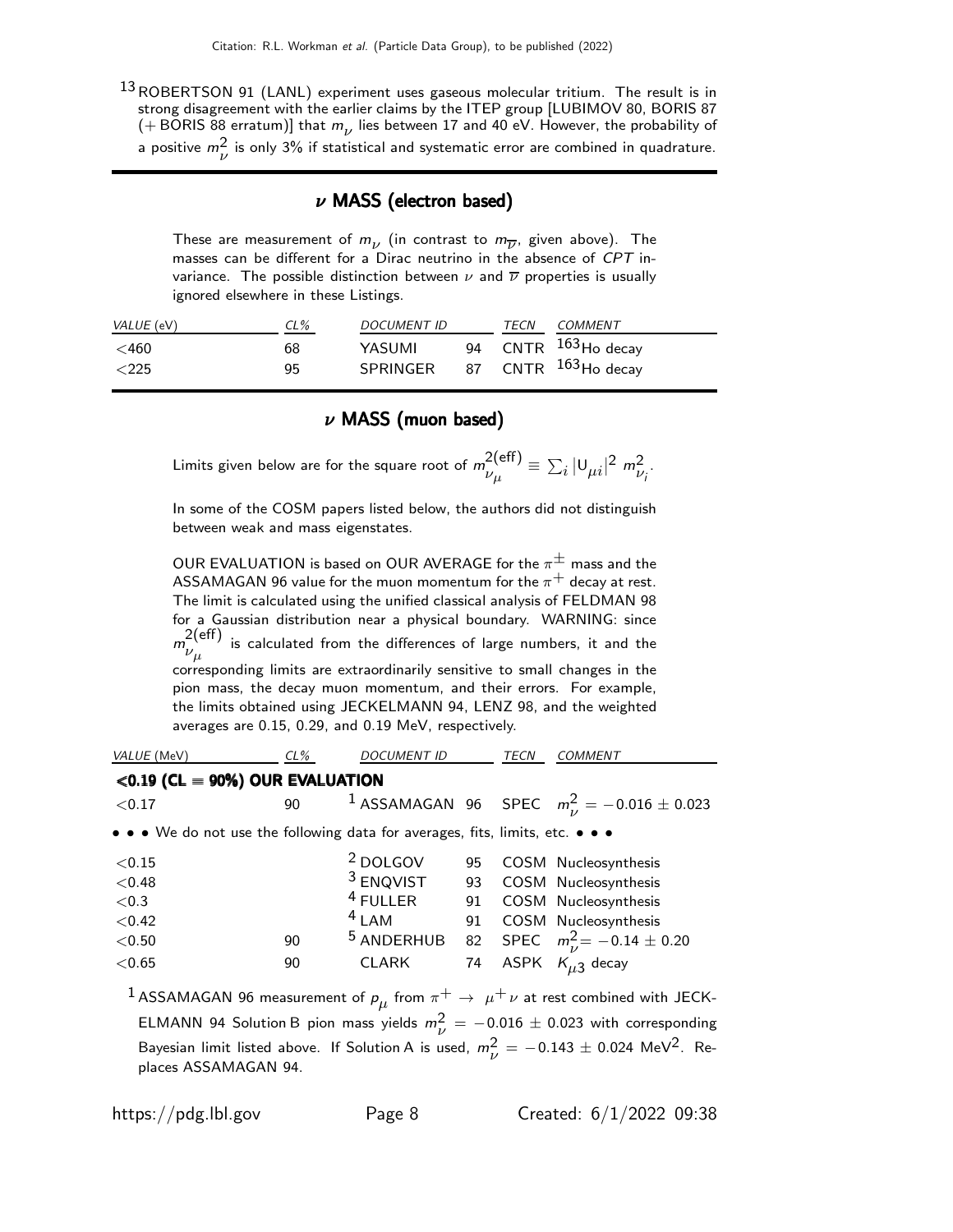[13] ROBERTSON 91 (LANL) experiment uses gaseous molecular tritium. The result is in strong disagreement with the earlier claims by the ITEP group [LUBIMOV 80, BORIS 87 (+ BORIS 88 erratum)] that $m_\nu$ lies between 17 and 40 eV. However, the probability of a positive $m_\nu^2$ is only 3% if statistical and systematic error are combined in quadrature.

## $\nu$ MASS (electron based)

These are measurement of $m_\nu$ (in contrast to $m_{\overline{\nu}}$, given above). The masses can be different for a Dirac neutrino in the absence of *CPT* invariance. The possible distinction between $\nu$ and $\overline{\nu}$ properties is usually ignored elsewhere in these Listings.

| *VALUE* (eV) | *CL%* | *DOCUMENT ID* | | *TECN* | *COMMENT* |
|---|---|---|---|---|---|
| <460 | 68 | YASUMI | 94 | CNTR | $^{163}$Ho decay |
| <225 | 95 | SPRINGER | 87 | CNTR | $^{163}$Ho decay |

## $\nu$ MASS (muon based)

Limits given below are for the square root of $m^{2(\text{eff})}_{\nu_\mu} \equiv \sum_i |U_{\mu i}|^2 \, m^2_{\nu_i}$.

In some of the COSM papers listed below, the authors did not distinguish between weak and mass eigenstates.

OUR EVALUATION is based on OUR AVERAGE for the $\pi^\pm$ mass and the ASSAMAGAN 96 value for the muon momentum for the $\pi^+$ decay at rest. The limit is calculated using the unified classical analysis of FELDMAN 98 for a Gaussian distribution near a physical boundary. WARNING: since $m^{2(\text{eff})}_{\nu_\mu}$ is calculated from the differences of large numbers, it and the corresponding limits are extraordinarily sensitive to small changes in the pion mass, the decay muon momentum, and their errors. For example, the limits obtained using JECKELMANN 94, LENZ 98, and the weighted averages are 0.15, 0.29, and 0.19 MeV, respectively.

| *VALUE* (MeV) | *CL%* | *DOCUMENT ID* | | *TECN* | *COMMENT* |
|---|---|---|---|---|---|
| **<0.19 (CL = 90%) OUR EVALUATION** | | | | | |
| <0.17 | 90 | [1] ASSAMAGAN | 96 | SPEC | $m_\nu^2 = -0.016 \pm 0.023$ |
| • • • We do not use the following data for averages, fits, limits, etc. • • • | | | | | |
| <0.15 | | [2] DOLGOV | 95 | COSM | Nucleosynthesis |
| <0.48 | | [3] ENQVIST | 93 | COSM | Nucleosynthesis |
| <0.3 | | [4] FULLER | 91 | COSM | Nucleosynthesis |
| <0.42 | | [4] LAM | 91 | COSM | Nucleosynthesis |
| <0.50 | 90 | [5] ANDERHUB | 82 | SPEC | $m_\nu^2 = -0.14 \pm 0.20$ |
| <0.65 | 90 | CLARK | 74 | ASPK | $K_{\mu 3}$ decay |

[1] ASSAMAGAN 96 measurement of $p_\mu$ from $\pi^+ \rightarrow \mu^+ \nu$ at rest combined with JECKELMANN 94 Solution B pion mass yields $m_\nu^2 = -0.016 \pm 0.023$ with corresponding Bayesian limit listed above. If Solution A is used, $m_\nu^2 = -0.143 \pm 0.024$ MeV$^2$. Replaces ASSAMAGAN 94.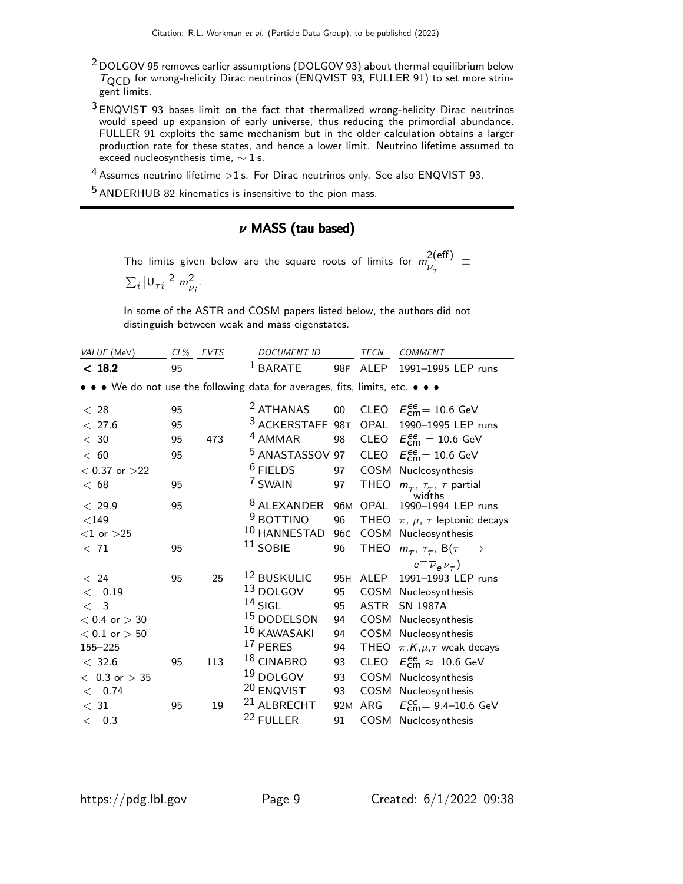[2] DOLGOV 95 removes earlier assumptions (DOLGOV 93) about thermal equilibrium below $T_{\text{QCD}}$ for wrong-helicity Dirac neutrinos (ENQVIST 93, FULLER 91) to set more stringent limits.

[3] ENQVIST 93 bases limit on the fact that thermalized wrong-helicity Dirac neutrinos would speed up expansion of early universe, thus reducing the primordial abundance. FULLER 91 exploits the same mechanism but in the older calculation obtains a larger production rate for these states, and hence a lower limit. Neutrino lifetime assumed to exceed nucleosynthesis time, $\sim 1$ s.

[4] Assumes neutrino lifetime $>1$ s. For Dirac neutrinos only. See also ENQVIST 93.

[5] ANDERHUB 82 kinematics is insensitive to the pion mass.

## $\nu$ MASS (tau based)

The limits given below are the square roots of limits for $m^{2(\text{eff})}_{\nu_\tau} \equiv \sum_i |U_{\tau i}|^2 \, m^2_{\nu_i}$.

In some of the ASTR and COSM papers listed below, the authors did not distinguish between weak and mass eigenstates.

| VALUE (MeV) | CL% | EVTS | DOCUMENT ID | | TECN | COMMENT |
|---|---|---|---|---|---|---|
| **< 18.2** | 95 | | [1] BARATE | 98F | ALEP | 1991–1995 LEP runs |
| • • • We do not use the following data for averages, fits, limits, etc. • • • | | | | | | |
| < 28 | 95 | | [2] ATHANAS | 00 | CLEO | $E^{ee}_{\text{cm}} = 10.6$ GeV |
| < 27.6 | 95 | | [3] ACKERSTAFF | 98T | OPAL | 1990–1995 LEP runs |
| < 30 | 95 | 473 | [4] AMMAR | 98 | CLEO | $E^{ee}_{\text{cm}} = 10.6$ GeV |
| < 60 | 95 | | [5] ANASTASSOV | 97 | CLEO | $E^{ee}_{\text{cm}} = 10.6$ GeV |
| < 0.37 or > 22 | | | [6] FIELDS | 97 | COSM | Nucleosynthesis |
| < 68 | 95 | | [7] SWAIN | 97 | THEO | $m_\tau$, $\tau_\tau$, $\tau$ partial widths |
| < 29.9 | 95 | | [8] ALEXANDER | 96M | OPAL | 1990–1994 LEP runs |
| < 149 | | | [9] BOTTINO | 96 | THEO | $\pi$, $\mu$, $\tau$ leptonic decays |
| < 1 or > 25 | | | [10] HANNESTAD | 96C | COSM | Nucleosynthesis |
| < 71 | 95 | | [11] SOBIE | 96 | THEO | $m_\tau$, $\tau_\tau$, B($\tau^- \rightarrow e^- \overline{\nu}_e \nu_\tau$) |
| < 24 | 95 | 25 | [12] BUSKULIC | 95H | ALEP | 1991–1993 LEP runs |
| < 0.19 | | | [13] DOLGOV | 95 | COSM | Nucleosynthesis |
| < 3 | | | [14] SIGL | 95 | ASTR | SN 1987A |
| < 0.4 or > 30 | | | [15] DODELSON | 94 | COSM | Nucleosynthesis |
| < 0.1 or > 50 | | | [16] KAWASAKI | 94 | COSM | Nucleosynthesis |
| 155–225 | | | [17] PERES | 94 | THEO | $\pi$,$K$,$\mu$,$\tau$ weak decays |
| < 32.6 | 95 | 113 | [18] CINABRO | 93 | CLEO | $E^{ee}_{\text{cm}} \approx 10.6$ GeV |
| < 0.3 or > 35 | | | [19] DOLGOV | 93 | COSM | Nucleosynthesis |
| < 0.74 | | | [20] ENQVIST | 93 | COSM | Nucleosynthesis |
| < 31 | 95 | 19 | [21] ALBRECHT | 92M | ARG | $E^{ee}_{\text{cm}} = 9.4$–$10.6$ GeV |
| < 0.3 | | | [22] FULLER | 91 | COSM | Nucleosynthesis |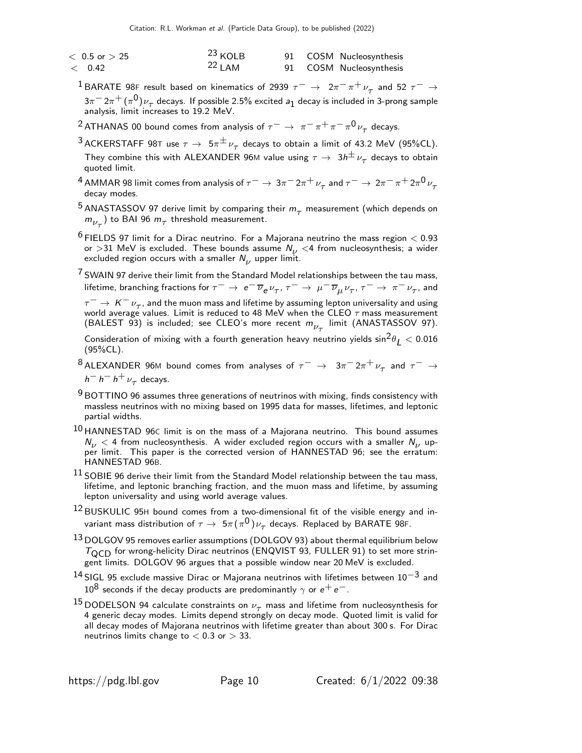| | | | | |
|---|---|---|---|---|
| $< 0.5$ or $> 25$ | [23] KOLB | 91 | COSM | Nucleosynthesis |
| $< 0.42$ | [22] LAM | 91 | COSM | Nucleosynthesis |

[1] BARATE 98F result based on kinematics of 2939 $\tau^- \rightarrow 2\pi^-\pi^+\nu_\tau$ and 52 $\tau^- \rightarrow 3\pi^-2\pi^+(\pi^0)\nu_\tau$ decays. If possible 2.5% excited $a_1$ decay is included in 3-prong sample analysis, limit increases to 19.2 MeV.

[2] ATHANAS 00 bound comes from analysis of $\tau^- \rightarrow \pi^-\pi^+\pi^-\pi^0\nu_\tau$ decays.

[3] ACKERSTAFF 98T use $\tau \rightarrow 5\pi^\pm\nu_\tau$ decays to obtain a limit of 43.2 MeV (95%CL). They combine this with ALEXANDER 96M value using $\tau \rightarrow 3h^\pm\nu_\tau$ decays to obtain quoted limit.

[4] AMMAR 98 limit comes from analysis of $\tau^- \rightarrow 3\pi^-2\pi^+\nu_\tau$ and $\tau^- \rightarrow 2\pi^-\pi^+2\pi^0\nu_\tau$ decay modes.

[5] ANASTASSOV 97 derive limit by comparing their $m_\tau$ measurement (which depends on $m_{\nu_\tau}$) to BAI 96 $m_\tau$ threshold measurement.

[6] FIELDS 97 limit for a Dirac neutrino. For a Majorana neutrino the mass region $< 0.93$ or $>31$ MeV is excluded. These bounds assume $N_\nu < 4$ from nucleosynthesis; a wider excluded region occurs with a smaller $N_\nu$ upper limit.

[7] SWAIN 97 derive their limit from the Standard Model relationships between the tau mass, lifetime, branching fractions for $\tau^- \rightarrow e^-\overline{\nu}_e\nu_\tau$, $\tau^- \rightarrow \mu^-\overline{\nu}_\mu\nu_\tau$, $\tau^- \rightarrow \pi^-\nu_\tau$, and $\tau^- \rightarrow K^-\nu_\tau$, and the muon mass and lifetime by assuming lepton universality and using world average values. Limit is reduced to 48 MeV when the CLEO $\tau$ mass measurement (BALEST 93) is included; see CLEO's more recent $m_{\nu_\tau}$ limit (ANASTASSOV 97). Consideration of mixing with a fourth generation heavy neutrino yields $\sin^2\theta_L < 0.016$ (95%CL).

[8] ALEXANDER 96M bound comes from analyses of $\tau^- \rightarrow 3\pi^-2\pi^+\nu_\tau$ and $\tau^- \rightarrow h^-h^-h^+\nu_\tau$ decays.

[9] BOTTINO 96 assumes three generations of neutrinos with mixing, finds consistency with massless neutrinos with no mixing based on 1995 data for masses, lifetimes, and leptonic partial widths.

[10] HANNESTAD 96C limit is on the mass of a Majorana neutrino. This bound assumes $N_\nu < 4$ from nucleosynthesis. A wider excluded region occurs with a smaller $N_\nu$ upper limit. This paper is the corrected version of HANNESTAD 96; see the erratum: HANNESTAD 96B.

[11] SOBIE 96 derive their limit from the Standard Model relationship between the tau mass, lifetime, and leptonic branching fraction, and the muon mass and lifetime, by assuming lepton universality and using world average values.

[12] BUSKULIC 95H bound comes from a two-dimensional fit of the visible energy and invariant mass distribution of $\tau \rightarrow 5\pi(\pi^0)\nu_\tau$ decays. Replaced by BARATE 98F.

[13] DOLGOV 95 removes earlier assumptions (DOLGOV 93) about thermal equilibrium below $T_{\text{QCD}}$ for wrong-helicity Dirac neutrinos (ENQVIST 93, FULLER 91) to set more stringent limits. DOLGOV 96 argues that a possible window near 20 MeV is excluded.

[14] SIGL 95 exclude massive Dirac or Majorana neutrinos with lifetimes between $10^{-3}$ and $10^8$ seconds if the decay products are predominantly $\gamma$ or $e^+e^-$.

[15] DODELSON 94 calculate constraints on $\nu_\tau$ mass and lifetime from nucleosynthesis for 4 generic decay modes. Limits depend strongly on decay mode. Quoted limit is valid for all decay modes of Majorana neutrinos with lifetime greater than about 300 s. For Dirac neutrinos limits change to $< 0.3$ or $> 33$.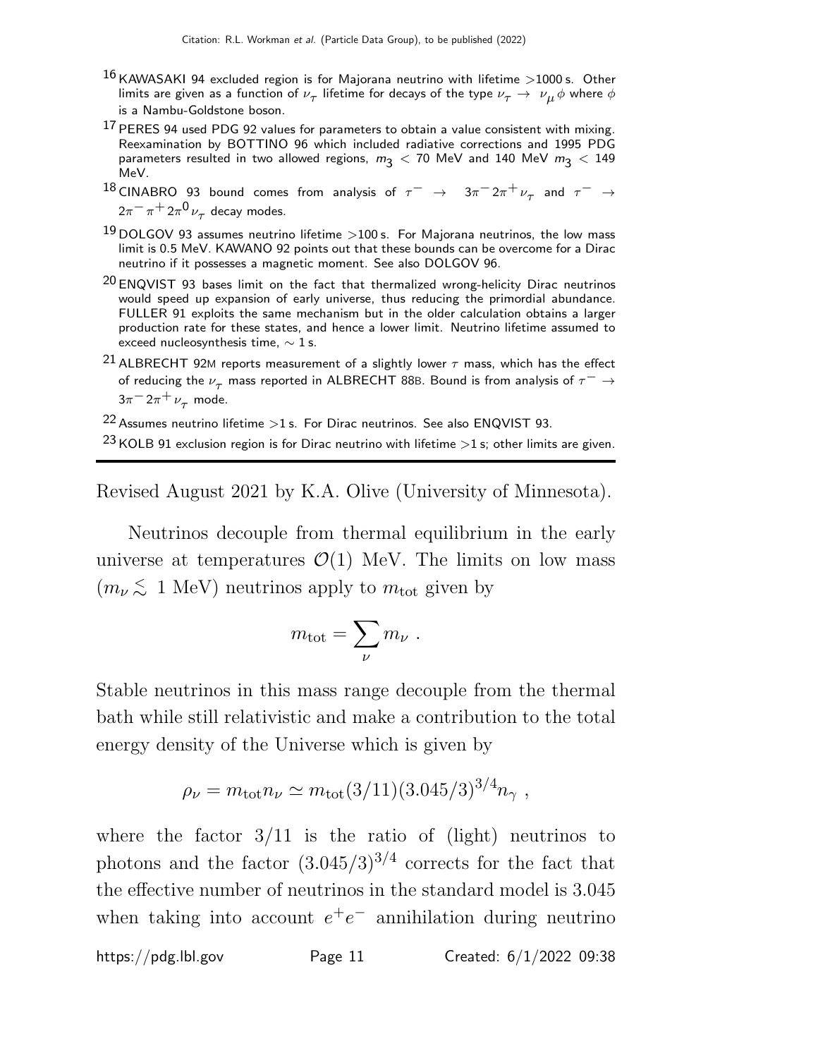[16] KAWASAKI 94 excluded region is for Majorana neutrino with lifetime >1000 s. Other limits are given as a function of $\nu_\tau$ lifetime for decays of the type $\nu_\tau \rightarrow \nu_\mu \phi$ where $\phi$ is a Nambu-Goldstone boson.

[17] PERES 94 used PDG 92 values for parameters to obtain a value consistent with mixing. Reexamination by BOTTINO 96 which included radiative corrections and 1995 PDG parameters resulted in two allowed regions, $m_3 < 70$ MeV and 140 MeV $m_3 < 149$ MeV.

[18] CINABRO 93 bound comes from analysis of $\tau^- \rightarrow 3\pi^- 2\pi^+ \nu_\tau$ and $\tau^- \rightarrow 2\pi^- \pi^+ 2\pi^0 \nu_\tau$ decay modes.

[19] DOLGOV 93 assumes neutrino lifetime >100 s. For Majorana neutrinos, the low mass limit is 0.5 MeV. KAWANO 92 points out that these bounds can be overcome for a Dirac neutrino if it possesses a magnetic moment. See also DOLGOV 96.

[20] ENQVIST 93 bases limit on the fact that thermalized wrong-helicity Dirac neutrinos would speed up expansion of early universe, thus reducing the primordial abundance. FULLER 91 exploits the same mechanism but in the older calculation obtains a larger production rate for these states, and hence a lower limit. Neutrino lifetime assumed to exceed nucleosynthesis time, $\sim 1$ s.

[21] ALBRECHT 92M reports measurement of a slightly lower $\tau$ mass, which has the effect of reducing the $\nu_\tau$ mass reported in ALBRECHT 88B. Bound is from analysis of $\tau^- \rightarrow 3\pi^- 2\pi^+ \nu_\tau$ mode.

[22] Assumes neutrino lifetime >1 s. For Dirac neutrinos. See also ENQVIST 93.

[23] KOLB 91 exclusion region is for Dirac neutrino with lifetime >1 s; other limits are given.

---

Revised August 2021 by K.A. Olive (University of Minnesota).

Neutrinos decouple from thermal equilibrium in the early universe at temperatures $\mathcal{O}(1)$ MeV. The limits on low mass ($m_\nu \lesssim 1$ MeV) neutrinos apply to $m_{\rm tot}$ given by

$$m_{\rm tot} = \sum_\nu m_\nu \ .$$

Stable neutrinos in this mass range decouple from the thermal bath while still relativistic and make a contribution to the total energy density of the Universe which is given by

$$\rho_\nu = m_{\rm tot} n_\nu \simeq m_{\rm tot}(3/11)(3.045/3)^{3/4} n_\gamma \ ,$$

where the factor $3/11$ is the ratio of (light) neutrinos to photons and the factor $(3.045/3)^{3/4}$ corrects for the fact that the effective number of neutrinos in the standard model is 3.045 when taking into account $e^+e^-$ annihilation during neutrino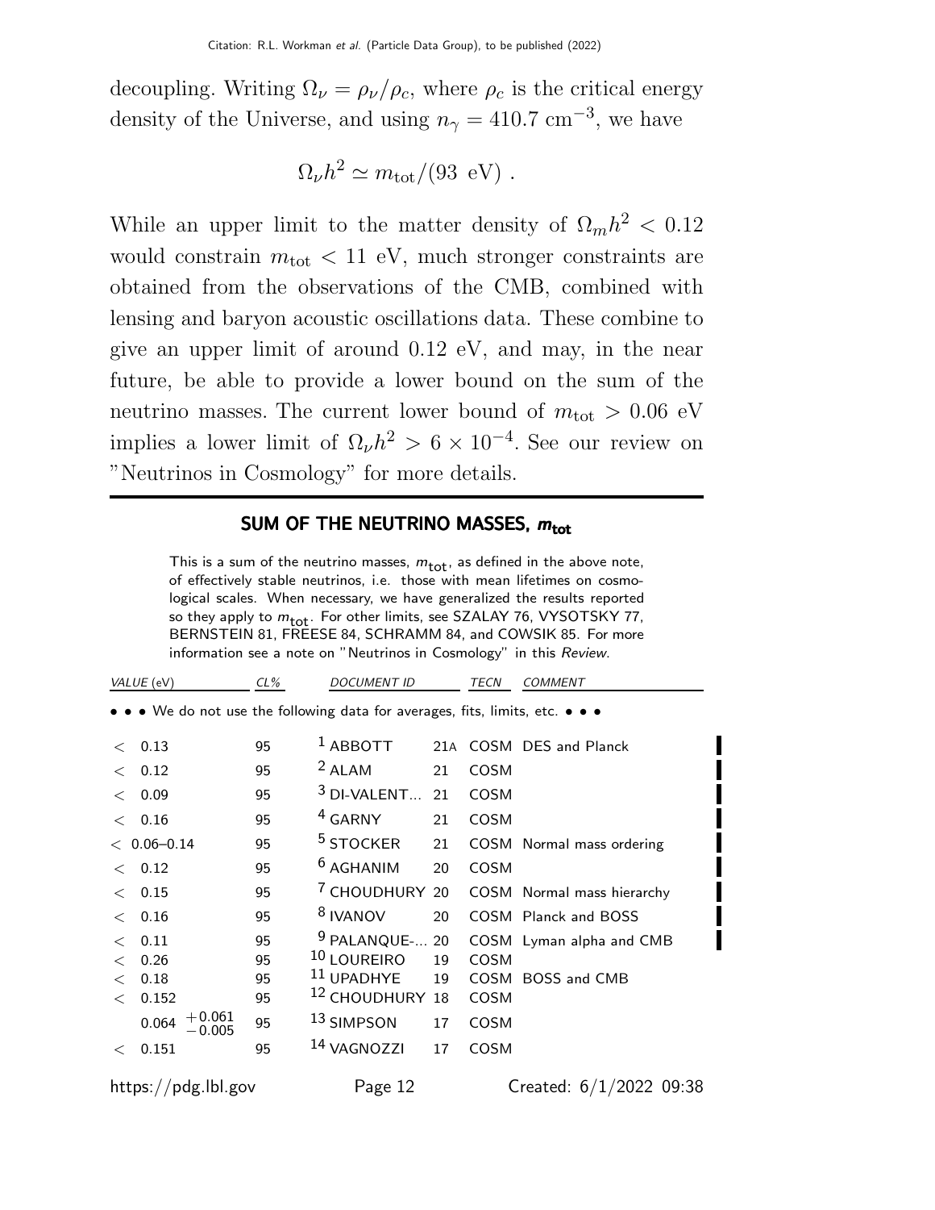decoupling. Writing $\Omega_\nu = \rho_\nu/\rho_c$, where $\rho_c$ is the critical energy density of the Universe, and using $n_\gamma = 410.7$ cm$^{-3}$, we have

$$\Omega_\nu h^2 \simeq m_{\rm tot}/(93 \text{ eV}) .$$

While an upper limit to the matter density of $\Omega_m h^2 < 0.12$ would constrain $m_{\rm tot} < 11$ eV, much stronger constraints are obtained from the observations of the CMB, combined with lensing and baryon acoustic oscillations data. These combine to give an upper limit of around 0.12 eV, and may, in the near future, be able to provide a lower bound on the sum of the neutrino masses. The current lower bound of $m_{\rm tot} > 0.06$ eV implies a lower limit of $\Omega_\nu h^2 > 6 \times 10^{-4}$. See our review on "Neutrinos in Cosmology" for more details.

## SUM OF THE NEUTRINO MASSES, $m_{\rm tot}$

This is a sum of the neutrino masses, $m_{\rm tot}$, as defined in the above note, of effectively stable neutrinos, i.e. those with mean lifetimes on cosmological scales. When necessary, we have generalized the results reported so they apply to $m_{\rm tot}$. For other limits, see SZALAY 76, VYSOTSKY 77, BERNSTEIN 81, FREESE 84, SCHRAMM 84, and COWSIK 85. For more information see a note on "Neutrinos in Cosmology" in this *Review*.

| VALUE (eV) | CL% | DOCUMENT ID | | TECN | COMMENT |
|---|---|---|---|---|---|
| • • • We do not use the following data for averages, fits, limits, etc. • • • | | | | | |
| $<$ 0.13 | 95 | [1] ABBOTT | 21A | COSM | DES and Planck |
| $<$ 0.12 | 95 | [2] ALAM | 21 | COSM | |
| $<$ 0.09 | 95 | [3] DI-VALENT... | 21 | COSM | |
| $<$ 0.16 | 95 | [4] GARNY | 21 | COSM | |
| $<$ 0.06–0.14 | 95 | [5] STOCKER | 21 | COSM | Normal mass ordering |
| $<$ 0.12 | 95 | [6] AGHANIM | 20 | COSM | |
| $<$ 0.15 | 95 | [7] CHOUDHURY | 20 | COSM | Normal mass hierarchy |
| $<$ 0.16 | 95 | [8] IVANOV | 20 | COSM | Planck and BOSS |
| $<$ 0.11 | 95 | [9] PALANQUE-... | 20 | COSM | Lyman alpha and CMB |
| $<$ 0.26 | 95 | [10] LOUREIRO | 19 | COSM | |
| $<$ 0.18 | 95 | [11] UPADHYE | 19 | COSM | BOSS and CMB |
| $<$ 0.152 | 95 | [12] CHOUDHURY | 18 | COSM | |
| $0.064^{+0.061}_{-0.005}$ | 95 | [13] SIMPSON | 17 | COSM | |
| $<$ 0.151 | 95 | [14] VAGNOZZI | 17 | COSM | |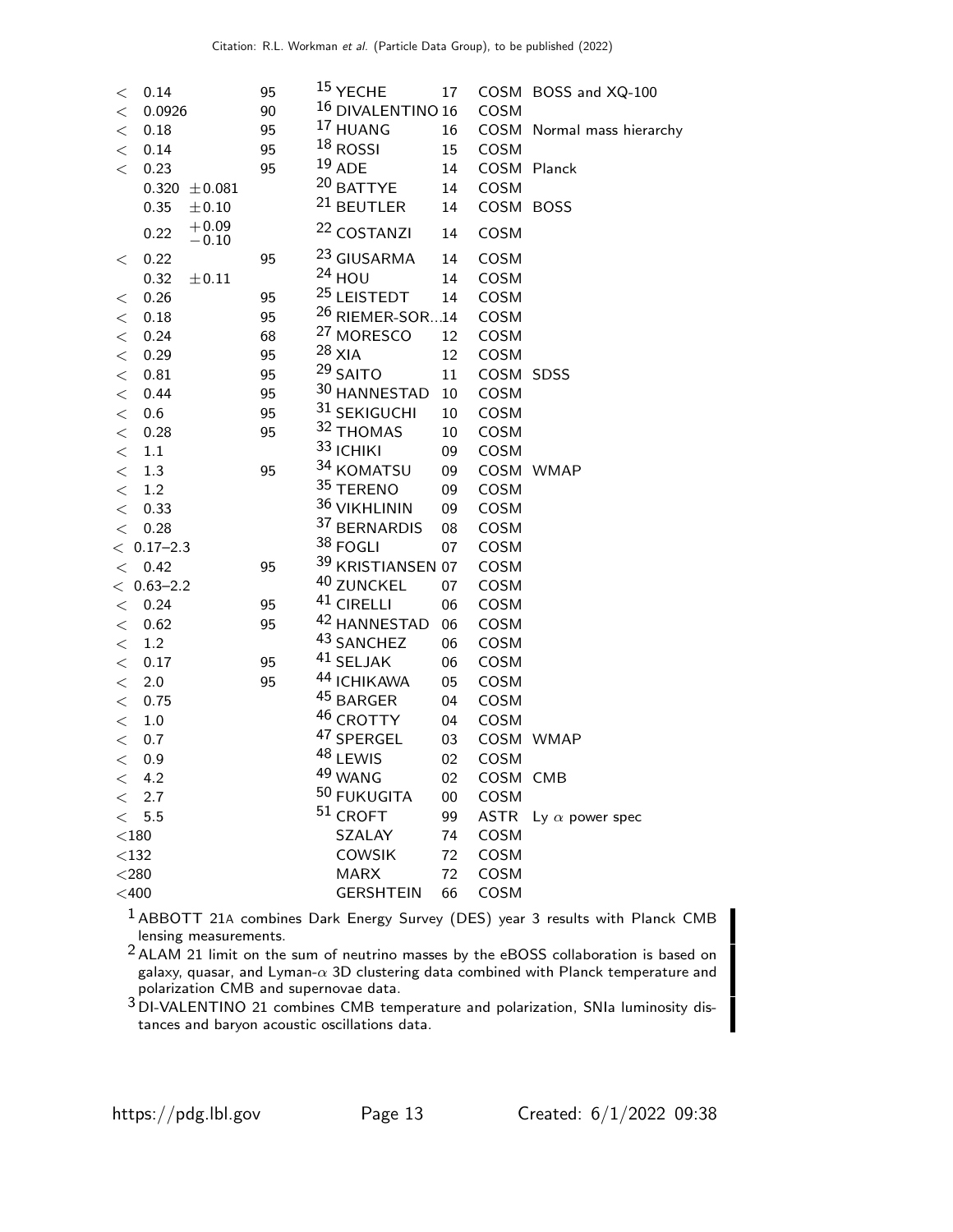| VALUE (eV) | CL% | DOCUMENT ID | | TECN | COMMENT |
|---|---|---|---|---|---|
| < 0.14 | 95 | [15] YECHE | 17 | COSM | BOSS and XQ-100 |
| < 0.0926 | 90 | [16] DIVALENTINO | 16 | COSM | |
| < 0.18 | 95 | [17] HUANG | 16 | COSM | Normal mass hierarchy |
| < 0.14 | 95 | [18] ROSSI | 15 | COSM | |
| < 0.23 | 95 | [19] ADE | 14 | COSM | Planck |
| 0.320 $\pm 0.081$ | | [20] BATTYE | 14 | COSM | |
| 0.35 $\pm 0.10$ | | [21] BEUTLER | 14 | COSM | BOSS |
| 0.22 $^{+0.09}_{-0.10}$ | | [22] COSTANZI | 14 | COSM | |
| < 0.22 | 95 | [23] GIUSARMA | 14 | COSM | |
| 0.32 $\pm 0.11$ | | [24] HOU | 14 | COSM | |
| < 0.26 | 95 | [25] LEISTEDT | 14 | COSM | |
| < 0.18 | 95 | [26] RIEMER-SOR... | 14 | COSM | |
| < 0.24 | 68 | [27] MORESCO | 12 | COSM | |
| < 0.29 | 95 | [28] XIA | 12 | COSM | |
| < 0.81 | 95 | [29] SAITO | 11 | COSM | SDSS |
| < 0.44 | 95 | [30] HANNESTAD | 10 | COSM | |
| < 0.6 | 95 | [31] SEKIGUCHI | 10 | COSM | |
| < 0.28 | 95 | [32] THOMAS | 10 | COSM | |
| < 1.1 | | [33] ICHIKI | 09 | COSM | |
| < 1.3 | 95 | [34] KOMATSU | 09 | COSM | WMAP |
| < 1.2 | | [35] TERENO | 09 | COSM | |
| < 0.33 | | [36] VIKHLININ | 09 | COSM | |
| < 0.28 | | [37] BERNARDIS | 08 | COSM | |
| < 0.17–2.3 | | [38] FOGLI | 07 | COSM | |
| < 0.42 | 95 | [39] KRISTIANSEN | 07 | COSM | |
| < 0.63–2.2 | | [40] ZUNCKEL | 07 | COSM | |
| < 0.24 | 95 | [41] CIRELLI | 06 | COSM | |
| < 0.62 | 95 | [42] HANNESTAD | 06 | COSM | |
| < 1.2 | | [43] SANCHEZ | 06 | COSM | |
| < 0.17 | 95 | [41] SELJAK | 06 | COSM | |
| < 2.0 | 95 | [44] ICHIKAWA | 05 | COSM | |
| < 0.75 | | [45] BARGER | 04 | COSM | |
| < 1.0 | | [46] CROTTY | 04 | COSM | |
| < 0.7 | | [47] SPERGEL | 03 | COSM | WMAP |
| < 0.9 | | [48] LEWIS | 02 | COSM | |
| < 4.2 | | [49] WANG | 02 | COSM | CMB |
| < 2.7 | | [50] FUKUGITA | 00 | COSM | |
| < 5.5 | | [51] CROFT | 99 | ASTR | Ly $\alpha$ power spec |
| <180 | | SZALAY | 74 | COSM | |
| <132 | | COWSIK | 72 | COSM | |
| <280 | | MARX | 72 | COSM | |
| <400 | | GERSHTEIN | 66 | COSM | |

[1] ABBOTT 21A combines Dark Energy Survey (DES) year 3 results with Planck CMB lensing measurements.

[2] ALAM 21 limit on the sum of neutrino masses by the eBOSS collaboration is based on galaxy, quasar, and Lyman-$\alpha$ 3D clustering data combined with Planck temperature and polarization CMB and supernovae data.

[3] DI-VALENTINO 21 combines CMB temperature and polarization, SNIa luminosity distances and baryon acoustic oscillations data.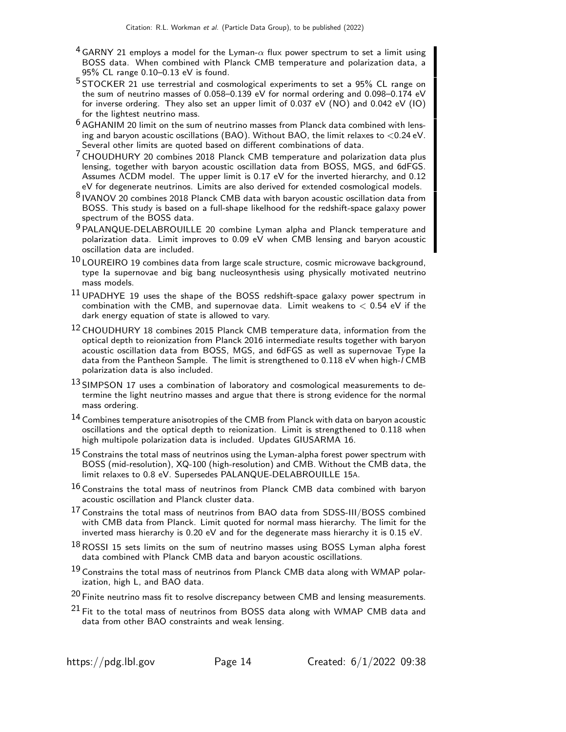[4] GARNY 21 employs a model for the Lyman-$\alpha$ flux power spectrum to set a limit using BOSS data. When combined with Planck CMB temperature and polarization data, a 95% CL range 0.10–0.13 eV is found.

[5] STOCKER 21 use terrestrial and cosmological experiments to set a 95% CL range on the sum of neutrino masses of 0.058–0.139 eV for normal ordering and 0.098–0.174 eV for inverse ordering. They also set an upper limit of 0.037 eV (NO) and 0.042 eV (IO) for the lightest neutrino mass.

[6] AGHANIM 20 limit on the sum of neutrino masses from Planck data combined with lensing and baryon acoustic oscillations (BAO). Without BAO, the limit relaxes to $<$0.24 eV. Several other limits are quoted based on different combinations of data.

[7] CHOUDHURY 20 combines 2018 Planck CMB temperature and polarization data plus lensing, together with baryon acoustic oscillation data from BOSS, MGS, and 6dFGS. Assumes ΛCDM model. The upper limit is 0.17 eV for the inverted hierarchy, and 0.12 eV for degenerate neutrinos. Limits are also derived for extended cosmological models.

[8] IVANOV 20 combines 2018 Planck CMB data with baryon acoustic oscillation data from BOSS. This study is based on a full-shape likelhood for the redshift-space galaxy power spectrum of the BOSS data.

[9] PALANQUE-DELABROUILLE 20 combine Lyman alpha and Planck temperature and polarization data. Limit improves to 0.09 eV when CMB lensing and baryon acoustic oscillation data are included.

[10] LOUREIRO 19 combines data from large scale structure, cosmic microwave background, type Ia supernovae and big bang nucleosynthesis using physically motivated neutrino mass models.

[11] UPADHYE 19 uses the shape of the BOSS redshift-space galaxy power spectrum in combination with the CMB, and supernovae data. Limit weakens to $<$ 0.54 eV if the dark energy equation of state is allowed to vary.

[12] CHOUDHURY 18 combines 2015 Planck CMB temperature data, information from the optical depth to reionization from Planck 2016 intermediate results together with baryon acoustic oscillation data from BOSS, MGS, and 6dFGS as well as supernovae Type Ia data from the Pantheon Sample. The limit is strengthened to 0.118 eV when high-$l$ CMB polarization data is also included.

[13] SIMPSON 17 uses a combination of laboratory and cosmological measurements to determine the light neutrino masses and argue that there is strong evidence for the normal mass ordering.

[14] Combines temperature anisotropies of the CMB from Planck with data on baryon acoustic oscillations and the optical depth to reionization. Limit is strengthened to 0.118 when high multipole polarization data is included. Updates GIUSARMA 16.

[15] Constrains the total mass of neutrinos using the Lyman-alpha forest power spectrum with BOSS (mid-resolution), XQ-100 (high-resolution) and CMB. Without the CMB data, the limit relaxes to 0.8 eV. Supersedes PALANQUE-DELABROUILLE 15A.

[16] Constrains the total mass of neutrinos from Planck CMB data combined with baryon acoustic oscillation and Planck cluster data.

[17] Constrains the total mass of neutrinos from BAO data from SDSS-III/BOSS combined with CMB data from Planck. Limit quoted for normal mass hierarchy. The limit for the inverted mass hierarchy is 0.20 eV and for the degenerate mass hierarchy it is 0.15 eV.

[18] ROSSI 15 sets limits on the sum of neutrino masses using BOSS Lyman alpha forest data combined with Planck CMB data and baryon acoustic oscillations.

[19] Constrains the total mass of neutrinos from Planck CMB data along with WMAP polarization, high L, and BAO data.

[20] Finite neutrino mass fit to resolve discrepancy between CMB and lensing measurements.

[21] Fit to the total mass of neutrinos from BOSS data along with WMAP CMB data and data from other BAO constraints and weak lensing.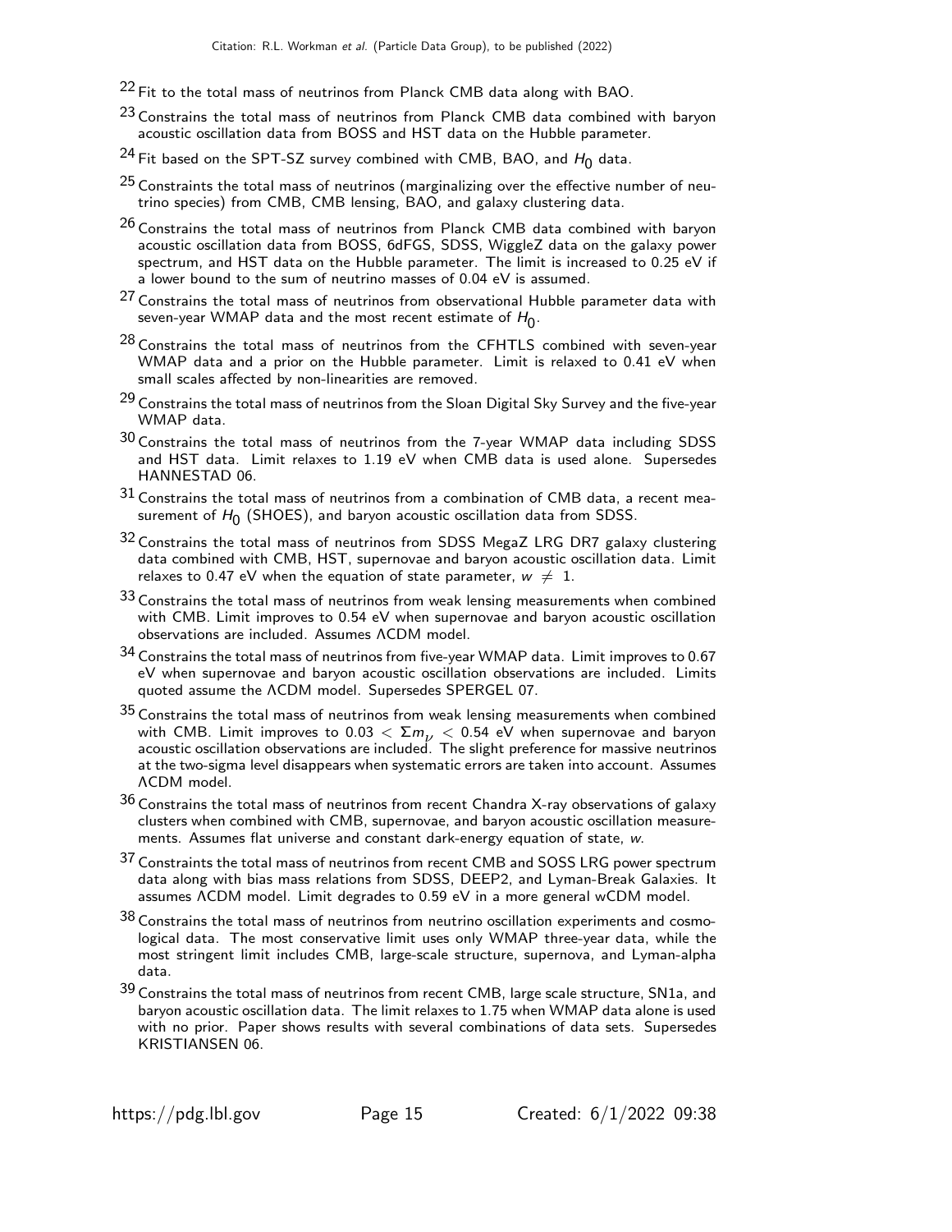[22] Fit to the total mass of neutrinos from Planck CMB data along with BAO.

[23] Constrains the total mass of neutrinos from Planck CMB data combined with baryon acoustic oscillation data from BOSS and HST data on the Hubble parameter.

[24] Fit based on the SPT-SZ survey combined with CMB, BAO, and $H_0$ data.

[25] Constraints the total mass of neutrinos (marginalizing over the effective number of neutrino species) from CMB, CMB lensing, BAO, and galaxy clustering data.

[26] Constrains the total mass of neutrinos from Planck CMB data combined with baryon acoustic oscillation data from BOSS, 6dFGS, SDSS, WiggleZ data on the galaxy power spectrum, and HST data on the Hubble parameter. The limit is increased to 0.25 eV if a lower bound to the sum of neutrino masses of 0.04 eV is assumed.

[27] Constrains the total mass of neutrinos from observational Hubble parameter data with seven-year WMAP data and the most recent estimate of $H_0$.

[28] Constrains the total mass of neutrinos from the CFHTLS combined with seven-year WMAP data and a prior on the Hubble parameter. Limit is relaxed to 0.41 eV when small scales affected by non-linearities are removed.

[29] Constrains the total mass of neutrinos from the Sloan Digital Sky Survey and the five-year WMAP data.

[30] Constrains the total mass of neutrinos from the 7-year WMAP data including SDSS and HST data. Limit relaxes to 1.19 eV when CMB data is used alone. Supersedes HANNESTAD 06.

[31] Constrains the total mass of neutrinos from a combination of CMB data, a recent measurement of $H_0$ (SHOES), and baryon acoustic oscillation data from SDSS.

[32] Constrains the total mass of neutrinos from SDSS MegaZ LRG DR7 galaxy clustering data combined with CMB, HST, supernovae and baryon acoustic oscillation data. Limit relaxes to 0.47 eV when the equation of state parameter, $w \neq 1$.

[33] Constrains the total mass of neutrinos from weak lensing measurements when combined with CMB. Limit improves to 0.54 eV when supernovae and baryon acoustic oscillation observations are included. Assumes ΛCDM model.

[34] Constrains the total mass of neutrinos from five-year WMAP data. Limit improves to 0.67 eV when supernovae and baryon acoustic oscillation observations are included. Limits quoted assume the ΛCDM model. Supersedes SPERGEL 07.

[35] Constrains the total mass of neutrinos from weak lensing measurements when combined with CMB. Limit improves to $0.03 < \Sigma m_\nu < 0.54$ eV when supernovae and baryon acoustic oscillation observations are included. The slight preference for massive neutrinos at the two-sigma level disappears when systematic errors are taken into account. Assumes ΛCDM model.

[36] Constrains the total mass of neutrinos from recent Chandra X-ray observations of galaxy clusters when combined with CMB, supernovae, and baryon acoustic oscillation measurements. Assumes flat universe and constant dark-energy equation of state, $w$.

[37] Constraints the total mass of neutrinos from recent CMB and SOSS LRG power spectrum data along with bias mass relations from SDSS, DEEP2, and Lyman-Break Galaxies. It assumes ΛCDM model. Limit degrades to 0.59 eV in a more general wCDM model.

[38] Constrains the total mass of neutrinos from neutrino oscillation experiments and cosmological data. The most conservative limit uses only WMAP three-year data, while the most stringent limit includes CMB, large-scale structure, supernova, and Lyman-alpha data.

[39] Constrains the total mass of neutrinos from recent CMB, large scale structure, SN1a, and baryon acoustic oscillation data. The limit relaxes to 1.75 when WMAP data alone is used with no prior. Paper shows results with several combinations of data sets. Supersedes KRISTIANSEN 06.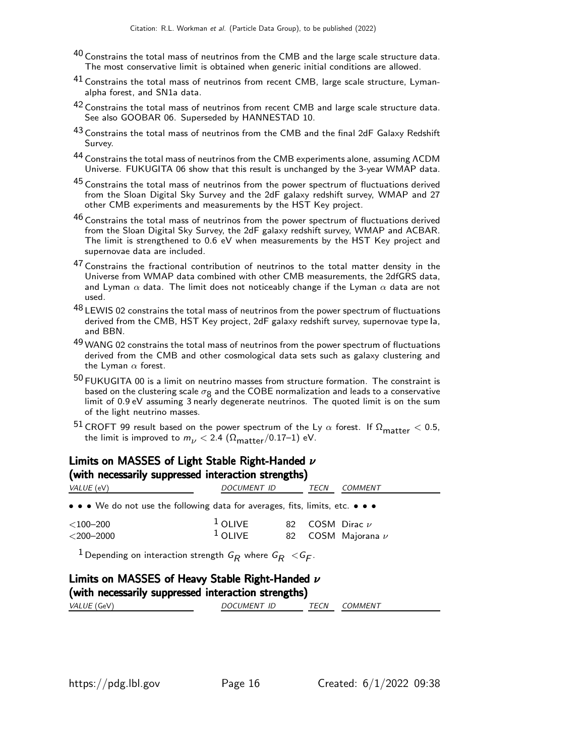[40] Constrains the total mass of neutrinos from the CMB and the large scale structure data. The most conservative limit is obtained when generic initial conditions are allowed.

[41] Constrains the total mass of neutrinos from recent CMB, large scale structure, Lyman-alpha forest, and SN1a data.

[42] Constrains the total mass of neutrinos from recent CMB and large scale structure data. See also GOOBAR 06. Superseded by HANNESTAD 10.

[43] Constrains the total mass of neutrinos from the CMB and the final 2dF Galaxy Redshift Survey.

[44] Constrains the total mass of neutrinos from the CMB experiments alone, assuming ΛCDM Universe. FUKUGITA 06 show that this result is unchanged by the 3-year WMAP data.

[45] Constrains the total mass of neutrinos from the power spectrum of fluctuations derived from the Sloan Digital Sky Survey and the 2dF galaxy redshift survey, WMAP and 27 other CMB experiments and measurements by the HST Key project.

[46] Constrains the total mass of neutrinos from the power spectrum of fluctuations derived from the Sloan Digital Sky Survey, the 2dF galaxy redshift survey, WMAP and ACBAR. The limit is strengthened to 0.6 eV when measurements by the HST Key project and supernovae data are included.

[47] Constrains the fractional contribution of neutrinos to the total matter density in the Universe from WMAP data combined with other CMB measurements, the 2dfGRS data, and Lyman $\alpha$ data. The limit does not noticeably change if the Lyman $\alpha$ data are not used.

[48] LEWIS 02 constrains the total mass of neutrinos from the power spectrum of fluctuations derived from the CMB, HST Key project, 2dF galaxy redshift survey, supernovae type Ia, and BBN.

[49] WANG 02 constrains the total mass of neutrinos from the power spectrum of fluctuations derived from the CMB and other cosmological data sets such as galaxy clustering and the Lyman $\alpha$ forest.

[50] FUKUGITA 00 is a limit on neutrino masses from structure formation. The constraint is based on the clustering scale $\sigma_8$ and the COBE normalization and leads to a conservative limit of 0.9 eV assuming 3 nearly degenerate neutrinos. The quoted limit is on the sum of the light neutrino masses.

[51] CROFT 99 result based on the power spectrum of the Ly $\alpha$ forest. If $\Omega_{\text{matter}} < 0.5$, the limit is improved to $m_\nu < 2.4$ ($\Omega_{\text{matter}}/0.17$–1) eV.

## Limits on MASSES of Light Stable Right-Handed $\nu$ (with necessarily suppressed interaction strengths)

| *VALUE* (eV) | *DOCUMENT ID* | | *TECN* | *COMMENT* |
|---|---|---|---|---|
| • • • We do not use the following data for averages, fits, limits, etc. • • • | | | | |
| <100–200 | [1] OLIVE | 82 | COSM | Dirac $\nu$ |
| <200–2000 | [1] OLIVE | 82 | COSM | Majorana $\nu$ |

[1] Depending on interaction strength $G_R$ where $G_R < G_F$.

## Limits on MASSES of Heavy Stable Right-Handed $\nu$ (with necessarily suppressed interaction strengths)

| *VALUE* (GeV) | *DOCUMENT ID* | *TECN* | *COMMENT* |
|---|---|---|---|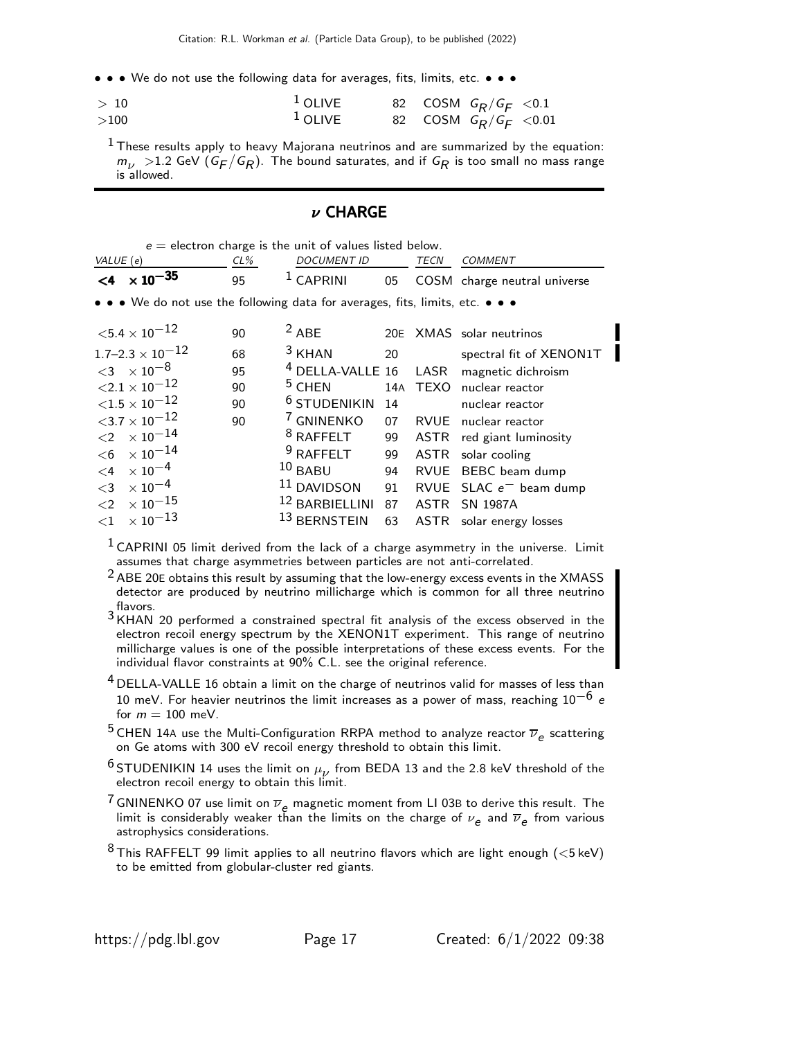• • • We do not use the following data for averages, fits, limits, etc. • • •

| | | | | |
|---|---|---|---|---|
| > 10 | [1] OLIVE | 82 | COSM | $G_R/G_F$ <0.1 |
| >100 | [1] OLIVE | 82 | COSM | $G_R/G_F$ <0.01 |

[1] These results apply to heavy Majorana neutrinos and are summarized by the equation: $m_\nu$ >1.2 GeV ($G_F/G_R$). The bound saturates, and if $G_R$ is too small no mass range is allowed.

## $\nu$ CHARGE

$e$ = electron charge is the unit of values listed below.

| VALUE ($e$) | CL% | DOCUMENT ID | | TECN | COMMENT |
|---|---|---|---|---|---|
| **<4 $\times 10^{-35}$** | 95 | [1] CAPRINI | 05 | COSM | charge neutral universe |

• • • We do not use the following data for averages, fits, limits, etc. • • •

| VALUE ($e$) | CL% | DOCUMENT ID | | TECN | COMMENT |
|---|---|---|---|---|---|
| $<5.4 \times 10^{-12}$ | 90 | [2] ABE | 20E | XMAS | solar neutrinos |
| $1.7–2.3 \times 10^{-12}$ | 68 | [3] KHAN | 20 | | spectral fit of XENON1T |
| $<3 \times 10^{-8}$ | 95 | [4] DELLA-VALLE | 16 | LASR | magnetic dichroism |
| $<2.1 \times 10^{-12}$ | 90 | [5] CHEN | 14A | TEXO | nuclear reactor |
| $<1.5 \times 10^{-12}$ | 90 | [6] STUDENIKIN | 14 | | nuclear reactor |
| $<3.7 \times 10^{-12}$ | 90 | [7] GNINENKO | 07 | RVUE | nuclear reactor |
| $<2 \times 10^{-14}$ | | [8] RAFFELT | 99 | ASTR | red giant luminosity |
| $<6 \times 10^{-14}$ | | [9] RAFFELT | 99 | ASTR | solar cooling |
| $<4 \times 10^{-4}$ | | [10] BABU | 94 | RVUE | BEBC beam dump |
| $<3 \times 10^{-4}$ | | [11] DAVIDSON | 91 | RVUE | SLAC $e^-$ beam dump |
| $<2 \times 10^{-15}$ | | [12] BARBIELLINI | 87 | ASTR | SN 1987A |
| $<1 \times 10^{-13}$ | | [13] BERNSTEIN | 63 | ASTR | solar energy losses |

[1] CAPRINI 05 limit derived from the lack of a charge asymmetry in the universe. Limit assumes that charge asymmetries between particles are not anti-correlated.

[2] ABE 20E obtains this result by assuming that the low-energy excess events in the XMASS detector are produced by neutrino millicharge which is common for all three neutrino flavors.

[3] KHAN 20 performed a constrained spectral fit analysis of the excess observed in the electron recoil energy spectrum by the XENON1T experiment. This range of neutrino millicharge values is one of the possible interpretations of these excess events. For the individual flavor constraints at 90% C.L. see the original reference.

[4] DELLA-VALLE 16 obtain a limit on the charge of neutrinos valid for masses of less than 10 meV. For heavier neutrinos the limit increases as a power of mass, reaching $10^{-6}$ $e$ for $m$ = 100 meV.

[5] CHEN 14A use the Multi-Configuration RRPA method to analyze reactor $\overline{\nu}_e$ scattering on Ge atoms with 300 eV recoil energy threshold to obtain this limit.

[6] STUDENIKIN 14 uses the limit on $\mu_\nu$ from BEDA 13 and the 2.8 keV threshold of the electron recoil energy to obtain this limit.

[7] GNINENKO 07 use limit on $\overline{\nu}_e$ magnetic moment from LI 03B to derive this result. The limit is considerably weaker than the limits on the charge of $\nu_e$ and $\overline{\nu}_e$ from various astrophysics considerations.

[8] This RAFFELT 99 limit applies to all neutrino flavors which are light enough (<5 keV) to be emitted from globular-cluster red giants.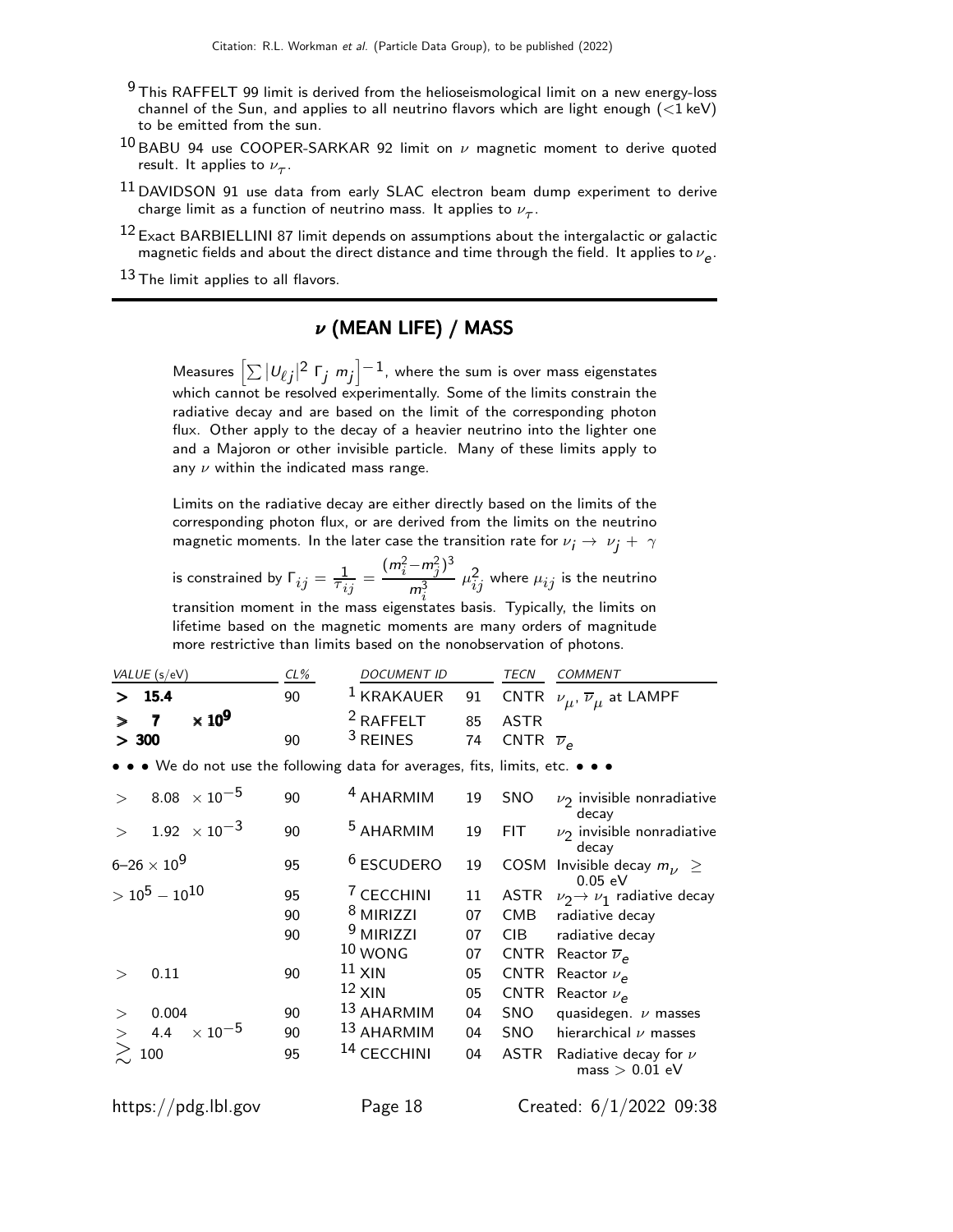[9] This RAFFELT 99 limit is derived from the helioseismological limit on a new energy-loss channel of the Sun, and applies to all neutrino flavors which are light enough (<1 keV) to be emitted from the sun.

[10] BABU 94 use COOPER-SARKAR 92 limit on $\nu$ magnetic moment to derive quoted result. It applies to $\nu_\tau$.

[11] DAVIDSON 91 use data from early SLAC electron beam dump experiment to derive charge limit as a function of neutrino mass. It applies to $\nu_\tau$.

[12] Exact BARBIELLINI 87 limit depends on assumptions about the intergalactic or galactic magnetic fields and about the direct distance and time through the field. It applies to $\nu_e$.

[13] The limit applies to all flavors.

## $\nu$ (MEAN LIFE) / MASS

Measures $\left[\sum |U_{\ell j}|^2 \; \Gamma_j \; m_j\right]^{-1}$, where the sum is over mass eigenstates which cannot be resolved experimentally. Some of the limits constrain the radiative decay and are based on the limit of the corresponding photon flux. Other apply to the decay of a heavier neutrino into the lighter one and a Majoron or other invisible particle. Many of these limits apply to any $\nu$ within the indicated mass range.

Limits on the radiative decay are either directly based on the limits of the corresponding photon flux, or are derived from the limits on the neutrino magnetic moments. In the later case the transition rate for $\nu_i \to \nu_j + \gamma$ is constrained by $\Gamma_{ij} = \frac{1}{\tau_{ij}} = \frac{(m_i^2 - m_j^2)^3}{m_i^3} \, \mu_{ij}^2$ where $\mu_{ij}$ is the neutrino transition moment in the mass eigenstates basis. Typically, the limits on lifetime based on the magnetic moments are many orders of magnitude more restrictive than limits based on the nonobservation of photons.

| VALUE (s/eV) | CL% | DOCUMENT ID | | TECN | COMMENT |
|---|---|---|---|---|---|
| **> 15.4** | 90 | [1] KRAKAUER | 91 | CNTR | $\nu_\mu$, $\overline{\nu}_\mu$ at LAMPF |
| **≥ 7 $\times 10^9$** | | [2] RAFFELT | 85 | ASTR | |
| **> 300** | 90 | [3] REINES | 74 | CNTR | $\overline{\nu}_e$ |
| • • • We do not use the following data for averages, fits, limits, etc. • • • | | | | | |
| > $8.08 \times 10^{-5}$ | 90 | [4] AHARMIM | 19 | SNO | $\nu_2$ invisible nonradiative decay |
| > $1.92 \times 10^{-3}$ | 90 | [5] AHARMIM | 19 | FIT | $\nu_2$ invisible nonradiative decay |
| 6–26 $\times 10^9$ | 95 | [6] ESCUDERO | 19 | COSM | Invisible decay $m_\nu \geq$ 0.05 eV |
| $> 10^5 - 10^{10}$ | 95 | [7] CECCHINI | 11 | ASTR | $\nu_2 \to \nu_1$ radiative decay |
| | 90 | [8] MIRIZZI | 07 | CMB | radiative decay |
| | 90 | [9] MIRIZZI | 07 | CIB | radiative decay |
| | | [10] WONG | 07 | CNTR | Reactor $\overline{\nu}_e$ |
| > 0.11 | 90 | [11] XIN | 05 | CNTR | Reactor $\nu_e$ |
| | | [12] XIN | 05 | CNTR | Reactor $\nu_e$ |
| > 0.004 | 90 | [13] AHARMIM | 04 | SNO | quasidegen. $\nu$ masses |
| > $4.4 \times 10^{-5}$ | 90 | [13] AHARMIM | 04 | SNO | hierarchical $\nu$ masses |
| $\gtrsim$ 100 | 95 | [14] CECCHINI | 04 | ASTR | Radiative decay for $\nu$ mass > 0.01 eV |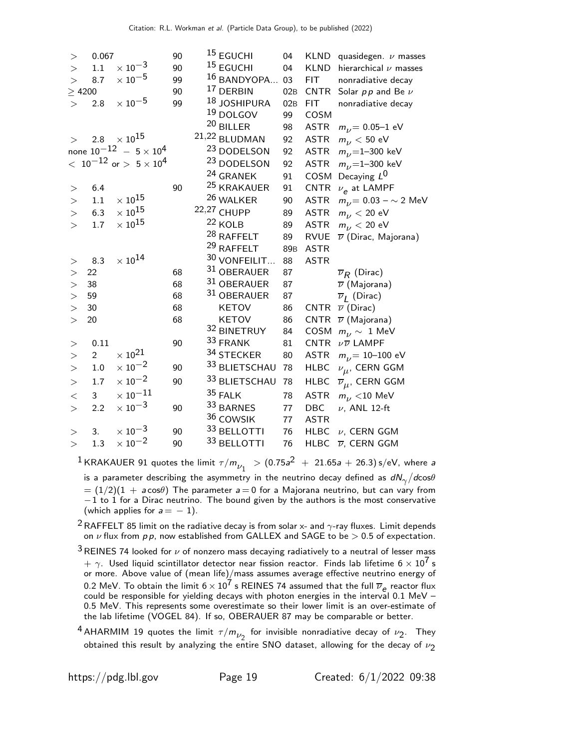| VALUE | CL% | DOCUMENT ID | | TECN | COMMENT |
|---|---|---|---|---|---|
| $> 0.067$ | 90 | [15] EGUCHI | 04 | KLND | quasidegen. $\nu$ masses |
| $> 1.1 \times 10^{-3}$ | 90 | [15] EGUCHI | 04 | KLND | hierarchical $\nu$ masses |
| $> 8.7 \times 10^{-5}$ | 99 | [16] BANDYOPA... | 03 | FIT | nonradiative decay |
| $\geq 4200$ | 90 | [17] DERBIN | 02B | CNTR | Solar $pp$ and Be $\nu$ |
| $> 2.8 \times 10^{-5}$ | 99 | [18] JOSHIPURA | 02B | FIT | nonradiative decay |
| | | [19] DOLGOV | 99 | COSM | |
| | | [20] BILLER | 98 | ASTR | $m_\nu$= 0.05–1 eV |
| $> 2.8 \times 10^{15}$ | | [21,22] BLUDMAN | 92 | ASTR | $m_\nu < 50$ eV |
| none $10^{-12} - 5 \times 10^{4}$ | | [23] DODELSON | 92 | ASTR | $m_\nu$=1–300 keV |
| $< 10^{-12}$ or $> 5 \times 10^{4}$ | | [23] DODELSON | 92 | ASTR | $m_\nu$=1–300 keV |
| | | [24] GRANEK | 91 | COSM | Decaying $L^0$ |
| $> 6.4$ | 90 | [25] KRAKAUER | 91 | CNTR | $\nu_e$ at LAMPF |
| $> 1.1 \times 10^{15}$ | | [26] WALKER | 90 | ASTR | $m_\nu$= 0.03 – $\sim$ 2 MeV |
| $> 6.3 \times 10^{15}$ | | [22,27] CHUPP | 89 | ASTR | $m_\nu < 20$ eV |
| $> 1.7 \times 10^{15}$ | | [22] KOLB | 89 | ASTR | $m_\nu < 20$ eV |
| | | [28] RAFFELT | 89 | RVUE | $\overline{\nu}$ (Dirac, Majorana) |
| | | [29] RAFFELT | 89B | ASTR | |
| $> 8.3 \times 10^{14}$ | | [30] VONFEILIT... | 88 | ASTR | |
| $> 22$ | 68 | [31] OBERAUER | 87 | | $\overline{\nu}_R$ (Dirac) |
| $> 38$ | 68 | [31] OBERAUER | 87 | | $\overline{\nu}$ (Majorana) |
| $> 59$ | 68 | [31] OBERAUER | 87 | | $\overline{\nu}_L$ (Dirac) |
| $> 30$ | 68 | KETOV | 86 | CNTR | $\overline{\nu}$ (Dirac) |
| $> 20$ | 68 | KETOV | 86 | CNTR | $\overline{\nu}$ (Majorana) |
| | | [32] BINETRUY | 84 | COSM | $m_\nu \sim$ 1 MeV |
| $> 0.11$ | 90 | [33] FRANK | 81 | CNTR | $\nu\overline{\nu}$ LAMPF |
| $> 2 \times 10^{21}$ | | [34] STECKER | 80 | ASTR | $m_\nu$= 10–100 eV |
| $> 1.0 \times 10^{-2}$ | 90 | [33] BLIETSCHAU | 78 | HLBC | $\nu_\mu$, CERN GGM |
| $> 1.7 \times 10^{-2}$ | 90 | [33] BLIETSCHAU | 78 | HLBC | $\overline{\nu}_\mu$, CERN GGM |
| $< 3 \times 10^{-11}$ | | [35] FALK | 78 | ASTR | $m_\nu$ <10 MeV |
| $> 2.2 \times 10^{-3}$ | 90 | [33] BARNES | 77 | DBC | $\nu$, ANL 12-ft |
| | | [36] COWSIK | 77 | ASTR | |
| $> 3. \times 10^{-3}$ | 90 | [33] BELLOTTI | 76 | HLBC | $\nu$, CERN GGM |
| $> 1.3 \times 10^{-2}$ | 90 | [33] BELLOTTI | 76 | HLBC | $\overline{\nu}$, CERN GGM |

[1] KRAKAUER 91 quotes the limit $\tau/m_{\nu_1} > (0.75a^2 + 21.65a + 26.3)$ s/eV, where $a$ is a parameter describing the asymmetry in the neutrino decay defined as $dN_\gamma/d\cos\theta = (1/2)(1 + a\cos\theta)$ The parameter $a = 0$ for a Majorana neutrino, but can vary from $-1$ to 1 for a Dirac neutrino. The bound given by the authors is the most conservative (which applies for $a = -1$).

[2] RAFFELT 85 limit on the radiative decay is from solar x- and $\gamma$-ray fluxes. Limit depends on $\nu$ flux from $pp$, now established from GALLEX and SAGE to be > 0.5 of expectation.

[3] REINES 74 looked for $\nu$ of nonzero mass decaying radiatively to a neutral of lesser mass + $\gamma$. Used liquid scintillator detector near fission reactor. Finds lab lifetime $6 \times 10^7$ s or more. Above value of (mean life)/mass assumes average effective neutrino energy of 0.2 MeV. To obtain the limit $6 \times 10^7$ s REINES 74 assumed that the full $\overline{\nu}_e$ reactor flux could be responsible for yielding decays with photon energies in the interval 0.1 MeV – 0.5 MeV. This represents some overestimate so their lower limit is an over-estimate of the lab lifetime (VOGEL 84). If so, OBERAUER 87 may be comparable or better.

[4] AHARMIM 19 quotes the limit $\tau/m_{\nu_2}$ for invisible nonradiative decay of $\nu_2$. They obtained this result by analyzing the entire SNO dataset, allowing for the decay of $\nu_2$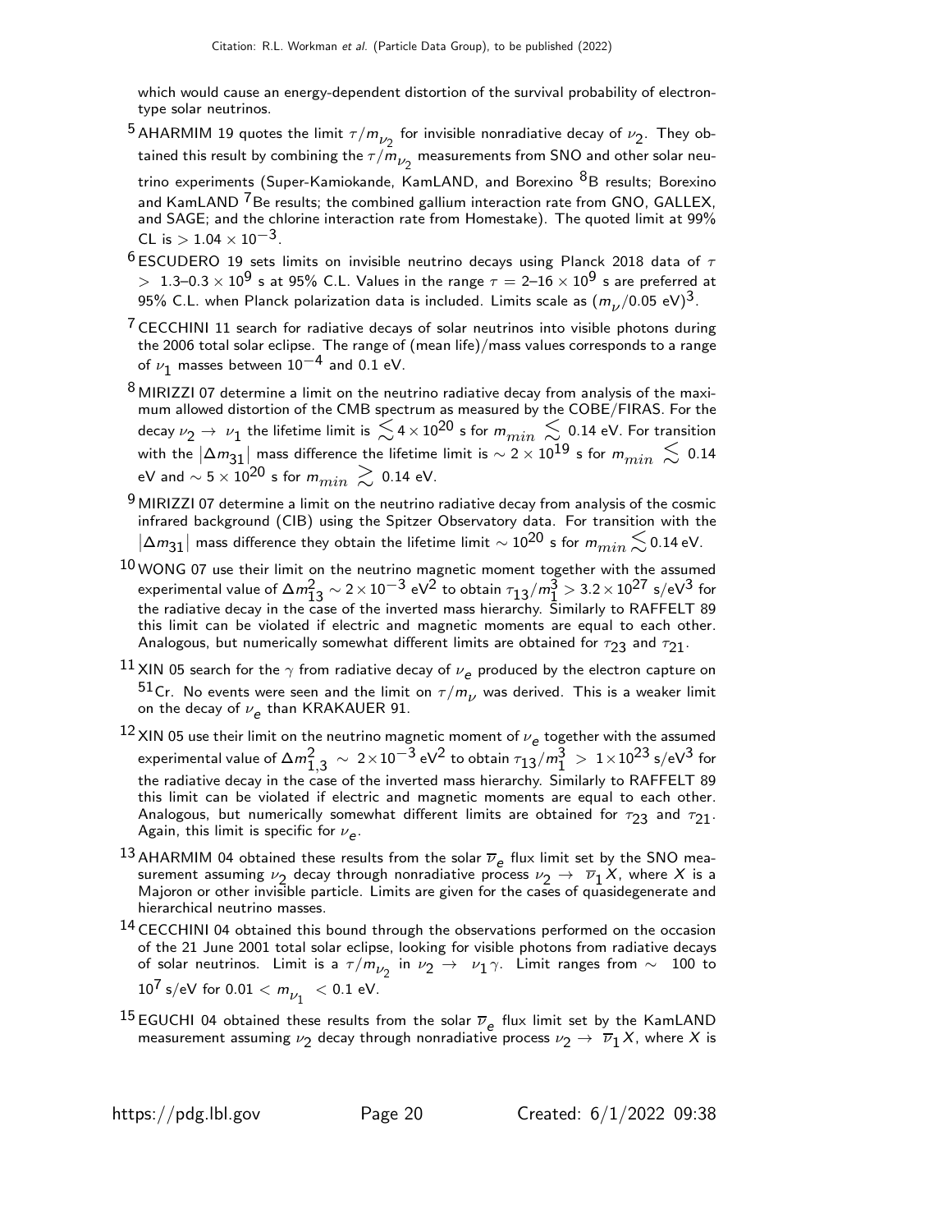which would cause an energy-dependent distortion of the survival probability of electron-type solar neutrinos.

[5] AHARMIM 19 quotes the limit $\tau/m_{\nu_2}$ for invisible nonradiative decay of $\nu_2$. They obtained this result by combining the $\tau/m_{\nu_2}$ measurements from SNO and other solar neutrino experiments (Super-Kamiokande, KamLAND, and Borexino $^8$B results; Borexino and KamLAND $^7$Be results; the combined gallium interaction rate from GNO, GALLEX, and SAGE; and the chlorine interaction rate from Homestake). The quoted limit at 99% CL is $> 1.04 \times 10^{-3}$.

[6] ESCUDERO 19 sets limits on invisible neutrino decays using Planck 2018 data of $\tau > 1.3$–$0.3 \times 10^9$ s at 95% C.L. Values in the range $\tau = 2$–$16 \times 10^9$ s are preferred at 95% C.L. when Planck polarization data is included. Limits scale as $(m_\nu/0.05 \text{ eV})^3$.

[7] CECCHINI 11 search for radiative decays of solar neutrinos into visible photons during the 2006 total solar eclipse. The range of (mean life)/mass values corresponds to a range of $\nu_1$ masses between $10^{-4}$ and 0.1 eV.

[8] MIRIZZI 07 determine a limit on the neutrino radiative decay from analysis of the maximum allowed distortion of the CMB spectrum as measured by the COBE/FIRAS. For the decay $\nu_2 \rightarrow \nu_1$ the lifetime limit is $\lesssim 4 \times 10^{20}$ s for $m_{min} \lesssim 0.14$ eV. For transition with the $|\Delta m_{31}|$ mass difference the lifetime limit is $\sim 2 \times 10^{19}$ s for $m_{min} \lesssim 0.14$ eV and $\sim 5 \times 10^{20}$ s for $m_{min} \gtrsim 0.14$ eV.

[9] MIRIZZI 07 determine a limit on the neutrino radiative decay from analysis of the cosmic infrared background (CIB) using the Spitzer Observatory data. For transition with the $|\Delta m_{31}|$ mass difference they obtain the lifetime limit $\sim 10^{20}$ s for $m_{min} \lesssim 0.14$ eV.

[10] WONG 07 use their limit on the neutrino magnetic moment together with the assumed experimental value of $\Delta m^2_{13} \sim 2 \times 10^{-3}$ eV$^2$ to obtain $\tau_{13}/m_1^3 > 3.2 \times 10^{27}$ s/eV$^3$ for the radiative decay in the case of the inverted mass hierarchy. Similarly to RAFFELT 89 this limit can be violated if electric and magnetic moments are equal to each other. Analogous, but numerically somewhat different limits are obtained for $\tau_{23}$ and $\tau_{21}$.

[11] XIN 05 search for the $\gamma$ from radiative decay of $\nu_e$ produced by the electron capture on $^{51}$Cr. No events were seen and the limit on $\tau/m_\nu$ was derived. This is a weaker limit on the decay of $\nu_e$ than KRAKAUER 91.

[12] XIN 05 use their limit on the neutrino magnetic moment of $\nu_e$ together with the assumed experimental value of $\Delta m^2_{1,3} \sim 2 \times 10^{-3}$ eV$^2$ to obtain $\tau_{13}/m_1^3 > 1 \times 10^{23}$ s/eV$^3$ for the radiative decay in the case of the inverted mass hierarchy. Similarly to RAFFELT 89 this limit can be violated if electric and magnetic moments are equal to each other. Analogous, but numerically somewhat different limits are obtained for $\tau_{23}$ and $\tau_{21}$. Again, this limit is specific for $\nu_e$.

[13] AHARMIM 04 obtained these results from the solar $\overline{\nu}_e$ flux limit set by the SNO measurement assuming $\nu_2$ decay through nonradiative process $\nu_2 \rightarrow \overline{\nu}_1 X$, where $X$ is a Majoron or other invisible particle. Limits are given for the cases of quasidegenerate and hierarchical neutrino masses.

[14] CECCHINI 04 obtained this bound through the observations performed on the occasion of the 21 June 2001 total solar eclipse, looking for visible photons from radiative decays of solar neutrinos. Limit is a $\tau/m_{\nu_2}$ in $\nu_2 \rightarrow \nu_1 \gamma$. Limit ranges from $\sim$ 100 to $10^7$ s/eV for $0.01 < m_{\nu_1} < 0.1$ eV.

[15] EGUCHI 04 obtained these results from the solar $\overline{\nu}_e$ flux limit set by the KamLAND measurement assuming $\nu_2$ decay through nonradiative process $\nu_2 \rightarrow \overline{\nu}_1 X$, where $X$ is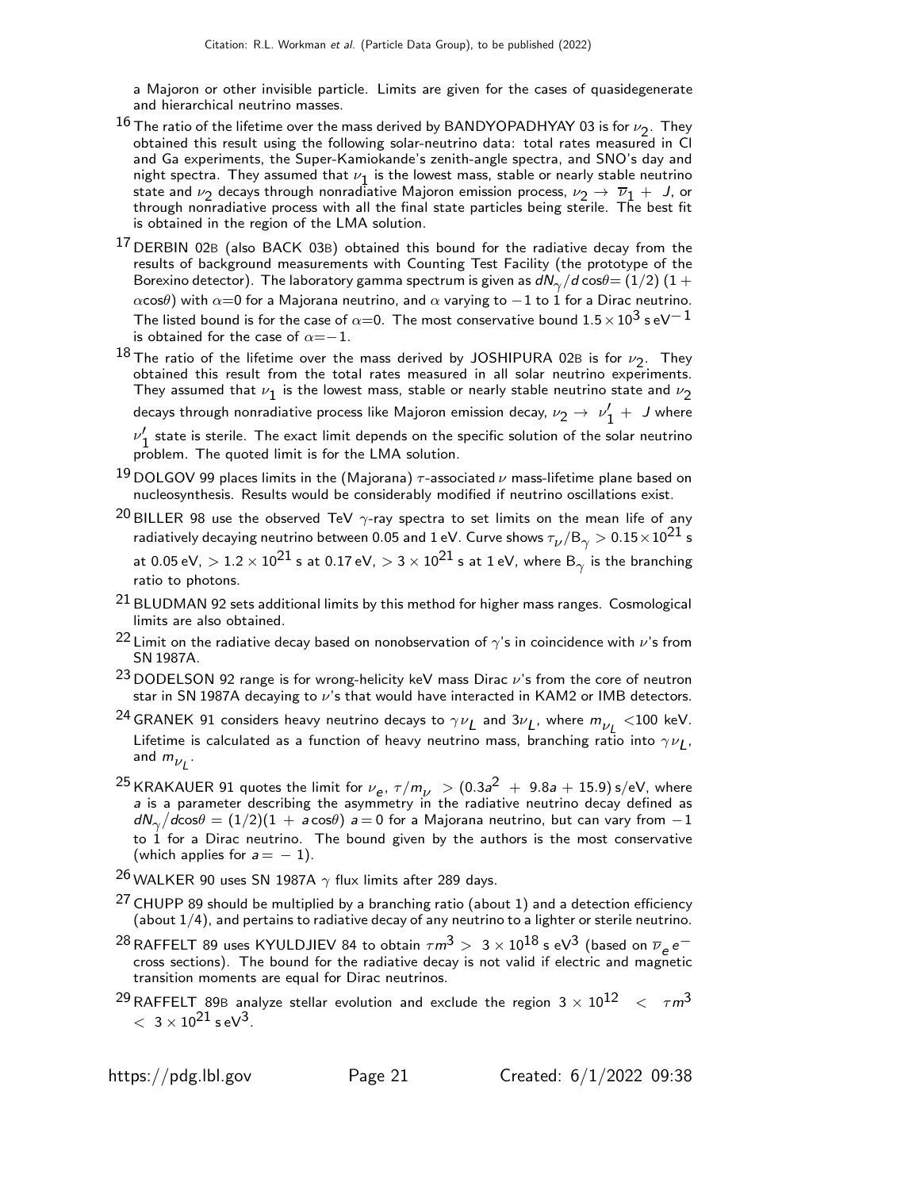a Majoron or other invisible particle. Limits are given for the cases of quasidegenerate and hierarchical neutrino masses.

[16] The ratio of the lifetime over the mass derived by BANDYOPADHYAY 03 is for $\nu_2$. They obtained this result using the following solar-neutrino data: total rates measured in Cl and Ga experiments, the Super-Kamiokande's zenith-angle spectra, and SNO's day and night spectra. They assumed that $\nu_1$ is the lowest mass, stable or nearly stable neutrino state and $\nu_2$ decays through nonradiative Majoron emission process, $\nu_2 \rightarrow \overline{\nu}_1 + J$, or through nonradiative process with all the final state particles being sterile. The best fit is obtained in the region of the LMA solution.

[17] DERBIN 02B (also BACK 03B) obtained this bound for the radiative decay from the results of background measurements with Counting Test Facility (the prototype of the Borexino detector). The laboratory gamma spectrum is given as $dN_\gamma/d\cos\theta = (1/2)(1 + \alpha\cos\theta)$ with $\alpha$=0 for a Majorana neutrino, and $\alpha$ varying to $-1$ to 1 for a Dirac neutrino. The listed bound is for the case of $\alpha$=0. The most conservative bound $1.5 \times 10^3$ s eV$^{-1}$ is obtained for the case of $\alpha=-1$.

[18] The ratio of the lifetime over the mass derived by JOSHIPURA 02B is for $\nu_2$. They obtained this result from the total rates measured in all solar neutrino experiments. They assumed that $\nu_1$ is the lowest mass, stable or nearly stable neutrino state and $\nu_2$ decays through nonradiative process like Majoron emission decay, $\nu_2 \rightarrow \nu_1' + J$ where $\nu_1'$ state is sterile. The exact limit depends on the specific solution of the solar neutrino problem. The quoted limit is for the LMA solution.

[19] DOLGOV 99 places limits in the (Majorana) $\tau$-associated $\nu$ mass-lifetime plane based on nucleosynthesis. Results would be considerably modified if neutrino oscillations exist.

[20] BILLER 98 use the observed TeV $\gamma$-ray spectra to set limits on the mean life of any radiatively decaying neutrino between 0.05 and 1 eV. Curve shows $\tau_\nu/\text{B}_\gamma > 0.15 \times 10^{21}$ s at 0.05 eV, $> 1.2 \times 10^{21}$ s at 0.17 eV, $> 3 \times 10^{21}$ s at 1 eV, where $\text{B}_\gamma$ is the branching ratio to photons.

[21] BLUDMAN 92 sets additional limits by this method for higher mass ranges. Cosmological limits are also obtained.

[22] Limit on the radiative decay based on nonobservation of $\gamma$'s in coincidence with $\nu$'s from SN 1987A.

[23] DODELSON 92 range is for wrong-helicity keV mass Dirac $\nu$'s from the core of neutron star in SN 1987A decaying to $\nu$'s that would have interacted in KAM2 or IMB detectors.

[24] GRANEK 91 considers heavy neutrino decays to $\gamma\nu_L$ and $3\nu_L$, where $m_{\nu_L} <$100 keV. Lifetime is calculated as a function of heavy neutrino mass, branching ratio into $\gamma\nu_L$, and $m_{\nu_L}$.

[25] KRAKAUER 91 quotes the limit for $\nu_e$, $\tau/m_\nu > (0.3a^2 + 9.8a + 15.9)$ s/eV, where $a$ is a parameter describing the asymmetry in the radiative neutrino decay defined as $dN_\gamma/d\cos\theta = (1/2)(1 + a\cos\theta)$ $a=0$ for a Majorana neutrino, but can vary from $-1$ to 1 for a Dirac neutrino. The bound given by the authors is the most conservative (which applies for $a = -1$).

[26] WALKER 90 uses SN 1987A $\gamma$ flux limits after 289 days.

[27] CHUPP 89 should be multiplied by a branching ratio (about 1) and a detection efficiency (about 1/4), and pertains to radiative decay of any neutrino to a lighter or sterile neutrino.

[28] RAFFELT 89 uses KYULDJIEV 84 to obtain $\tau m^3 > 3 \times 10^{18}$ s eV$^3$ (based on $\overline{\nu}_e e^-$ cross sections). The bound for the radiative decay is not valid if electric and magnetic transition moments are equal for Dirac neutrinos.

[29] RAFFELT 89B analyze stellar evolution and exclude the region $3 \times 10^{12} < \tau m^3 < 3 \times 10^{21}$ s eV$^3$.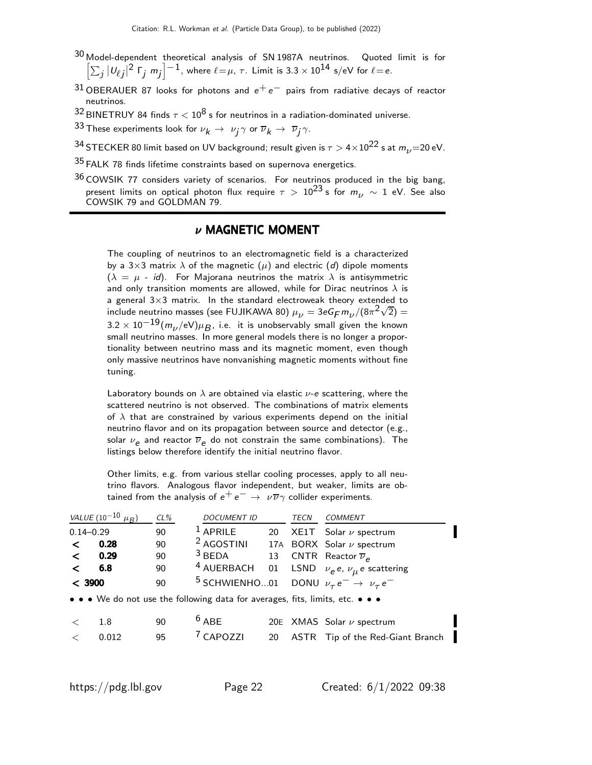[30] Model-dependent theoretical analysis of SN 1987A neutrinos. Quoted limit is for $\left[\sum_j |U_{\ell j}|^2 \, \Gamma_j \, m_j\right]^{-1}$, where $\ell = \mu, \tau$. Limit is $3.3 \times 10^{14}$ s/eV for $\ell = e$.

[31] OBERAUER 87 looks for photons and $e^+ e^-$ pairs from radiative decays of reactor neutrinos.

[32] BINETRUY 84 finds $\tau < 10^8$ s for neutrinos in a radiation-dominated universe.

[33] These experiments look for $\nu_k \rightarrow \nu_j \gamma$ or $\overline{\nu}_k \rightarrow \overline{\nu}_j \gamma$.

[34] STECKER 80 limit based on UV background; result given is $\tau > 4 \times 10^{22}$ s at $m_\nu = 20$ eV.

[35] FALK 78 finds lifetime constraints based on supernova energetics.

[36] COWSIK 77 considers variety of scenarios. For neutrinos produced in the big bang, present limits on optical photon flux require $\tau > 10^{23}$ s for $m_\nu \sim 1$ eV. See also COWSIK 79 and GOLDMAN 79.

## $\nu$ MAGNETIC MOMENT

The coupling of neutrinos to an electromagnetic field is a characterized by a $3\times3$ matrix $\lambda$ of the magnetic ($\mu$) and electric ($d$) dipole moments ($\lambda = \mu$ - $id$). For Majorana neutrinos the matrix $\lambda$ is antisymmetric and only transition moments are allowed, while for Dirac neutrinos $\lambda$ is a general $3\times3$ matrix. In the standard electroweak theory extended to include neutrino masses (see FUJIKAWA 80) $\mu_\nu = 3eG_F m_\nu/(8\pi^2\sqrt{2}) = 3.2 \times 10^{-19}(m_\nu/\text{eV})\mu_B$, i.e. it is unobservably small given the known small neutrino masses. In more general models there is no longer a proportionality between neutrino mass and its magnetic moment, even though only massive neutrinos have nonvanishing magnetic moments without fine tuning.

Laboratory bounds on $\lambda$ are obtained via elastic $\nu$-$e$ scattering, where the scattered neutrino is not observed. The combinations of matrix elements of $\lambda$ that are constrained by various experiments depend on the initial neutrino flavor and on its propagation between source and detector (e.g., solar $\nu_e$ and reactor $\overline{\nu}_e$ do not constrain the same combinations). The listings below therefore identify the initial neutrino flavor.

Other limits, e.g. from various stellar cooling processes, apply to all neutrino flavors. Analogous flavor independent, but weaker, limits are obtained from the analysis of $e^+ e^- \rightarrow \nu\overline{\nu}\gamma$ collider experiments.

| VALUE ($10^{-10}$ $\mu_B$) | CL% | DOCUMENT ID | | TECN | COMMENT |
|---|---|---|---|---|---|
| 0.14–0.29 | 90 | [1] APRILE | 20 | XE1T | Solar $\nu$ spectrum |
| **< 0.28** | 90 | [2] AGOSTINI | 17A | BORX | Solar $\nu$ spectrum |
| **< 0.29** | 90 | [3] BEDA | 13 | CNTR | Reactor $\overline{\nu}_e$ |
| **< 6.8** | 90 | [4] AUERBACH | 01 | LSND | $\nu_e e$, $\nu_\mu e$ scattering |
| **< 3900** | 90 | [5] SCHWIENHO...01 | | DONU | $\nu_\tau e^- \rightarrow \nu_\tau e^-$ |
| • • • We do not use the following data for averages, fits, limits, etc. • • • | | | | | |
| < 1.8 | 90 | [6] ABE | 20E | XMAS | Solar $\nu$ spectrum |
| < 0.012 | 95 | [7] CAPOZZI | 20 | ASTR | Tip of the Red-Giant Branch |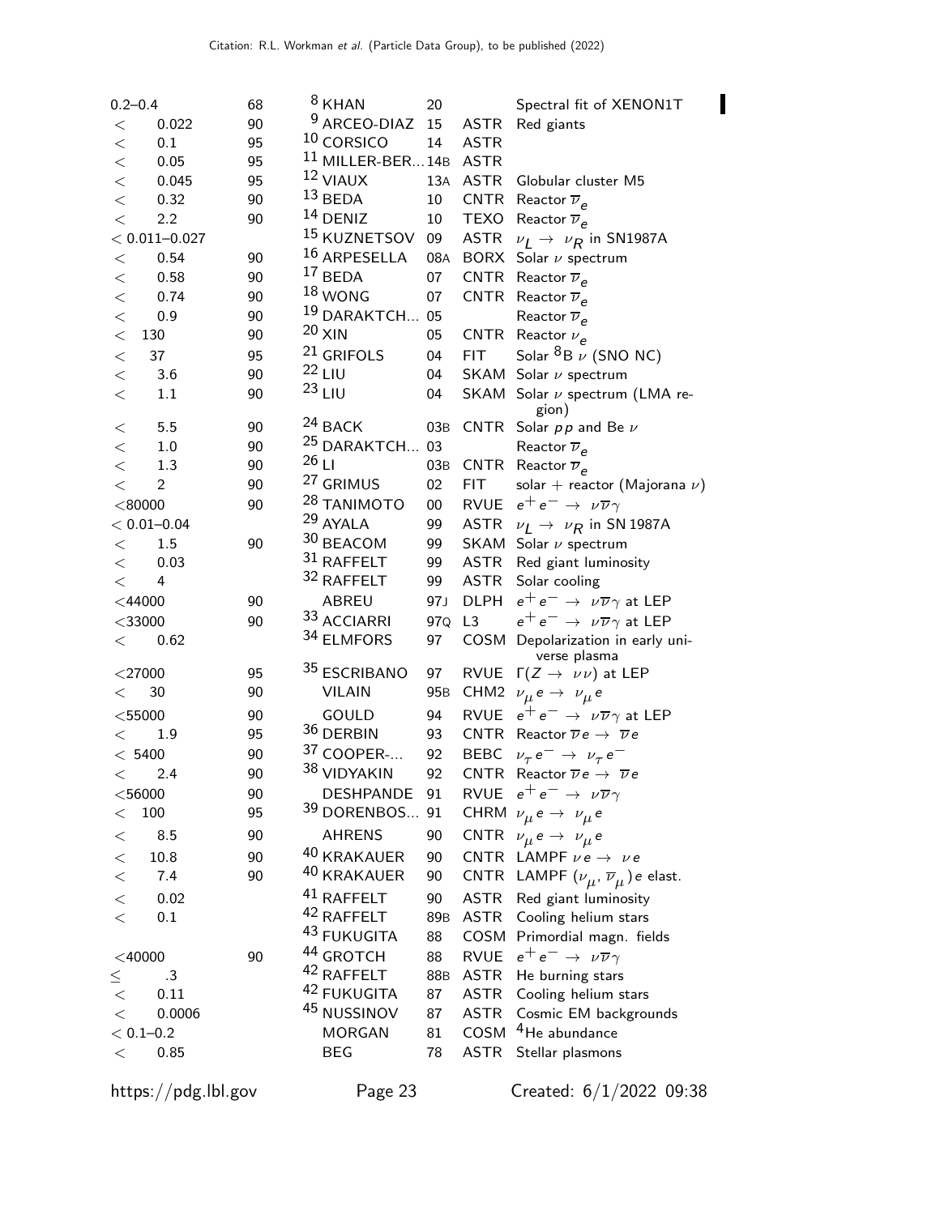| VALUE | CL% | DOCUMENT ID | | TECN | COMMENT |
|---|---|---|---|---|---|
| 0.2–0.4 | 68 | [8] KHAN | 20 | | Spectral fit of XENON1T |
| < 0.022 | 90 | [9] ARCEO-DIAZ | 15 | ASTR | Red giants |
| < 0.1 | 95 | [10] CORSICO | 14 | ASTR | |
| < 0.05 | 95 | [11] MILLER-BER... | 14B | ASTR | |
| < 0.045 | 95 | [12] VIAUX | 13A | ASTR | Globular cluster M5 |
| < 0.32 | 90 | [13] BEDA | 10 | CNTR | Reactor $\overline{\nu}_e$ |
| < 2.2 | 90 | [14] DENIZ | 10 | TEXO | Reactor $\overline{\nu}_e$ |
| < 0.011–0.027 | | [15] KUZNETSOV | 09 | ASTR | $\nu_L \rightarrow \nu_R$ in SN1987A |
| < 0.54 | 90 | [16] ARPESELLA | 08A | BORX | Solar $\nu$ spectrum |
| < 0.58 | 90 | [17] BEDA | 07 | CNTR | Reactor $\overline{\nu}_e$ |
| < 0.74 | 90 | [18] WONG | 07 | CNTR | Reactor $\overline{\nu}_e$ |
| < 0.9 | 90 | [19] DARAKTCH... | 05 | | Reactor $\overline{\nu}_e$ |
| < 130 | 90 | [20] XIN | 05 | CNTR | Reactor $\nu_e$ |
| < 37 | 95 | [21] GRIFOLS | 04 | FIT | Solar $^8$B $\nu$ (SNO NC) |
| < 3.6 | 90 | [22] LIU | 04 | SKAM | Solar $\nu$ spectrum |
| < 1.1 | 90 | [23] LIU | 04 | SKAM | Solar $\nu$ spectrum (LMA region) |
| < 5.5 | 90 | [24] BACK | 03B | CNTR | Solar $pp$ and Be $\nu$ |
| < 1.0 | 90 | [25] DARAKTCH... | 03 | | Reactor $\overline{\nu}_e$ |
| < 1.3 | 90 | [26] LI | 03B | CNTR | Reactor $\overline{\nu}_e$ |
| < 2 | 90 | [27] GRIMUS | 02 | FIT | solar + reactor (Majorana $\nu$) |
| <80000 | 90 | [28] TANIMOTO | 00 | RVUE | $e^+e^- \rightarrow \nu\overline{\nu}\gamma$ |
| < 0.01–0.04 | | [29] AYALA | 99 | ASTR | $\nu_L \rightarrow \nu_R$ in SN 1987A |
| < 1.5 | 90 | [30] BEACOM | 99 | SKAM | Solar $\nu$ spectrum |
| < 0.03 | | [31] RAFFELT | 99 | ASTR | Red giant luminosity |
| < 4 | | [32] RAFFELT | 99 | ASTR | Solar cooling |
| <44000 | 90 | ABREU | 97J | DLPH | $e^+e^- \rightarrow \nu\overline{\nu}\gamma$ at LEP |
| <33000 | 90 | [33] ACCIARRI | 97Q | L3 | $e^+e^- \rightarrow \nu\overline{\nu}\gamma$ at LEP |
| < 0.62 | | [34] ELMFORS | 97 | COSM | Depolarization in early universe plasma |
| <27000 | 95 | [35] ESCRIBANO | 97 | RVUE | $\Gamma(Z \rightarrow \nu\nu)$ at LEP |
| < 30 | 90 | VILAIN | 95B | CHM2 | $\nu_\mu e \rightarrow \nu_\mu e$ |
| <55000 | 90 | GOULD | 94 | RVUE | $e^+e^- \rightarrow \nu\overline{\nu}\gamma$ at LEP |
| < 1.9 | 95 | [36] DERBIN | 93 | CNTR | Reactor $\overline{\nu}e \rightarrow \overline{\nu}e$ |
| < 5400 | 90 | [37] COOPER-... | 92 | BEBC | $\nu_\tau e^- \rightarrow \nu_\tau e^-$ |
| < 2.4 | 90 | [38] VIDYAKIN | 92 | CNTR | Reactor $\overline{\nu}e \rightarrow \overline{\nu}e$ |
| <56000 | 90 | DESHPANDE | 91 | RVUE | $e^+e^- \rightarrow \nu\overline{\nu}\gamma$ |
| < 100 | 95 | [39] DORENBOS... | 91 | CHRM | $\nu_\mu e \rightarrow \nu_\mu e$ |
| < 8.5 | 90 | AHRENS | 90 | CNTR | $\nu_\mu e \rightarrow \nu_\mu e$ |
| < 10.8 | 90 | [40] KRAKAUER | 90 | CNTR | LAMPF $\nu e \rightarrow \nu e$ |
| < 7.4 | 90 | [40] KRAKAUER | 90 | CNTR | LAMPF $(\nu_\mu, \overline{\nu}_\mu) e$ elast. |
| < 0.02 | | [41] RAFFELT | 90 | ASTR | Red giant luminosity |
| < 0.1 | | [42] RAFFELT | 89B | ASTR | Cooling helium stars |
| | | [43] FUKUGITA | 88 | COSM | Primordial magn. fields |
| <40000 | 90 | [44] GROTCH | 88 | RVUE | $e^+e^- \rightarrow \nu\overline{\nu}\gamma$ |
| ≤ .3 | | [42] RAFFELT | 88B | ASTR | He burning stars |
| < 0.11 | | [42] FUKUGITA | 87 | ASTR | Cooling helium stars |
| < 0.0006 | | [45] NUSSINOV | 87 | ASTR | Cosmic EM backgrounds |
| < 0.1–0.2 | | MORGAN | 81 | COSM | $^4$He abundance |
| < 0.85 | | BEG | 78 | ASTR | Stellar plasmons |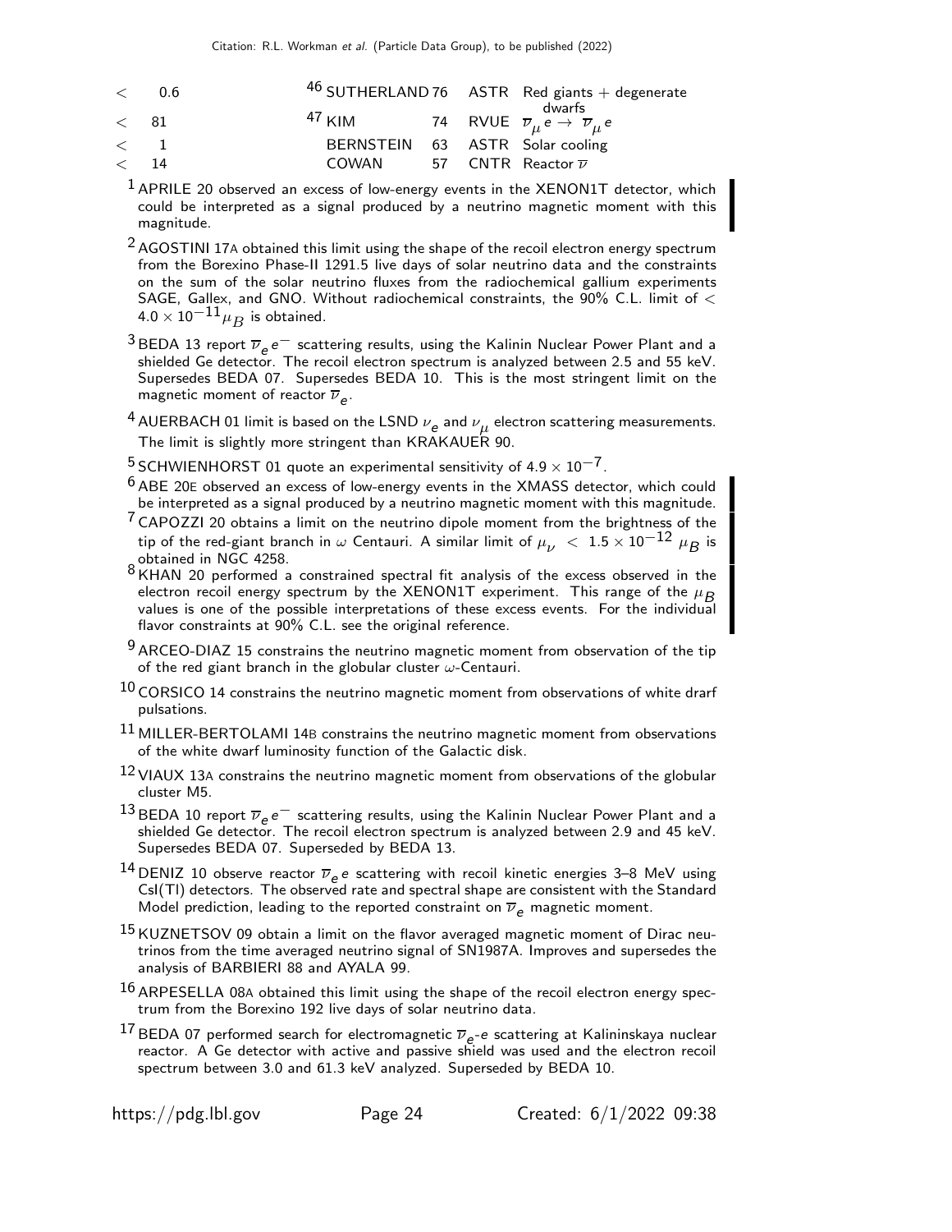| | | | | | |
|---|---|---|---|---|---|
| $<$ | 0.6 | [46] SUTHERLAND | 76 | ASTR | Red giants + degenerate dwarfs |
| $<$ | 81 | [47] KIM | 74 | RVUE | $\overline{\nu}_\mu e \rightarrow \overline{\nu}_\mu e$ |
| $<$ | 1 | BERNSTEIN | 63 | ASTR | Solar cooling |
| $<$ | 14 | COWAN | 57 | CNTR | Reactor $\overline{\nu}$ |

[1] APRILE 20 observed an excess of low-energy events in the XENON1T detector, which could be interpreted as a signal produced by a neutrino magnetic moment with this magnitude.

[2] AGOSTINI 17A obtained this limit using the shape of the recoil electron energy spectrum from the Borexino Phase-II 1291.5 live days of solar neutrino data and the constraints on the sum of the solar neutrino fluxes from the radiochemical gallium experiments SAGE, Gallex, and GNO. Without radiochemical constraints, the 90% C.L. limit of $< 4.0 \times 10^{-11} \mu_B$ is obtained.

[3] BEDA 13 report $\overline{\nu}_e e^-$ scattering results, using the Kalinin Nuclear Power Plant and a shielded Ge detector. The recoil electron spectrum is analyzed between 2.5 and 55 keV. Supersedes BEDA 07. Supersedes BEDA 10. This is the most stringent limit on the magnetic moment of reactor $\overline{\nu}_e$.

[4] AUERBACH 01 limit is based on the LSND $\nu_e$ and $\nu_\mu$ electron scattering measurements. The limit is slightly more stringent than KRAKAUER 90.

[5] SCHWIENHORST 01 quote an experimental sensitivity of $4.9 \times 10^{-7}$.

[6] ABE 20E observed an excess of low-energy events in the XMASS detector, which could be interpreted as a signal produced by a neutrino magnetic moment with this magnitude.

[7] CAPOZZI 20 obtains a limit on the neutrino dipole moment from the brightness of the tip of the red-giant branch in $\omega$ Centauri. A similar limit of $\mu_\nu < 1.5 \times 10^{-12} \mu_B$ is obtained in NGC 4258.

[8] KHAN 20 performed a constrained spectral fit analysis of the excess observed in the electron recoil energy spectrum by the XENON1T experiment. This range of the $\mu_B$ values is one of the possible interpretations of these excess events. For the individual flavor constraints at 90% C.L. see the original reference.

[9] ARCEO-DIAZ 15 constrains the neutrino magnetic moment from observation of the tip of the red giant branch in the globular cluster $\omega$-Centauri.

[10] CORSICO 14 constrains the neutrino magnetic moment from observations of white drarf pulsations.

[11] MILLER-BERTOLAMI 14B constrains the neutrino magnetic moment from observations of the white dwarf luminosity function of the Galactic disk.

[12] VIAUX 13A constrains the neutrino magnetic moment from observations of the globular cluster M5.

[13] BEDA 10 report $\overline{\nu}_e e^-$ scattering results, using the Kalinin Nuclear Power Plant and a shielded Ge detector. The recoil electron spectrum is analyzed between 2.9 and 45 keV. Supersedes BEDA 07. Superseded by BEDA 13.

[14] DENIZ 10 observe reactor $\overline{\nu}_e e$ scattering with recoil kinetic energies 3–8 MeV using CsI(Tl) detectors. The observed rate and spectral shape are consistent with the Standard Model prediction, leading to the reported constraint on $\overline{\nu}_e$ magnetic moment.

[15] KUZNETSOV 09 obtain a limit on the flavor averaged magnetic moment of Dirac neutrinos from the time averaged neutrino signal of SN1987A. Improves and supersedes the analysis of BARBIERI 88 and AYALA 99.

[16] ARPESELLA 08A obtained this limit using the shape of the recoil electron energy spectrum from the Borexino 192 live days of solar neutrino data.

[17] BEDA 07 performed search for electromagnetic $\overline{\nu}_e$-$e$ scattering at Kalininskaya nuclear reactor. A Ge detector with active and passive shield was used and the electron recoil spectrum between 3.0 and 61.3 keV analyzed. Superseded by BEDA 10.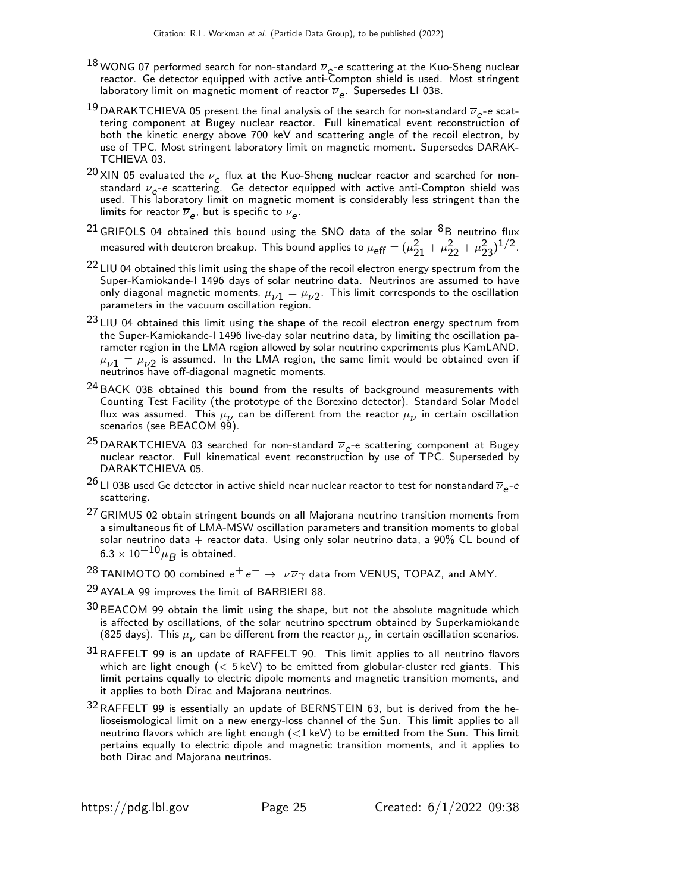[18] WONG 07 performed search for non-standard $\overline{\nu}_e$-$e$ scattering at the Kuo-Sheng nuclear reactor. Ge detector equipped with active anti-Compton shield is used. Most stringent laboratory limit on magnetic moment of reactor $\overline{\nu}_e$. Supersedes LI 03B.

[19] DARAKTCHIEVA 05 present the final analysis of the search for non-standard $\overline{\nu}_e$-$e$ scattering component at Bugey nuclear reactor. Full kinematical event reconstruction of both the kinetic energy above 700 keV and scattering angle of the recoil electron, by use of TPC. Most stringent laboratory limit on magnetic moment. Supersedes DARAKTCHIEVA 03.

[20] XIN 05 evaluated the $\nu_e$ flux at the Kuo-Sheng nuclear reactor and searched for non-standard $\nu_e$-$e$ scattering. Ge detector equipped with active anti-Compton shield was used. This laboratory limit on magnetic moment is considerably less stringent than the limits for reactor $\overline{\nu}_e$, but is specific to $\nu_e$.

[21] GRIFOLS 04 obtained this bound using the SNO data of the solar $^8$B neutrino flux measured with deuteron breakup. This bound applies to $\mu_{\text{eff}} = (\mu_{21}^2 + \mu_{22}^2 + \mu_{23}^2)^{1/2}$.

[22] LIU 04 obtained this limit using the shape of the recoil electron energy spectrum from the Super-Kamiokande-I 1496 days of solar neutrino data. Neutrinos are assumed to have only diagonal magnetic moments, $\mu_{\nu 1} = \mu_{\nu 2}$. This limit corresponds to the oscillation parameters in the vacuum oscillation region.

[23] LIU 04 obtained this limit using the shape of the recoil electron energy spectrum from the Super-Kamiokande-I 1496 live-day solar neutrino data, by limiting the oscillation parameter region in the LMA region allowed by solar neutrino experiments plus KamLAND. $\mu_{\nu 1} = \mu_{\nu 2}$ is assumed. In the LMA region, the same limit would be obtained even if neutrinos have off-diagonal magnetic moments.

[24] BACK 03B obtained this bound from the results of background measurements with Counting Test Facility (the prototype of the Borexino detector). Standard Solar Model flux was assumed. This $\mu_\nu$ can be different from the reactor $\mu_\nu$ in certain oscillation scenarios (see BEACOM 99).

[25] DARAKTCHIEVA 03 searched for non-standard $\overline{\nu}_e$-e scattering component at Bugey nuclear reactor. Full kinematical event reconstruction by use of TPC. Superseded by DARAKTCHIEVA 05.

[26] LI 03B used Ge detector in active shield near nuclear reactor to test for nonstandard $\overline{\nu}_e$-$e$ scattering.

[27] GRIMUS 02 obtain stringent bounds on all Majorana neutrino transition moments from a simultaneous fit of LMA-MSW oscillation parameters and transition moments to global solar neutrino data + reactor data. Using only solar neutrino data, a 90% CL bound of $6.3 \times 10^{-10} \mu_B$ is obtained.

[28] TANIMOTO 00 combined $e^+ e^- \rightarrow \nu \overline{\nu} \gamma$ data from VENUS, TOPAZ, and AMY.

[29] AYALA 99 improves the limit of BARBIERI 88.

[30] BEACOM 99 obtain the limit using the shape, but not the absolute magnitude which is affected by oscillations, of the solar neutrino spectrum obtained by Superkamiokande (825 days). This $\mu_\nu$ can be different from the reactor $\mu_\nu$ in certain oscillation scenarios.

[31] RAFFELT 99 is an update of RAFFELT 90. This limit applies to all neutrino flavors which are light enough ($< 5$ keV) to be emitted from globular-cluster red giants. This limit pertains equally to electric dipole moments and magnetic transition moments, and it applies to both Dirac and Majorana neutrinos.

[32] RAFFELT 99 is essentially an update of BERNSTEIN 63, but is derived from the helioseismological limit on a new energy-loss channel of the Sun. This limit applies to all neutrino flavors which are light enough ($<$1 keV) to be emitted from the Sun. This limit pertains equally to electric dipole and magnetic transition moments, and it applies to both Dirac and Majorana neutrinos.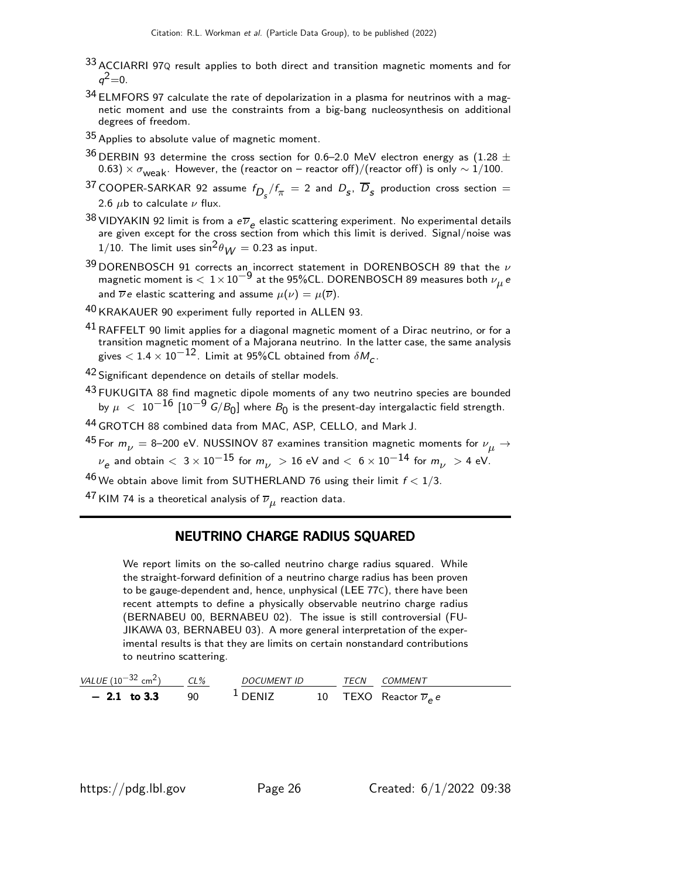[33] ACCIARRI 97Q result applies to both direct and transition magnetic moments and for $q^2$=0.

[34] ELMFORS 97 calculate the rate of depolarization in a plasma for neutrinos with a magnetic moment and use the constraints from a big-bang nucleosynthesis on additional degrees of freedom.

[35] Applies to absolute value of magnetic moment.

[36] DERBIN 93 determine the cross section for 0.6–2.0 MeV electron energy as $(1.28 \pm 0.63) \times \sigma_{\text{weak}}$. However, the (reactor on − reactor off)/(reactor off) is only $\sim 1/100$.

[37] COOPER-SARKAR 92 assume $f_{D_s}/f_\pi = 2$ and $D_s$, $\overline{D}_s$ production cross section = 2.6 $\mu$b to calculate $\nu$ flux.

[38] VIDYAKIN 92 limit is from a $e\overline{\nu}_e$ elastic scattering experiment. No experimental details are given except for the cross section from which this limit is derived. Signal/noise was 1/10. The limit uses $\sin^2\theta_W = 0.23$ as input.

[39] DORENBOSCH 91 corrects an incorrect statement in DORENBOSCH 89 that the $\nu$ magnetic moment is $< 1 \times 10^{-9}$ at the 95%CL. DORENBOSCH 89 measures both $\nu_\mu e$ and $\overline{\nu} e$ elastic scattering and assume $\mu(\nu) = \mu(\overline{\nu})$.

[40] KRAKAUER 90 experiment fully reported in ALLEN 93.

[41] RAFFELT 90 limit applies for a diagonal magnetic moment of a Dirac neutrino, or for a transition magnetic moment of a Majorana neutrino. In the latter case, the same analysis gives $< 1.4 \times 10^{-12}$. Limit at 95%CL obtained from $\delta M_c$.

[42] Significant dependence on details of stellar models.

[43] FUKUGITA 88 find magnetic dipole moments of any two neutrino species are bounded by $\mu < 10^{-16}$ $[10^{-9}\ G/B_0]$ where $B_0$ is the present-day intergalactic field strength.

[44] GROTCH 88 combined data from MAC, ASP, CELLO, and Mark J.

[45] For $m_\nu$ = 8–200 eV. NUSSINOV 87 examines transition magnetic moments for $\nu_\mu \rightarrow \nu_e$ and obtain $< 3 \times 10^{-15}$ for $m_\nu > 16$ eV and $< 6 \times 10^{-14}$ for $m_\nu > 4$ eV.

[46] We obtain above limit from SUTHERLAND 76 using their limit $f < 1/3$.

[47] KIM 74 is a theoretical analysis of $\overline{\nu}_\mu$ reaction data.

## NEUTRINO CHARGE RADIUS SQUARED

We report limits on the so-called neutrino charge radius squared. While the straight-forward definition of a neutrino charge radius has been proven to be gauge-dependent and, hence, unphysical (LEE 77C), there have been recent attempts to define a physically observable neutrino charge radius (BERNABEU 00, BERNABEU 02). The issue is still controversial (FUJIKAWA 03, BERNABEU 03). A more general interpretation of the experimental results is that they are limits on certain nonstandard contributions to neutrino scattering.

| *VALUE* ($10^{-32}$ cm$^2$) | *CL%* | *DOCUMENT ID* | | *TECN* | *COMMENT* |
|---|---|---|---|---|---|
| **− 2.1 to 3.3** | 90 | [1] DENIZ | 10 | TEXO | Reactor $\overline{\nu}_e e$ |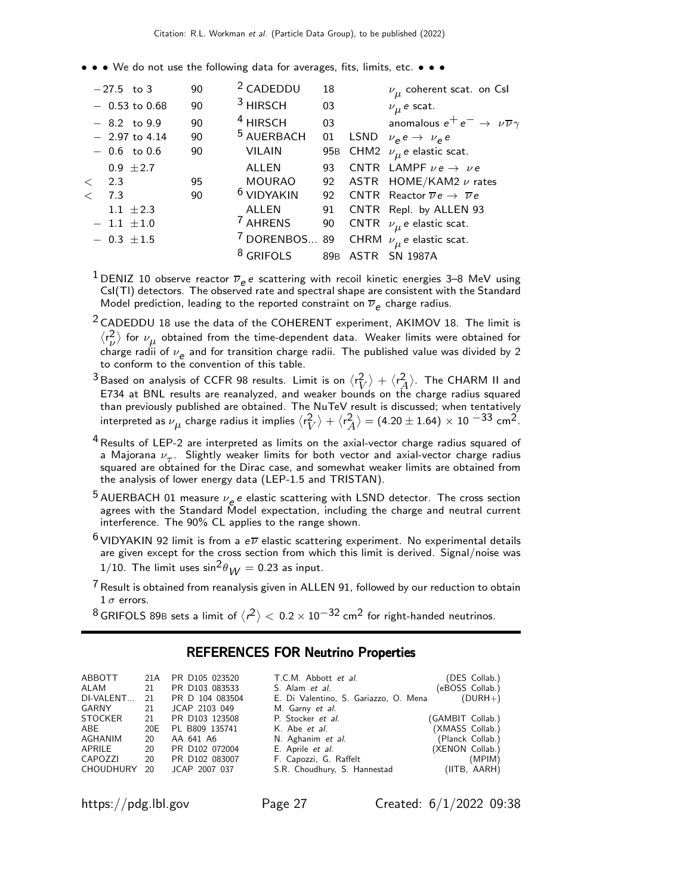• • • We do not use the following data for averages, fits, limits, etc. • • •

| VALUE | CL% | DOCUMENT ID | | TECN | COMMENT |
|---|---|---|---|---|---|
| −27.5 to 3 | 90 | [2] CADEDDU | 18 | | $\nu_\mu$ coherent scat. on CsI |
| − 0.53 to 0.68 | 90 | [3] HIRSCH | 03 | | $\nu_\mu e$ scat. |
| − 8.2 to 9.9 | 90 | [4] HIRSCH | 03 | | anomalous $e^+ e^- \rightarrow \nu\overline{\nu}\gamma$ |
| − 2.97 to 4.14 | 90 | [5] AUERBACH | 01 | LSND | $\nu_e e \rightarrow \nu_e e$ |
| − 0.6 to 0.6 | 90 | VILAIN | 95B | CHM2 | $\nu_\mu e$ elastic scat. |
| 0.9 ±2.7 | | ALLEN | 93 | CNTR | LAMPF $\nu e \rightarrow \nu e$ |
| < 2.3 | 95 | MOURAO | 92 | ASTR | HOME/KAM2 $\nu$ rates |
| < 7.3 | 90 | [6] VIDYAKIN | 92 | CNTR | Reactor $\overline{\nu} e \rightarrow \overline{\nu} e$ |
| 1.1 ±2.3 | | ALLEN | 91 | CNTR | Repl. by ALLEN 93 |
| − 1.1 ±1.0 | | [7] AHRENS | 90 | CNTR | $\nu_\mu e$ elastic scat. |
| − 0.3 ±1.5 | | [7] DORENBOS... | 89 | CHRM | $\nu_\mu e$ elastic scat. |
| | | [8] GRIFOLS | 89B | ASTR | SN 1987A |

[1] DENIZ 10 observe reactor $\overline{\nu}_e e$ scattering with recoil kinetic energies 3–8 MeV using CsI(Tl) detectors. The observed rate and spectral shape are consistent with the Standard Model prediction, leading to the reported constraint on $\overline{\nu}_e$ charge radius.

[2] CADEDDU 18 use the data of the COHERENT experiment, AKIMOV 18. The limit is $\langle r_\nu^2 \rangle$ for $\nu_\mu$ obtained from the time-dependent data. Weaker limits were obtained for charge radii of $\nu_e$ and for transition charge radii. The published value was divided by 2 to conform to the convention of this table.

[3] Based on analysis of CCFR 98 results. Limit is on $\langle r_V^2 \rangle + \langle r_A^2 \rangle$. The CHARM II and E734 at BNL results are reanalyzed, and weaker bounds on the charge radius squared than previously published are obtained. The NuTeV result is discussed; when tentatively interpreted as $\nu_\mu$ charge radius it implies $\langle r_V^2 \rangle + \langle r_A^2 \rangle = (4.20 \pm 1.64) \times 10^{-33}$ cm$^2$.

[4] Results of LEP-2 are interpreted as limits on the axial-vector charge radius squared of a Majorana $\nu_\tau$. Slightly weaker limits for both vector and axial-vector charge radius squared are obtained for the Dirac case, and somewhat weaker limits are obtained from the analysis of lower energy data (LEP-1.5 and TRISTAN).

[5] AUERBACH 01 measure $\nu_e e$ elastic scattering with LSND detector. The cross section agrees with the Standard Model expectation, including the charge and neutral current interference. The 90% CL applies to the range shown.

[6] VIDYAKIN 92 limit is from a $e\overline{\nu}$ elastic scattering experiment. No experimental details are given except for the cross section from which this limit is derived. Signal/noise was $1/10$. The limit uses $\sin^2\theta_W = 0.23$ as input.

[7] Result is obtained from reanalysis given in ALLEN 91, followed by our reduction to obtain $1\,\sigma$ errors.

[8] GRIFOLS 89B sets a limit of $\langle r^2 \rangle < 0.2 \times 10^{-32}$ cm$^2$ for right-handed neutrinos.

## REFERENCES FOR Neutrino Properties

| | | | | |
|---|---|---|---|---|
| ABBOTT | 21A | PR D105 023520 | T.C.M. Abbott *et al.* | (DES Collab.) |
| ALAM | 21 | PR D103 083533 | S. Alam *et al.* | (eBOSS Collab.) |
| DI-VALENT... | 21 | PR D 104 083504 | E. Di Valentino, S. Gariazzo, O. Mena | (DURH+) |
| GARNY | 21 | JCAP 2103 049 | M. Garny *et al.* | |
| STOCKER | 21 | PR D103 123508 | P. Stocker *et al.* | (GAMBIT Collab.) |
| ABE | 20E | PL B809 135741 | K. Abe *et al.* | (XMASS Collab.) |
| AGHANIM | 20 | AA 641 A6 | N. Aghanim *et al.* | (Planck Collab.) |
| APRILE | 20 | PR D102 072004 | E. Aprile *et al.* | (XENON Collab.) |
| CAPOZZI | 20 | PR D102 083007 | F. Capozzi, G. Raffelt | (MPIM) |
| CHOUDHURY | 20 | JCAP 2007 037 | S.R. Choudhury, S. Hannestad | (IITB, AARH) |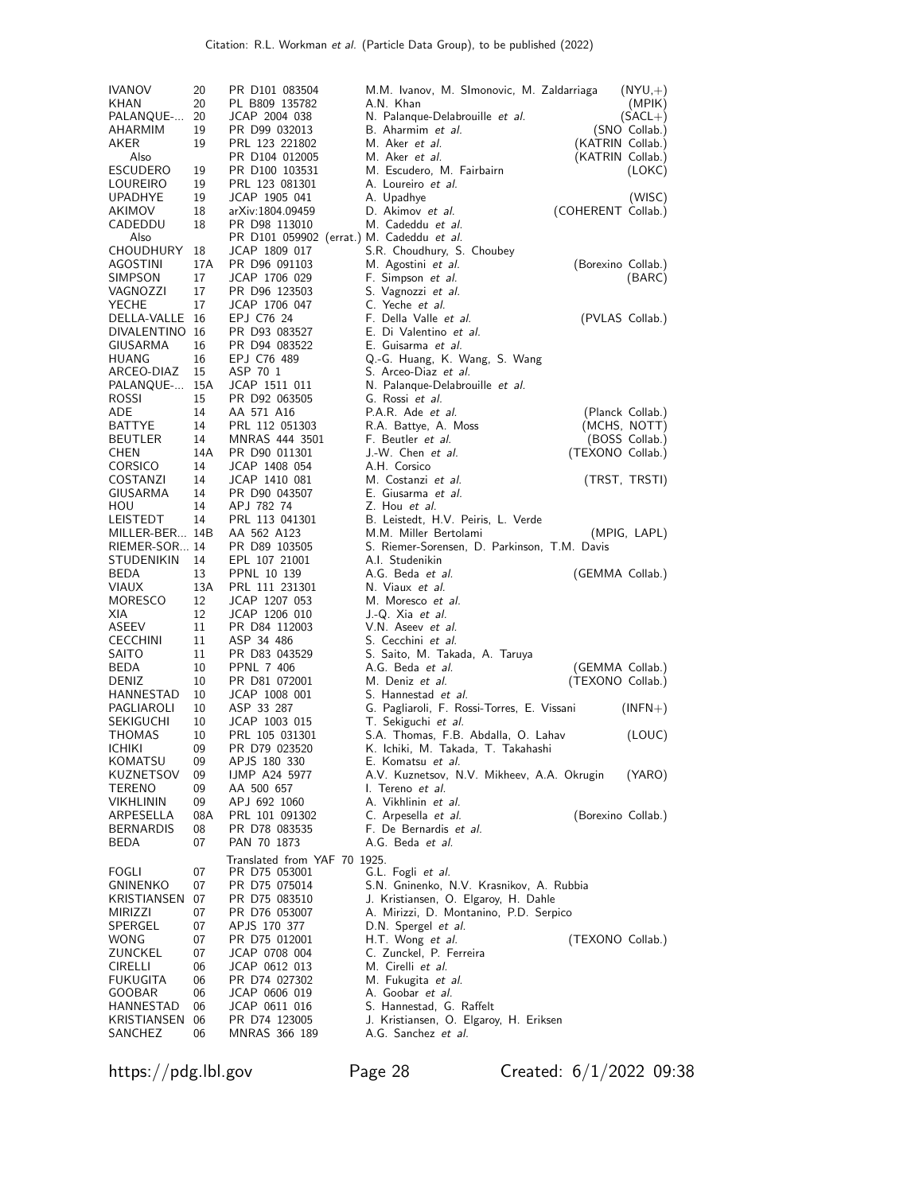| | | | | |
|---|---|---|---|---|
| IVANOV | 20 | PR D101 083504 | M.M. Ivanov, M. SImonovic, M. Zaldarriaga | (NYU,+) |
| KHAN | 20 | PL B809 135782 | A.N. Khan | (MPIK) |
| PALANQUE-... | 20 | JCAP 2004 038 | N. Palanque-Delabrouille *et al.* | (SACL+) |
| AHARMIM | 19 | PR D99 032013 | B. Aharmim *et al.* | (SNO Collab.) |
| AKER | 19 | PRL 123 221802 | M. Aker *et al.* | (KATRIN Collab.) |
| Also | | PR D104 012005 | M. Aker *et al.* | (KATRIN Collab.) |
| ESCUDERO | 19 | PR D100 103531 | M. Escudero, M. Fairbairn | (LOKC) |
| LOUREIRO | 19 | PRL 123 081301 | A. Loureiro *et al.* | |
| UPADHYE | 19 | JCAP 1905 041 | A. Upadhye | (WISC) |
| AKIMOV | 18 | arXiv:1804.09459 | D. Akimov *et al.* | (COHERENT Collab.) |
| CADEDDU | 18 | PR D98 113010 | M. Cadeddu *et al.* | |
| Also | | PR D101 059902 (errat.) | M. Cadeddu *et al.* | |
| CHOUDHURY | 18 | JCAP 1809 017 | S.R. Choudhury, S. Choubey | |
| AGOSTINI | 17A | PR D96 091103 | M. Agostini *et al.* | (Borexino Collab.) |
| SIMPSON | 17 | JCAP 1706 029 | F. Simpson *et al.* | (BARC) |
| VAGNOZZI | 17 | PR D96 123503 | S. Vagnozzi *et al.* | |
| YECHE | 17 | JCAP 1706 047 | C. Yeche *et al.* | |
| DELLA-VALLE | 16 | EPJ C76 24 | F. Della Valle *et al.* | (PVLAS Collab.) |
| DIVALENTINO | 16 | PR D93 083527 | E. Di Valentino *et al.* | |
| GIUSARMA | 16 | PR D94 083522 | E. Guisarma *et al.* | |
| HUANG | 16 | EPJ C76 489 | Q.-G. Huang, K. Wang, S. Wang | |
| ARCEO-DIAZ | 15 | ASP 70 1 | S. Arceo-Diaz *et al.* | |
| PALANQUE-... | 15A | JCAP 1511 011 | N. Palanque-Delabrouille *et al.* | |
| ROSSI | 15 | PR D92 063505 | G. Rossi *et al.* | |
| ADE | 14 | AA 571 A16 | P.A.R. Ade *et al.* | (Planck Collab.) |
| BATTYE | 14 | PRL 112 051303 | R.A. Battye, A. Moss | (MCHS, NOTT) |
| BEUTLER | 14 | MNRAS 444 3501 | F. Beutler *et al.* | (BOSS Collab.) |
| CHEN | 14A | PR D90 011301 | J.-W. Chen *et al.* | (TEXONO Collab.) |
| CORSICO | 14 | JCAP 1408 054 | A.H. Corsico | |
| COSTANZI | 14 | JCAP 1410 081 | M. Costanzi *et al.* | (TRST, TRSTI) |
| GIUSARMA | 14 | PR D90 043507 | E. Giusarma *et al.* | |
| HOU | 14 | APJ 782 74 | Z. Hou *et al.* | |
| LEISTEDT | 14 | PRL 113 041301 | B. Leistedt, H.V. Peiris, L. Verde | |
| MILLER-BER... | 14B | AA 562 A123 | M.M. Miller Bertolami | (MPIG, LAPL) |
| RIEMER-SOR... | 14 | PR D89 103505 | S. Riemer-Sorensen, D. Parkinson, T.M. Davis | |
| STUDENIKIN | 14 | EPL 107 21001 | A.I. Studenikin | |
| BEDA | 13 | PPNL 10 139 | A.G. Beda *et al.* | (GEMMA Collab.) |
| VIAUX | 13A | PRL 111 231301 | N. Viaux *et al.* | |
| MORESCO | 12 | JCAP 1207 053 | M. Moresco *et al.* | |
| XIA | 12 | JCAP 1206 010 | J.-Q. Xia *et al.* | |
| ASEEV | 11 | PR D84 112003 | V.N. Aseev *et al.* | |
| CECCHINI | 11 | ASP 34 486 | S. Cecchini *et al.* | |
| SAITO | 11 | PR D83 043529 | S. Saito, M. Takada, A. Taruya | |
| BEDA | 10 | PPNL 7 406 | A.G. Beda *et al.* | (GEMMA Collab.) |
| DENIZ | 10 | PR D81 072001 | M. Deniz *et al.* | (TEXONO Collab.) |
| HANNESTAD | 10 | JCAP 1008 001 | S. Hannestad *et al.* | |
| PAGLIAROLI | 10 | ASP 33 287 | G. Pagliaroli, F. Rossi-Torres, E. Vissani | (INFN+) |
| SEKIGUCHI | 10 | JCAP 1003 015 | T. Sekiguchi *et al.* | |
| THOMAS | 10 | PRL 105 031301 | S.A. Thomas, F.B. Abdalla, O. Lahav | (LOUC) |
| ICHIKI | 09 | PR D79 023520 | K. Ichiki, M. Takada, T. Takahashi | |
| KOMATSU | 09 | APJS 180 330 | E. Komatsu *et al.* | |
| KUZNETSOV | 09 | IJMP A24 5977 | A.V. Kuznetsov, N.V. Mikheev, A.A. Okrugin | (YARO) |
| TERENO | 09 | AA 500 657 | I. Tereno *et al.* | |
| VIKHLININ | 09 | APJ 692 1060 | A. Vikhlinin *et al.* | |
| ARPESELLA | 08A | PRL 101 091302 | C. Arpesella *et al.* | (Borexino Collab.) |
| BERNARDIS | 08 | PR D78 083535 | F. De Bernardis *et al.* | |
| BEDA | 07 | PAN 70 1873 | A.G. Beda *et al.* | |
| | | Translated from YAF 70 1925. | | |
| FOGLI | 07 | PR D75 053001 | G.L. Fogli *et al.* | |
| GNINENKO | 07 | PR D75 075014 | S.N. Gninenko, N.V. Krasnikov, A. Rubbia | |
| KRISTIANSEN | 07 | PR D75 083510 | J. Kristiansen, O. Elgaroy, H. Dahle | |
| MIRIZZI | 07 | PR D76 053007 | A. Mirizzi, D. Montanino, P.D. Serpico | |
| SPERGEL | 07 | APJS 170 377 | D.N. Spergel *et al.* | |
| WONG | 07 | PR D75 012001 | H.T. Wong *et al.* | (TEXONO Collab.) |
| ZUNCKEL | 07 | JCAP 0708 004 | C. Zunckel, P. Ferreira | |
| CIRELLI | 06 | JCAP 0612 013 | M. Cirelli *et al.* | |
| FUKUGITA | 06 | PR D74 027302 | M. Fukugita *et al.* | |
| GOOBAR | 06 | JCAP 0606 019 | A. Goobar *et al.* | |
| HANNESTAD | 06 | JCAP 0611 016 | S. Hannestad, G. Raffelt | |
| KRISTIANSEN | 06 | PR D74 123005 | J. Kristiansen, O. Elgaroy, H. Eriksen | |
| SANCHEZ | 06 | MNRAS 366 189 | A.G. Sanchez *et al.* | |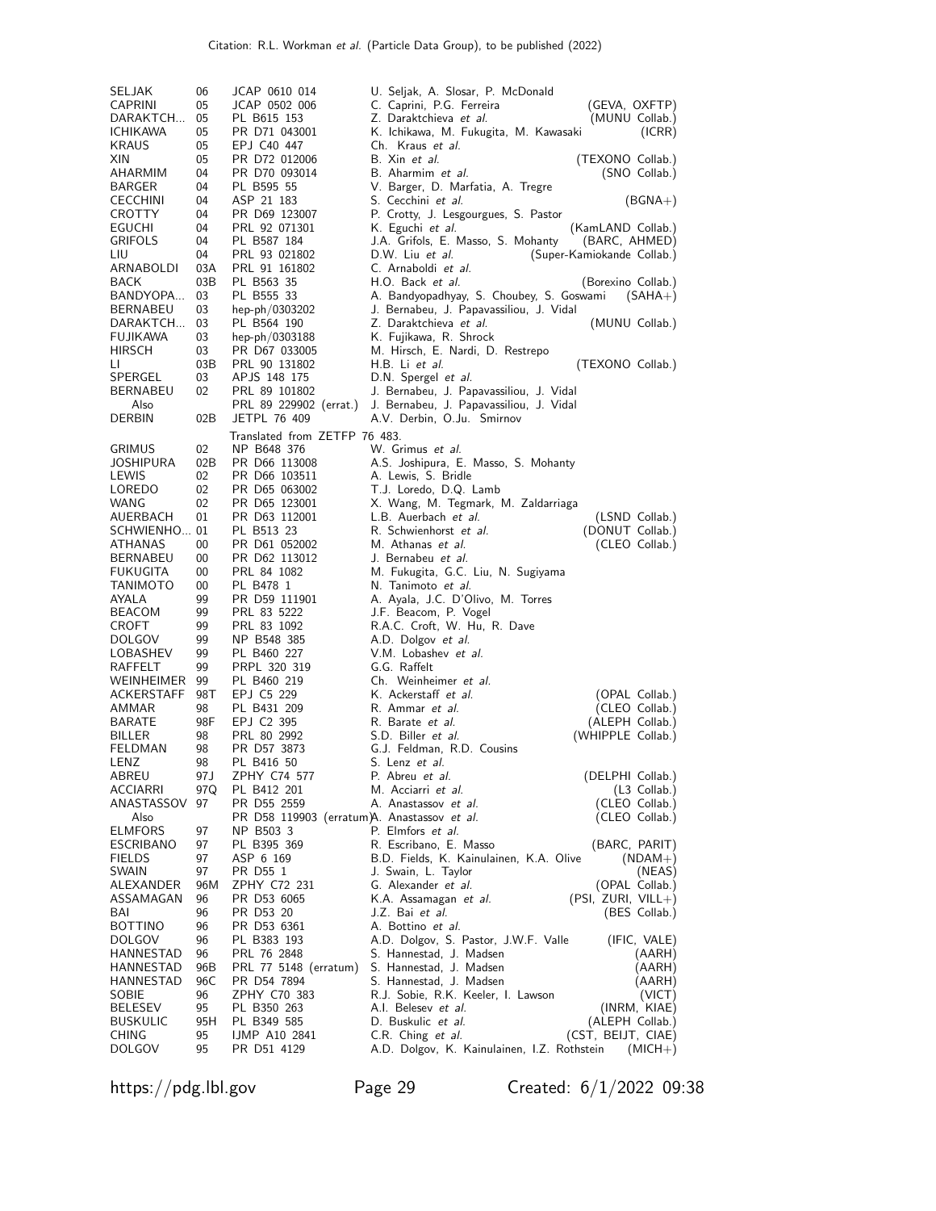| | | | | |
|---|---|---|---|---|
| SELJAK | 06 | JCAP 0610 014 | U. Seljak, A. Slosar, P. McDonald | |
| CAPRINI | 05 | JCAP 0502 006 | C. Caprini, P.G. Ferreira | (GEVA, OXFTP) |
| DARAKTCH... | 05 | PL B615 153 | Z. Daraktchieva *et al.* | (MUNU Collab.) |
| ICHIKAWA | 05 | PR D71 043001 | K. Ichikawa, M. Fukugita, M. Kawasaki | (ICRR) |
| KRAUS | 05 | EPJ C40 447 | Ch. Kraus *et al.* | |
| XIN | 05 | PR D72 012006 | B. Xin *et al.* | (TEXONO Collab.) |
| AHARMIM | 04 | PR D70 093014 | B. Aharmim *et al.* | (SNO Collab.) |
| BARGER | 04 | PL B595 55 | V. Barger, D. Marfatia, A. Tregre | |
| CECCHINI | 04 | ASP 21 183 | S. Cecchini *et al.* | (BGNA+) |
| CROTTY | 04 | PR D69 123007 | P. Crotty, J. Lesgourgues, S. Pastor | |
| EGUCHI | 04 | PRL 92 071301 | K. Eguchi *et al.* | (KamLAND Collab.) |
| GRIFOLS | 04 | PL B587 184 | J.A. Grifols, E. Masso, S. Mohanty | (BARC, AHMED) |
| LIU | 04 | PRL 93 021802 | D.W. Liu *et al.* | (Super-Kamiokande Collab.) |
| ARNABOLDI | 03A | PRL 91 161802 | C. Arnaboldi *et al.* | |
| BACK | 03B | PL B563 35 | H.O. Back *et al.* | (Borexino Collab.) |
| BANDYOPA... | 03 | PL B555 33 | A. Bandyopadhyay, S. Choubey, S. Goswami | (SAHA+) |
| BERNABEU | 03 | hep-ph/0303202 | J. Bernabeu, J. Papavassiliou, J. Vidal | |
| DARAKTCH... | 03 | PL B564 190 | Z. Daraktchieva *et al.* | (MUNU Collab.) |
| FUJIKAWA | 03 | hep-ph/0303188 | K. Fujikawa, R. Shrock | |
| HIRSCH | 03 | PR D67 033005 | M. Hirsch, E. Nardi, D. Restrepo | |
| LI | 03B | PRL 90 131802 | H.B. Li *et al.* | (TEXONO Collab.) |
| SPERGEL | 03 | APJS 148 175 | D.N. Spergel *et al.* | |
| BERNABEU | 02 | PRL 89 101802 | J. Bernabeu, J. Papavassiliou, J. Vidal | |
| Also | | PRL 89 229902 (errat.) | J. Bernabeu, J. Papavassiliou, J. Vidal | |
| DERBIN | 02B | JETPL 76 409 | A.V. Derbin, O.Ju. Smirnov | |
| | | Translated from ZETFP 76 483. | | |
| GRIMUS | 02 | NP B648 376 | W. Grimus *et al.* | |
| JOSHIPURA | 02B | PR D66 113008 | A.S. Joshipura, E. Masso, S. Mohanty | |
| LEWIS | 02 | PR D66 103511 | A. Lewis, S. Bridle | |
| LOREDO | 02 | PR D65 063002 | T.J. Loredo, D.Q. Lamb | |
| WANG | 02 | PR D65 123001 | X. Wang, M. Tegmark, M. Zaldarriaga | |
| AUERBACH | 01 | PR D63 112001 | L.B. Auerbach *et al.* | (LSND Collab.) |
| SCHWIENHO... | 01 | PL B513 23 | R. Schwienhorst *et al.* | (DONUT Collab.) |
| ATHANAS | 00 | PR D61 052002 | M. Athanas *et al.* | (CLEO Collab.) |
| BERNABEU | 00 | PR D62 113012 | J. Bernabeu *et al.* | |
| FUKUGITA | 00 | PRL 84 1082 | M. Fukugita, G.C. Liu, N. Sugiyama | |
| TANIMOTO | 00 | PL B478 1 | N. Tanimoto *et al.* | |
| AYALA | 99 | PR D59 111901 | A. Ayala, J.C. D'Olivo, M. Torres | |
| BEACOM | 99 | PRL 83 5222 | J.F. Beacom, P. Vogel | |
| CROFT | 99 | PRL 83 1092 | R.A.C. Croft, W. Hu, R. Dave | |
| DOLGOV | 99 | NP B548 385 | A.D. Dolgov *et al.* | |
| LOBASHEV | 99 | PL B460 227 | V.M. Lobashev *et al.* | |
| RAFFELT | 99 | PRPL 320 319 | G.G. Raffelt | |
| WEINHEIMER | 99 | PL B460 219 | Ch. Weinheimer *et al.* | |
| ACKERSTAFF | 98T | EPJ C5 229 | K. Ackerstaff *et al.* | (OPAL Collab.) |
| AMMAR | 98 | PL B431 209 | R. Ammar *et al.* | (CLEO Collab.) |
| BARATE | 98F | EPJ C2 395 | R. Barate *et al.* | (ALEPH Collab.) |
| BILLER | 98 | PRL 80 2992 | S.D. Biller *et al.* | (WHIPPLE Collab.) |
| FELDMAN | 98 | PR D57 3873 | G.J. Feldman, R.D. Cousins | |
| LENZ | 98 | PL B416 50 | S. Lenz *et al.* | |
| ABREU | 97J | ZPHY C74 577 | P. Abreu *et al.* | (DELPHI Collab.) |
| ACCIARRI | 97Q | PL B412 201 | M. Acciarri *et al.* | (L3 Collab.) |
| ANASTASSOV | 97 | PR D55 2559 | A. Anastassov *et al.* | (CLEO Collab.) |
| Also | | PR D58 119903 (erratum) | A. Anastassov *et al.* | (CLEO Collab.) |
| ELMFORS | 97 | NP B503 3 | P. Elmfors *et al.* | |
| ESCRIBANO | 97 | PL B395 369 | R. Escribano, E. Masso | (BARC, PARIT) |
| FIELDS | 97 | ASP 6 169 | B.D. Fields, K. Kainulainen, K.A. Olive | (NDAM+) |
| SWAIN | 97 | PR D55 1 | J. Swain, L. Taylor | (NEAS) |
| ALEXANDER | 96M | ZPHY C72 231 | G. Alexander *et al.* | (OPAL Collab.) |
| ASSAMAGAN | 96 | PR D53 6065 | K.A. Assamagan *et al.* | (PSI, ZURI, VILL+) |
| BAI | 96 | PR D53 20 | J.Z. Bai *et al.* | (BES Collab.) |
| BOTTINO | 96 | PR D53 6361 | A. Bottino *et al.* | |
| DOLGOV | 96 | PL B383 193 | A.D. Dolgov, S. Pastor, J.W.F. Valle | (IFIC, VALE) |
| HANNESTAD | 96 | PRL 76 2848 | S. Hannestad, J. Madsen | (AARH) |
| HANNESTAD | 96B | PRL 77 5148 (erratum) | S. Hannestad, J. Madsen | (AARH) |
| HANNESTAD | 96C | PR D54 7894 | S. Hannestad, J. Madsen | (AARH) |
| SOBIE | 96 | ZPHY C70 383 | R.J. Sobie, R.K. Keeler, I. Lawson | (VICT) |
| BELESEV | 95 | PL B350 263 | A.I. Belesev *et al.* | (INRM, KIAE) |
| BUSKULIC | 95H | PL B349 585 | D. Buskulic *et al.* | (ALEPH Collab.) |
| CHING | 95 | IJMP A10 2841 | C.R. Ching *et al.* | (CST, BEIJT, CIAE) |
| DOLGOV | 95 | PR D51 4129 | A.D. Dolgov, K. Kainulainen, I.Z. Rothstein | (MICH+) |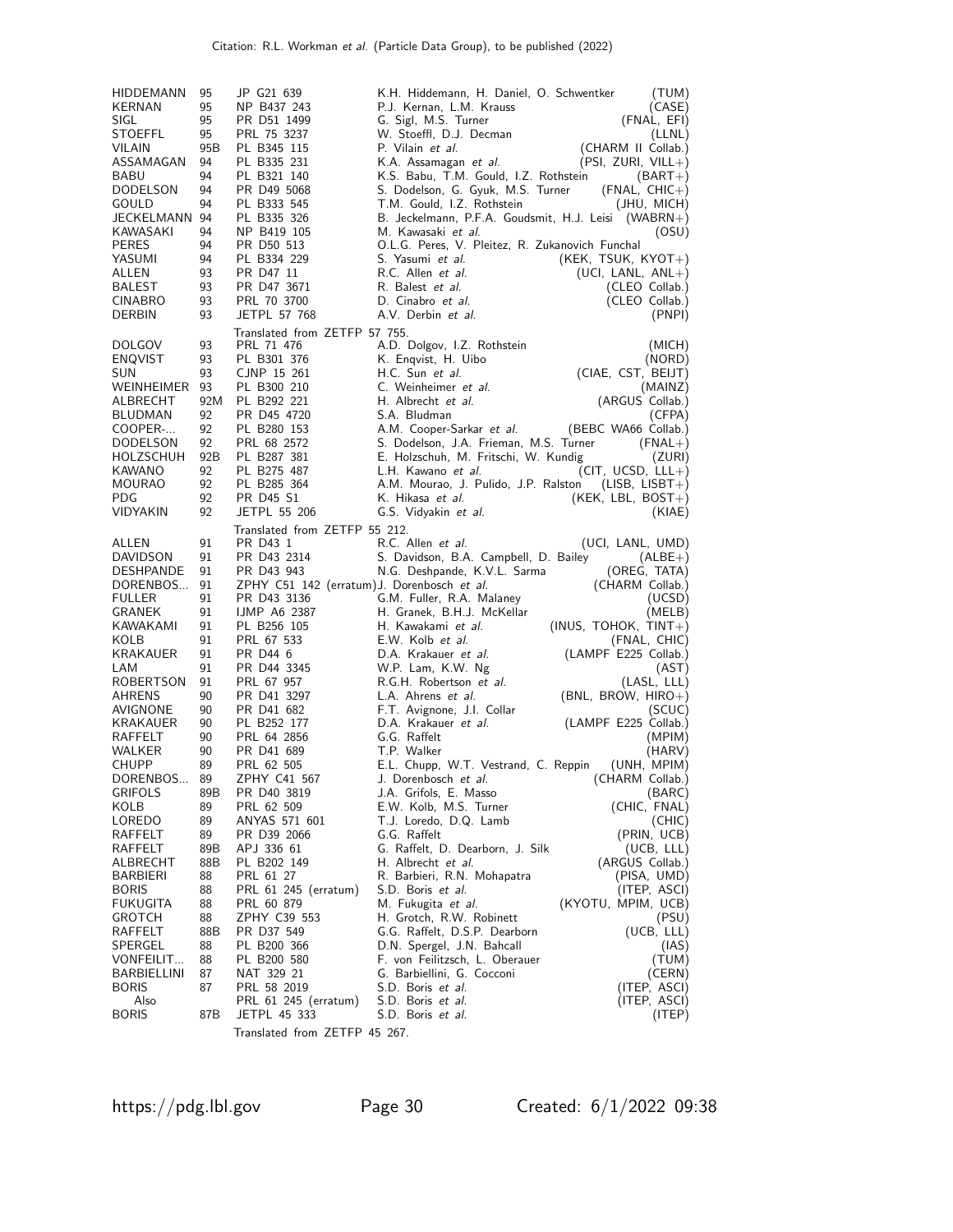| | | | | |
|---|---|---|---|---|
| HIDDEMANN | 95 | JP G21 639 | K.H. Hiddemann, H. Daniel, O. Schwentker | (TUM) |
| KERNAN | 95 | NP B437 243 | P.J. Kernan, L.M. Krauss | (CASE) |
| SIGL | 95 | PR D51 1499 | G. Sigl, M.S. Turner | (FNAL, EFI) |
| STOEFFL | 95 | PRL 75 3237 | W. Stoeffl, D.J. Decman | (LLNL) |
| VILAIN | 95B | PL B345 115 | P. Vilain *et al.* | (CHARM II Collab.) |
| ASSAMAGAN | 94 | PL B335 231 | K.A. Assamagan *et al.* | (PSI, ZURI, VILL+) |
| BABU | 94 | PL B321 140 | K.S. Babu, T.M. Gould, I.Z. Rothstein | (BART+) |
| DODELSON | 94 | PR D49 5068 | S. Dodelson, G. Gyuk, M.S. Turner | (FNAL, CHIC+) |
| GOULD | 94 | PL B333 545 | T.M. Gould, I.Z. Rothstein | (JHU, MICH) |
| JECKELMANN | 94 | PL B335 326 | B. Jeckelmann, P.F.A. Goudsmit, H.J. Leisi | (WABRN+) |
| KAWASAKI | 94 | NP B419 105 | M. Kawasaki *et al.* | (OSU) |
| PERES | 94 | PR D50 513 | O.L.G. Peres, V. Pleitez, R. Zukanovich Funchal | |
| YASUMI | 94 | PL B334 229 | S. Yasumi *et al.* | (KEK, TSUK, KYOT+) |
| ALLEN | 93 | PR D47 11 | R.C. Allen *et al.* | (UCI, LANL, ANL+) |
| BALEST | 93 | PR D47 3671 | R. Balest *et al.* | (CLEO Collab.) |
| CINABRO | 93 | PRL 70 3700 | D. Cinabro *et al.* | (CLEO Collab.) |
| DERBIN | 93 | JETPL 57 768 | A.V. Derbin *et al.* | (PNPI) |
| | | Translated from ZETFP 57 755. | | |
| DOLGOV | 93 | PRL 71 476 | A.D. Dolgov, I.Z. Rothstein | (MICH) |
| ENQVIST | 93 | PL B301 376 | K. Enqvist, H. Uibo | (NORD) |
| SUN | 93 | CJNP 15 261 | H.C. Sun *et al.* | (CIAE, CST, BEIJT) |
| WEINHEIMER | 93 | PL B300 210 | C. Weinheimer *et al.* | (MAINZ) |
| ALBRECHT | 92M | PL B292 221 | H. Albrecht *et al.* | (ARGUS Collab.) |
| BLUDMAN | 92 | PR D45 4720 | S.A. Bludman | (CFPA) |
| COOPER-... | 92 | PL B280 153 | A.M. Cooper-Sarkar *et al.* | (BEBC WA66 Collab.) |
| DODELSON | 92 | PRL 68 2572 | S. Dodelson, J.A. Frieman, M.S. Turner | (FNAL+) |
| HOLZSCHUH | 92B | PL B287 381 | E. Holzschuh, M. Fritschi, W. Kundig | (ZURI) |
| KAWANO | 92 | PL B275 487 | L.H. Kawano *et al.* | (CIT, UCSD, LLL+) |
| MOURAO | 92 | PL B285 364 | A.M. Mourao, J. Pulido, J.P. Ralston | (LISB, LISBT+) |
| PDG | 92 | PR D45 S1 | K. Hikasa *et al.* | (KEK, LBL, BOST+) |
| VIDYAKIN | 92 | JETPL 55 206 | G.S. Vidyakin *et al.* | (KIAE) |
| | | Translated from ZETFP 55 212. | | |
| ALLEN | 91 | PR D43 1 | R.C. Allen *et al.* | (UCI, LANL, UMD) |
| DAVIDSON | 91 | PR D43 2314 | S. Davidson, B.A. Campbell, D. Bailey | (ALBE+) |
| DESHPANDE | 91 | PR D43 943 | N.G. Deshpande, K.V.L. Sarma | (OREG, TATA) |
| DORENBOS... | 91 | ZPHY C51 142 (erratum) | J. Dorenbosch *et al.* | (CHARM Collab.) |
| FULLER | 91 | PR D43 3136 | G.M. Fuller, R.A. Malaney | (UCSD) |
| GRANEK | 91 | IJMP A6 2387 | H. Granek, B.H.J. McKellar | (MELB) |
| KAWAKAMI | 91 | PL B256 105 | H. Kawakami *et al.* | (INUS, TOHOK, TINT+) |
| KOLB | 91 | PRL 67 533 | E.W. Kolb *et al.* | (FNAL, CHIC) |
| KRAKAUER | 91 | PR D44 6 | D.A. Krakauer *et al.* | (LAMPF E225 Collab.) |
| LAM | 91 | PR D44 3345 | W.P. Lam, K.W. Ng | (AST) |
| ROBERTSON | 91 | PRL 67 957 | R.G.H. Robertson *et al.* | (LASL, LLL) |
| AHRENS | 90 | PR D41 3297 | L.A. Ahrens *et al.* | (BNL, BROW, HIRO+) |
| AVIGNONE | 90 | PR D41 682 | F.T. Avignone, J.I. Collar | (SCUC) |
| KRAKAUER | 90 | PL B252 177 | D.A. Krakauer *et al.* | (LAMPF E225 Collab.) |
| RAFFELT | 90 | PRL 64 2856 | G.G. Raffelt | (MPIM) |
| WALKER | 90 | PR D41 689 | T.P. Walker | (HARV) |
| CHUPP | 89 | PRL 62 505 | E.L. Chupp, W.T. Vestrand, C. Reppin | (UNH, MPIM) |
| DORENBOS... | 89 | ZPHY C41 567 | J. Dorenbosch *et al.* | (CHARM Collab.) |
| GRIFOLS | 89B | PR D40 3819 | J.A. Grifols, E. Masso | (BARC) |
| KOLB | 89 | PRL 62 509 | E.W. Kolb, M.S. Turner | (CHIC, FNAL) |
| LOREDO | 89 | ANYAS 571 601 | T.J. Loredo, D.Q. Lamb | (CHIC) |
| RAFFELT | 89 | PR D39 2066 | G.G. Raffelt | (PRIN, UCB) |
| RAFFELT | 89B | APJ 336 61 | G. Raffelt, D. Dearborn, J. Silk | (UCB, LLL) |
| ALBRECHT | 88B | PL B202 149 | H. Albrecht *et al.* | (ARGUS Collab.) |
| BARBIERI | 88 | PRL 61 27 | R. Barbieri, R.N. Mohapatra | (PISA, UMD) |
| BORIS | 88 | PRL 61 245 (erratum) | S.D. Boris *et al.* | (ITEP, ASCI) |
| FUKUGITA | 88 | PRL 60 879 | M. Fukugita *et al.* | (KYOTU, MPIM, UCB) |
| GROTCH | 88 | ZPHY C39 553 | H. Grotch, R.W. Robinett | (PSU) |
| RAFFELT | 88B | PR D37 549 | G.G. Raffelt, D.S.P. Dearborn | (UCB, LLL) |
| SPERGEL | 88 | PL B200 366 | D.N. Spergel, J.N. Bahcall | (IAS) |
| VONFEILIT... | 88 | PL B200 580 | F. von Feilitzsch, L. Oberauer | (TUM) |
| BARBIELLINI | 87 | NAT 329 21 | G. Barbiellini, G. Cocconi | (CERN) |
| BORIS | 87 | PRL 58 2019 | S.D. Boris *et al.* | (ITEP, ASCI) |
| Also | | PRL 61 245 (erratum) | S.D. Boris *et al.* | (ITEP, ASCI) |
| BORIS | 87B | JETPL 45 333 | S.D. Boris *et al.* | (ITEP) |
| | | Translated from ZETFP 45 267. | | |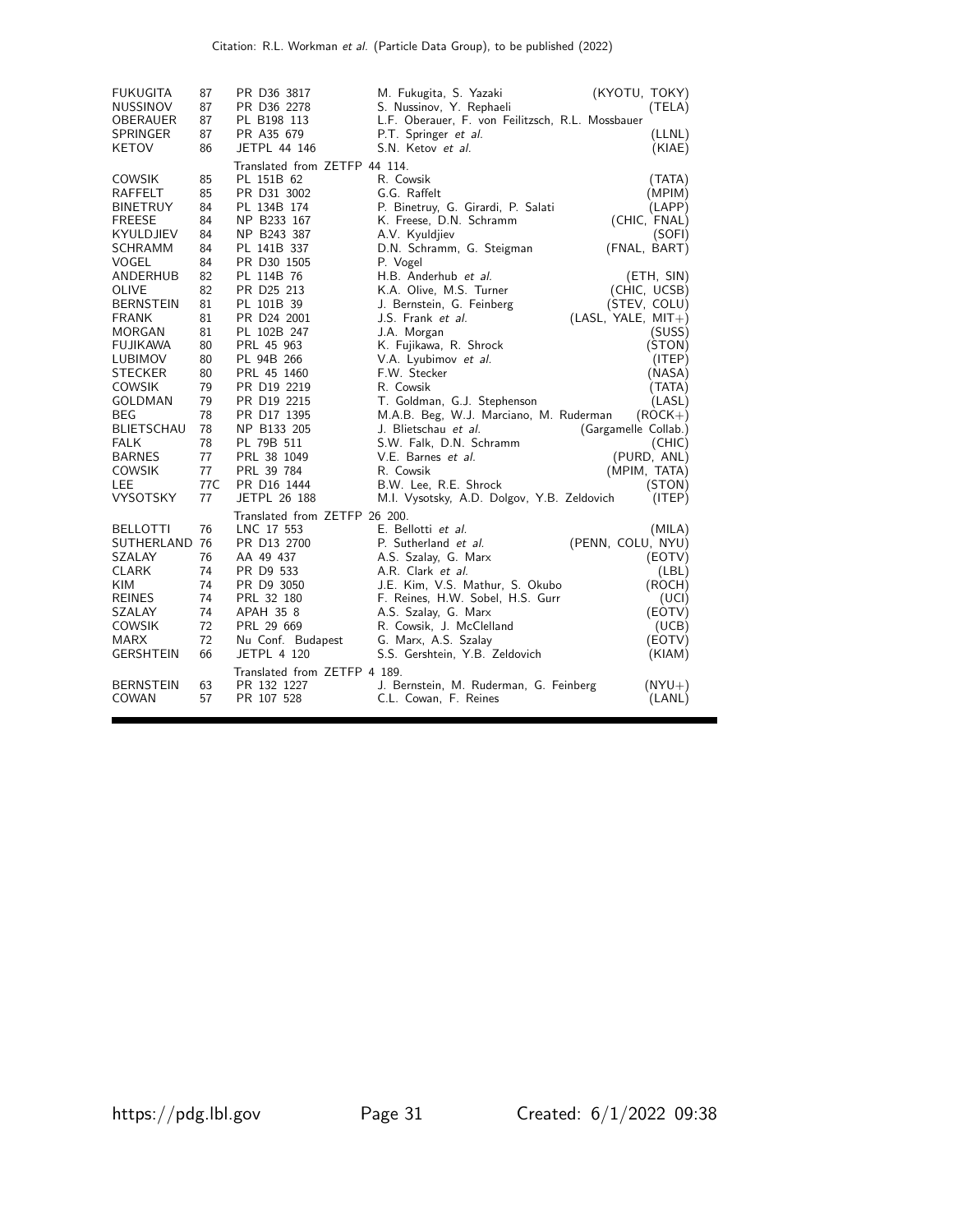| | | | | |
|---|---|---|---|---|
| FUKUGITA | 87 | PR D36 3817 | M. Fukugita, S. Yazaki | (KYOTU, TOKY) |
| NUSSINOV | 87 | PR D36 2278 | S. Nussinov, Y. Rephaeli | (TELA) |
| OBERAUER | 87 | PL B198 113 | L.F. Oberauer, F. von Feilitzsch, R.L. Mossbauer | |
| SPRINGER | 87 | PR A35 679 | P.T. Springer *et al.* | (LLNL) |
| KETOV | 86 | JETPL 44 146 | S.N. Ketov *et al.* | (KIAE) |
| | | Translated from ZETFP 44 114. | | |
| COWSIK | 85 | PL 151B 62 | R. Cowsik | (TATA) |
| RAFFELT | 85 | PR D31 3002 | G.G. Raffelt | (MPIM) |
| BINETRUY | 84 | PL 134B 174 | P. Binetruy, G. Girardi, P. Salati | (LAPP) |
| FREESE | 84 | NP B233 167 | K. Freese, D.N. Schramm | (CHIC, FNAL) |
| KYULDJIEV | 84 | NP B243 387 | A.V. Kyuldjiev | (SOFI) |
| SCHRAMM | 84 | PL 141B 337 | D.N. Schramm, G. Steigman | (FNAL, BART) |
| VOGEL | 84 | PR D30 1505 | P. Vogel | |
| ANDERHUB | 82 | PL 114B 76 | H.B. Anderhub *et al.* | (ETH, SIN) |
| OLIVE | 82 | PR D25 213 | K.A. Olive, M.S. Turner | (CHIC, UCSB) |
| BERNSTEIN | 81 | PL 101B 39 | J. Bernstein, G. Feinberg | (STEV, COLU) |
| FRANK | 81 | PR D24 2001 | J.S. Frank *et al.* | (LASL, YALE, MIT+) |
| MORGAN | 81 | PL 102B 247 | J.A. Morgan | (SUSS) |
| FUJIKAWA | 80 | PRL 45 963 | K. Fujikawa, R. Shrock | (STON) |
| LUBIMOV | 80 | PL 94B 266 | V.A. Lyubimov *et al.* | (ITEP) |
| STECKER | 80 | PRL 45 1460 | F.W. Stecker | (NASA) |
| COWSIK | 79 | PR D19 2219 | R. Cowsik | (TATA) |
| GOLDMAN | 79 | PR D19 2215 | T. Goldman, G.J. Stephenson | (LASL) |
| BEG | 78 | PR D17 1395 | M.A.B. Beg, W.J. Marciano, M. Ruderman | (ROCK+) |
| BLIETSCHAU | 78 | NP B133 205 | J. Blietschau *et al.* | (Gargamelle Collab.) |
| FALK | 78 | PL 79B 511 | S.W. Falk, D.N. Schramm | (CHIC) |
| BARNES | 77 | PRL 38 1049 | V.E. Barnes *et al.* | (PURD, ANL) |
| COWSIK | 77 | PRL 39 784 | R. Cowsik | (MPIM, TATA) |
| LEE | 77C | PR D16 1444 | B.W. Lee, R.E. Shrock | (STON) |
| VYSOTSKY | 77 | JETPL 26 188 | M.I. Vysotsky, A.D. Dolgov, Y.B. Zeldovich | (ITEP) |
| | | Translated from ZETFP 26 200. | | |
| BELLOTTI | 76 | LNC 17 553 | E. Bellotti *et al.* | (MILA) |
| SUTHERLAND | 76 | PR D13 2700 | P. Sutherland *et al.* | (PENN, COLU, NYU) |
| SZALAY | 76 | AA 49 437 | A.S. Szalay, G. Marx | (EOTV) |
| CLARK | 74 | PR D9 533 | A.R. Clark *et al.* | (LBL) |
| KIM | 74 | PR D9 3050 | J.E. Kim, V.S. Mathur, S. Okubo | (ROCH) |
| REINES | 74 | PRL 32 180 | F. Reines, H.W. Sobel, H.S. Gurr | (UCI) |
| SZALAY | 74 | APAH 35 8 | A.S. Szalay, G. Marx | (EOTV) |
| COWSIK | 72 | PRL 29 669 | R. Cowsik, J. McClelland | (UCB) |
| MARX | 72 | Nu Conf. Budapest | G. Marx, A.S. Szalay | (EOTV) |
| GERSHTEIN | 66 | JETPL 4 120 | S.S. Gershtein, Y.B. Zeldovich | (KIAM) |
| | | Translated from ZETFP 4 189. | | |
| BERNSTEIN | 63 | PR 132 1227 | J. Bernstein, M. Ruderman, G. Feinberg | (NYU+) |
| COWAN | 57 | PR 107 528 | C.L. Cowan, F. Reines | (LANL) |